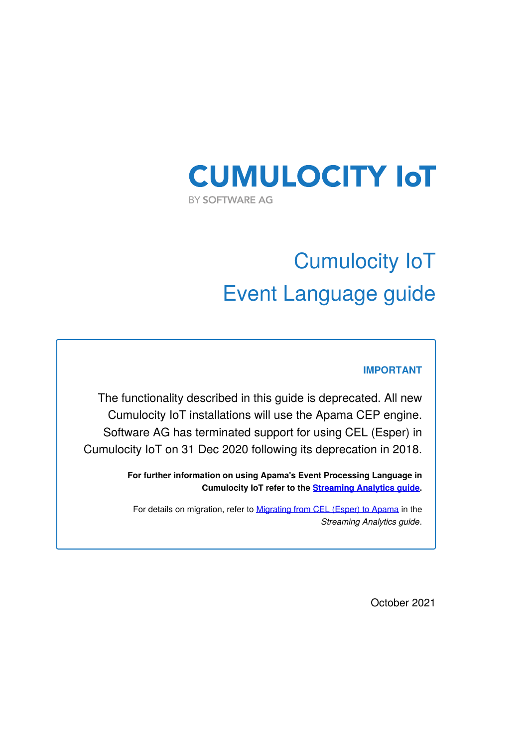# CUMULOCITY IoT

BY SOFTWARE AG

# Cumulocity IoT
# Event Language guide

**IMPORTANT**

The functionality described in this guide is deprecated. All new Cumulocity IoT installations will use the Apama CEP engine. Software AG has terminated support for using CEL (Esper) in Cumulocity IoT on 31 Dec 2020 following its deprecation in 2018.

**For further information on using Apama's Event Processing Language in Cumulocity IoT refer to the Streaming Analytics guide.**

For details on migration, refer to Migrating from CEL (Esper) to Apama in the *Streaming Analytics guide*.

October 2021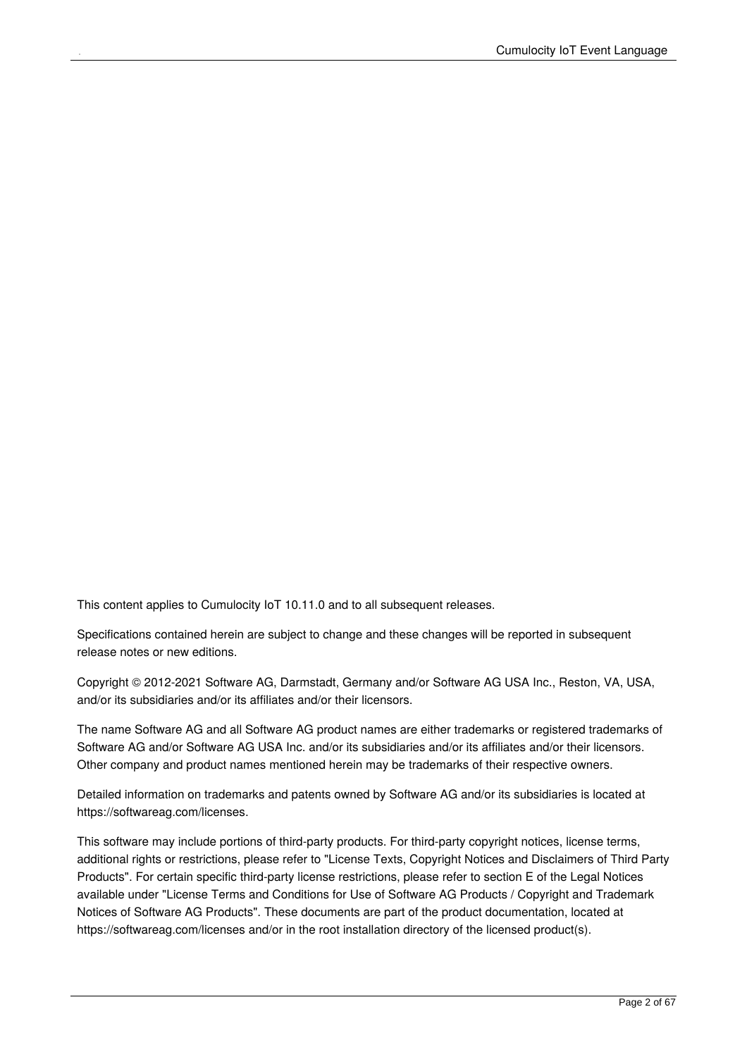This content applies to Cumulocity IoT 10.11.0 and to all subsequent releases.

Specifications contained herein are subject to change and these changes will be reported in subsequent release notes or new editions.

Copyright © 2012-2021 Software AG, Darmstadt, Germany and/or Software AG USA Inc., Reston, VA, USA, and/or its subsidiaries and/or its affiliates and/or their licensors.

The name Software AG and all Software AG product names are either trademarks or registered trademarks of Software AG and/or Software AG USA Inc. and/or its subsidiaries and/or its affiliates and/or their licensors. Other company and product names mentioned herein may be trademarks of their respective owners.

Detailed information on trademarks and patents owned by Software AG and/or its subsidiaries is located at https://softwareag.com/licenses.

This software may include portions of third-party products. For third-party copyright notices, license terms, additional rights or restrictions, please refer to "License Texts, Copyright Notices and Disclaimers of Third Party Products". For certain specific third-party license restrictions, please refer to section E of the Legal Notices available under "License Terms and Conditions for Use of Software AG Products / Copyright and Trademark Notices of Software AG Products". These documents are part of the product documentation, located at https://softwareag.com/licenses and/or in the root installation directory of the licensed product(s).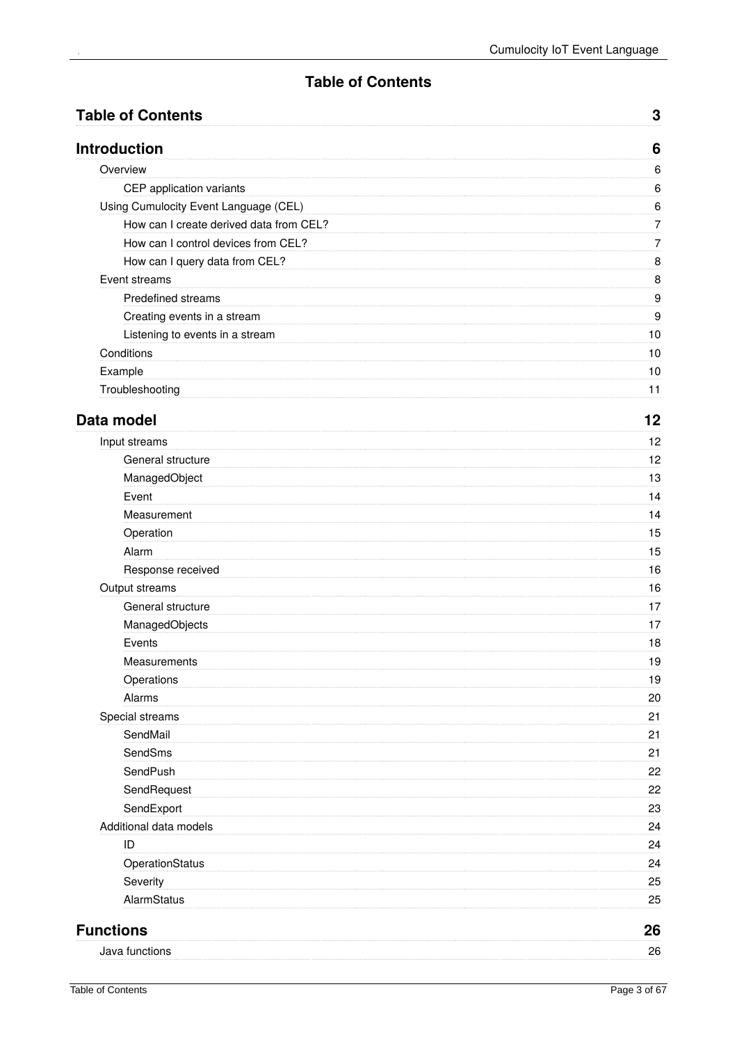# Table of Contents

| | |
|---|---|
| **Table of Contents** | **3** |
| **Introduction** | **6** |
| Overview | 6 |
| CEP application variants | 6 |
| Using Cumulocity Event Language (CEL) | 6 |
| How can I create derived data from CEL? | 7 |
| How can I control devices from CEL? | 7 |
| How can I query data from CEL? | 8 |
| Event streams | 8 |
| Predefined streams | 9 |
| Creating events in a stream | 9 |
| Listening to events in a stream | 10 |
| Conditions | 10 |
| Example | 10 |
| Troubleshooting | 11 |
| **Data model** | **12** |
| Input streams | 12 |
| General structure | 12 |
| ManagedObject | 13 |
| Event | 14 |
| Measurement | 14 |
| Operation | 15 |
| Alarm | 15 |
| Response received | 16 |
| Output streams | 16 |
| General structure | 17 |
| ManagedObjects | 17 |
| Events | 18 |
| Measurements | 19 |
| Operations | 19 |
| Alarms | 20 |
| Special streams | 21 |
| SendMail | 21 |
| SendSms | 21 |
| SendPush | 22 |
| SendRequest | 22 |
| SendExport | 23 |
| Additional data models | 24 |
| ID | 24 |
| OperationStatus | 24 |
| Severity | 25 |
| AlarmStatus | 25 |
| **Functions** | **26** |
| Java functions | 26 |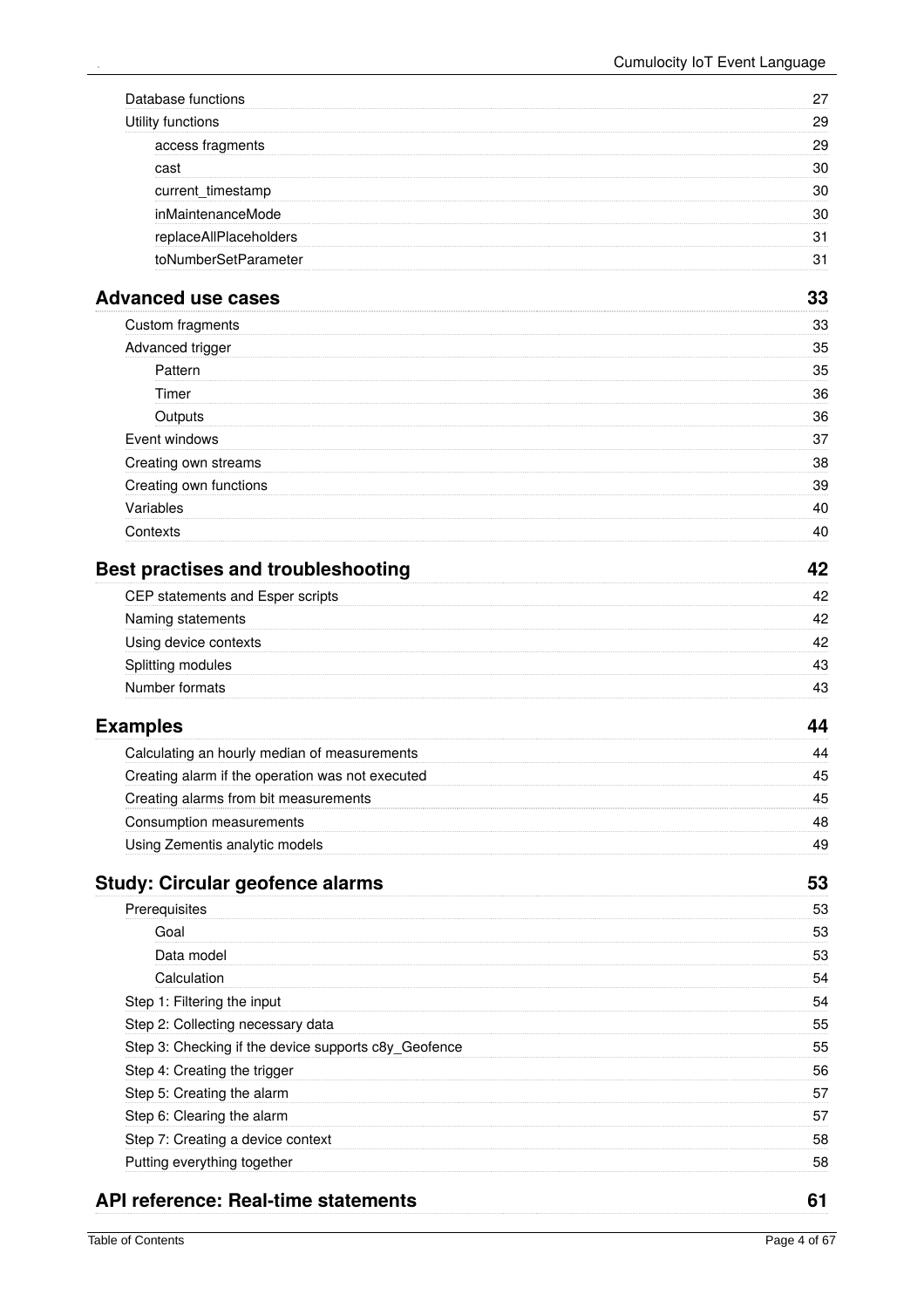- Database functions 27
- Utility functions 29
  - access fragments 29
  - cast 30
  - current_timestamp 30
  - inMaintenanceMode 30
  - replaceAllPlaceholders 31
  - toNumberSetParameter 31

**Advanced use cases 33**

- Custom fragments 33
- Advanced trigger 35
  - Pattern 35
  - Timer 36
  - Outputs 36
- Event windows 37
- Creating own streams 38
- Creating own functions 39
- Variables 40
- Contexts 40

**Best practises and troubleshooting 42**

- CEP statements and Esper scripts 42
- Naming statements 42
- Using device contexts 42
- Splitting modules 43
- Number formats 43

**Examples 44**

- Calculating an hourly median of measurements 44
- Creating alarm if the operation was not executed 45
- Creating alarms from bit measurements 45
- Consumption measurements 48
- Using Zementis analytic models 49

**Study: Circular geofence alarms 53**

- Prerequisites 53
  - Goal 53
  - Data model 53
  - Calculation 54
- Step 1: Filtering the input 54
- Step 2: Collecting necessary data 55
- Step 3: Checking if the device supports c8y_Geofence 55
- Step 4: Creating the trigger 56
- Step 5: Creating the alarm 57
- Step 6: Clearing the alarm 57
- Step 7: Creating a device context 58
- Putting everything together 58

**API reference: Real-time statements 61**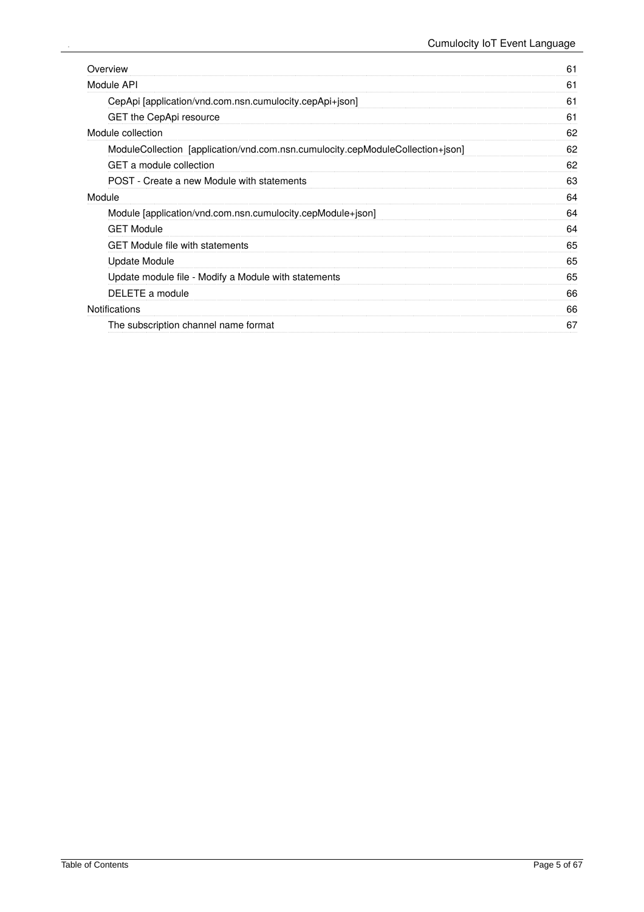- Overview 61
- Module API 61
  - CepApi [application/vnd.com.nsn.cumulocity.cepApi+json] 61
  - GET the CepApi resource 61
- Module collection 62
  - ModuleCollection [application/vnd.com.nsn.cumulocity.cepModuleCollection+json] 62
  - GET a module collection 62
  - POST - Create a new Module with statements 63
- Module 64
  - Module [application/vnd.com.nsn.cumulocity.cepModule+json] 64
  - GET Module 64
  - GET Module file with statements 65
  - Update Module 65
  - Update module file - Modify a Module with statements 65
  - DELETE a module 66
- Notifications 66
  - The subscription channel name format 67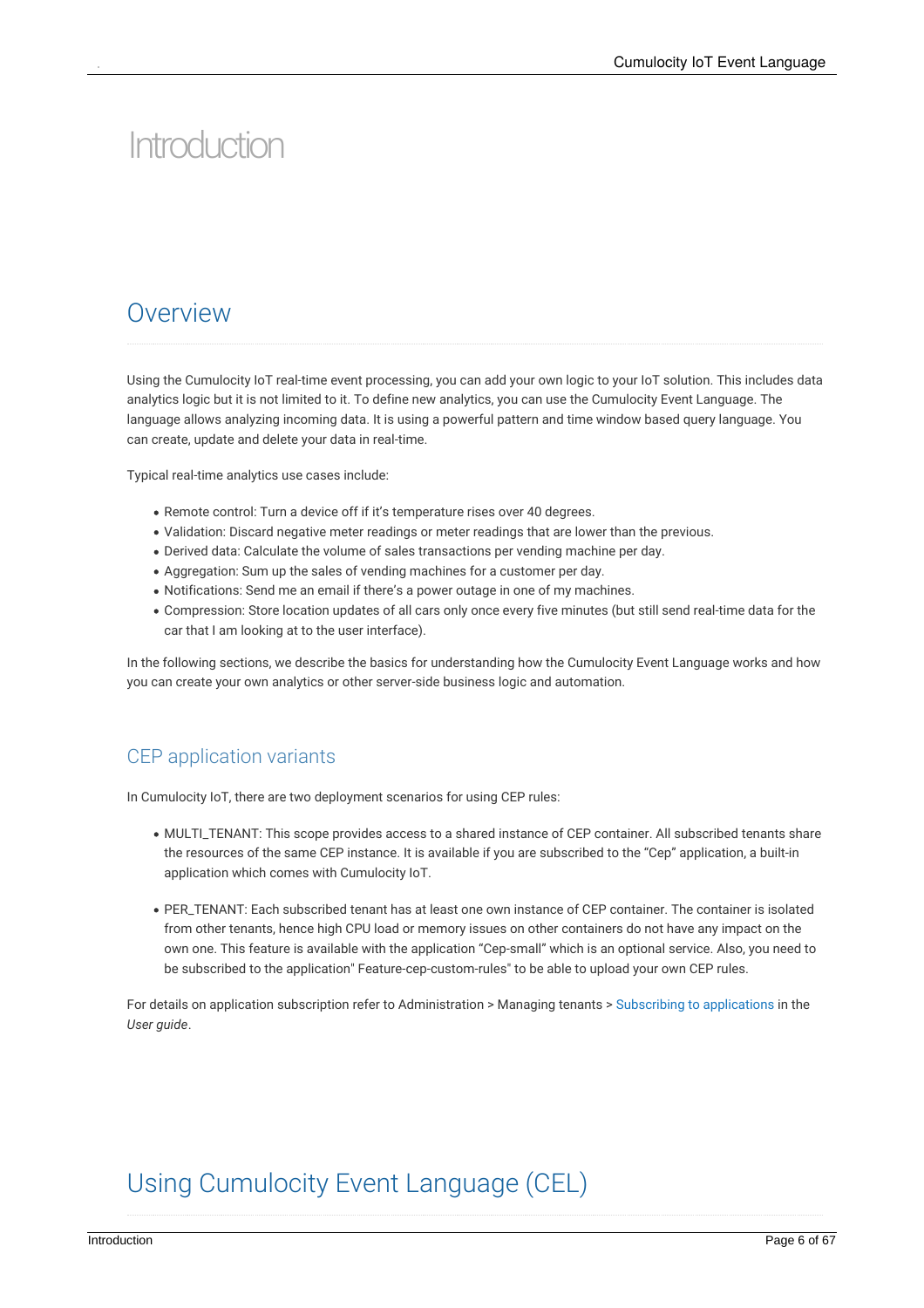# Introduction

## Overview

Using the Cumulocity IoT real-time event processing, you can add your own logic to your IoT solution. This includes data analytics logic but it is not limited to it. To define new analytics, you can use the Cumulocity Event Language. The language allows analyzing incoming data. It is using a powerful pattern and time window based query language. You can create, update and delete your data in real-time.

Typical real-time analytics use cases include:

- Remote control: Turn a device off if it's temperature rises over 40 degrees.
- Validation: Discard negative meter readings or meter readings that are lower than the previous.
- Derived data: Calculate the volume of sales transactions per vending machine per day.
- Aggregation: Sum up the sales of vending machines for a customer per day.
- Notifications: Send me an email if there's a power outage in one of my machines.
- Compression: Store location updates of all cars only once every five minutes (but still send real-time data for the car that I am looking at to the user interface).

In the following sections, we describe the basics for understanding how the Cumulocity Event Language works and how you can create your own analytics or other server-side business logic and automation.

### CEP application variants

In Cumulocity IoT, there are two deployment scenarios for using CEP rules:

- MULTI_TENANT: This scope provides access to a shared instance of CEP container. All subscribed tenants share the resources of the same CEP instance. It is available if you are subscribed to the "Cep" application, a built-in application which comes with Cumulocity IoT.

- PER_TENANT: Each subscribed tenant has at least one own instance of CEP container. The container is isolated from other tenants, hence high CPU load or memory issues on other containers do not have any impact on the own one. This feature is available with the application "Cep-small" which is an optional service. Also, you need to be subscribed to the application" Feature-cep-custom-rules" to be able to upload your own CEP rules.

For details on application subscription refer to Administration > Managing tenants > Subscribing to applications in the *User guide*.

## Using Cumulocity Event Language (CEL)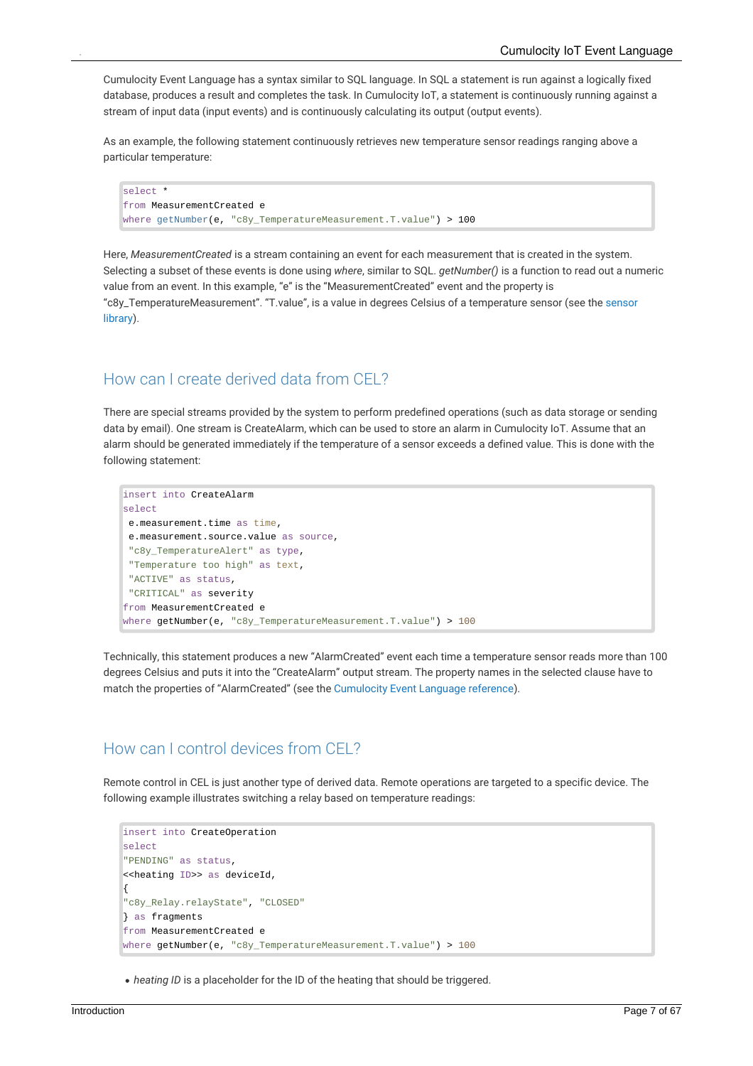Cumulocity Event Language has a syntax similar to SQL language. In SQL a statement is run against a logically fixed database, produces a result and completes the task. In Cumulocity IoT, a statement is continuously running against a stream of input data (input events) and is continuously calculating its output (output events).

As an example, the following statement continuously retrieves new temperature sensor readings ranging above a particular temperature:

```
select *
from MeasurementCreated e
where getNumber(e, "c8y_TemperatureMeasurement.T.value") > 100
```

Here, *MeasurementCreated* is a stream containing an event for each measurement that is created in the system. Selecting a subset of these events is done using *where*, similar to SQL. *getNumber()* is a function to read out a numeric value from an event. In this example, "e" is the "MeasurementCreated" event and the property is "c8y_TemperatureMeasurement". "T.value", is a value in degrees Celsius of a temperature sensor (see the sensor library).

## How can I create derived data from CEL?

There are special streams provided by the system to perform predefined operations (such as data storage or sending data by email). One stream is CreateAlarm, which can be used to store an alarm in Cumulocity IoT. Assume that an alarm should be generated immediately if the temperature of a sensor exceeds a defined value. This is done with the following statement:

```
insert into CreateAlarm
select
 e.measurement.time as time,
 e.measurement.source.value as source,
 "c8y_TemperatureAlert" as type,
 "Temperature too high" as text,
 "ACTIVE" as status,
 "CRITICAL" as severity
from MeasurementCreated e
where getNumber(e, "c8y_TemperatureMeasurement.T.value") > 100
```

Technically, this statement produces a new "AlarmCreated" event each time a temperature sensor reads more than 100 degrees Celsius and puts it into the "CreateAlarm" output stream. The property names in the selected clause have to match the properties of "AlarmCreated" (see the Cumulocity Event Language reference).

## How can I control devices from CEL?

Remote control in CEL is just another type of derived data. Remote operations are targeted to a specific device. The following example illustrates switching a relay based on temperature readings:

```
insert into CreateOperation
select
"PENDING" as status,
<<heating ID>> as deviceId,
{
"c8y_Relay.relayState", "CLOSED"
} as fragments
from MeasurementCreated e
where getNumber(e, "c8y_TemperatureMeasurement.T.value") > 100
```

- *heating ID* is a placeholder for the ID of the heating that should be triggered.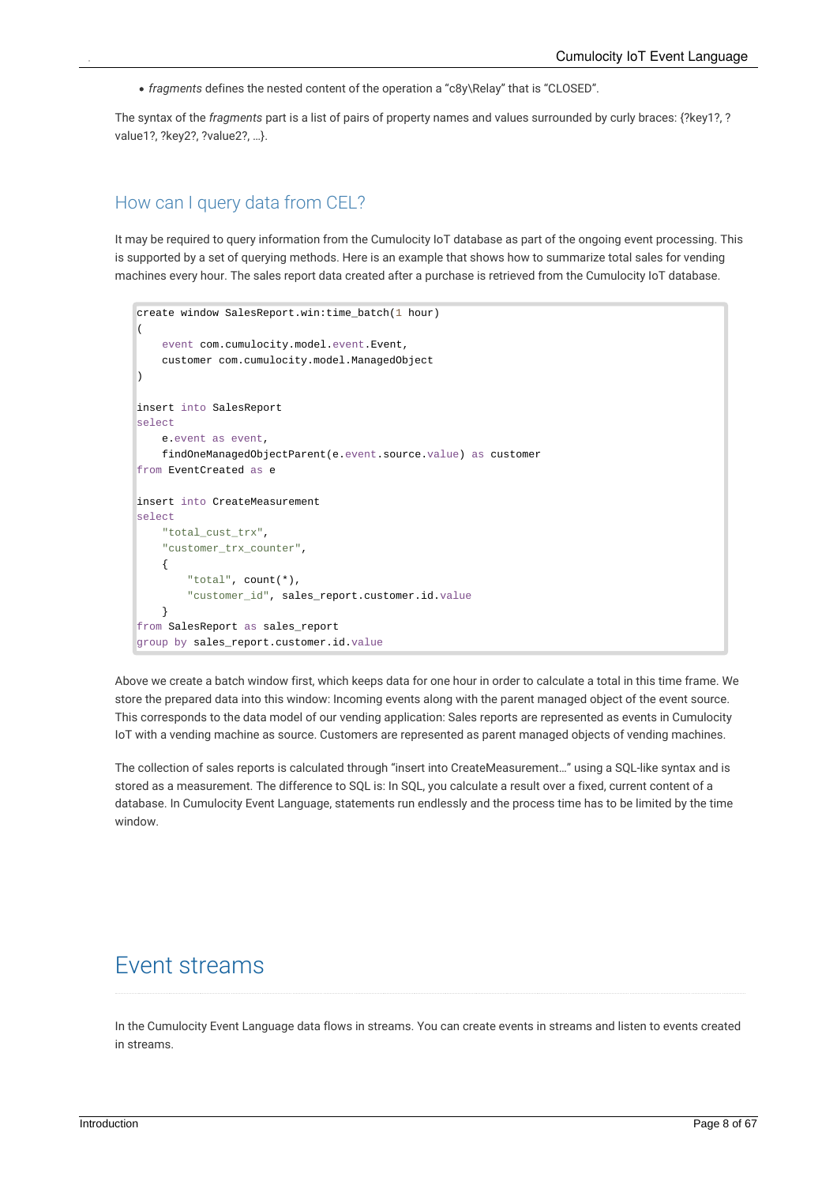- *fragments* defines the nested content of the operation a "c8y\Relay" that is "CLOSED".

The syntax of the *fragments* part is a list of pairs of property names and values surrounded by curly braces: {?key1?, ?value1?, ?key2?, ?value2?, …}.

## How can I query data from CEL?

It may be required to query information from the Cumulocity IoT database as part of the ongoing event processing. This is supported by a set of querying methods. Here is an example that shows how to summarize total sales for vending machines every hour. The sales report data created after a purchase is retrieved from the Cumulocity IoT database.

```
create window SalesReport.win:time_batch(1 hour)
(
    event com.cumulocity.model.event.Event,
    customer com.cumulocity.model.ManagedObject
)

insert into SalesReport
select
    e.event as event,
    findOneManagedObjectParent(e.event.source.value) as customer
from EventCreated as e

insert into CreateMeasurement
select
    "total_cust_trx",
    "customer_trx_counter",
    {
        "total", count(*),
        "customer_id", sales_report.customer.id.value
    }
from SalesReport as sales_report
group by sales_report.customer.id.value
```

Above we create a batch window first, which keeps data for one hour in order to calculate a total in this time frame. We store the prepared data into this window: Incoming events along with the parent managed object of the event source. This corresponds to the data model of our vending application: Sales reports are represented as events in Cumulocity IoT with a vending machine as source. Customers are represented as parent managed objects of vending machines.

The collection of sales reports is calculated through "insert into CreateMeasurement…" using a SQL-like syntax and is stored as a measurement. The difference to SQL is: In SQL, you calculate a result over a fixed, current content of a database. In Cumulocity Event Language, statements run endlessly and the process time has to be limited by the time window.

# Event streams

In the Cumulocity Event Language data flows in streams. You can create events in streams and listen to events created in streams.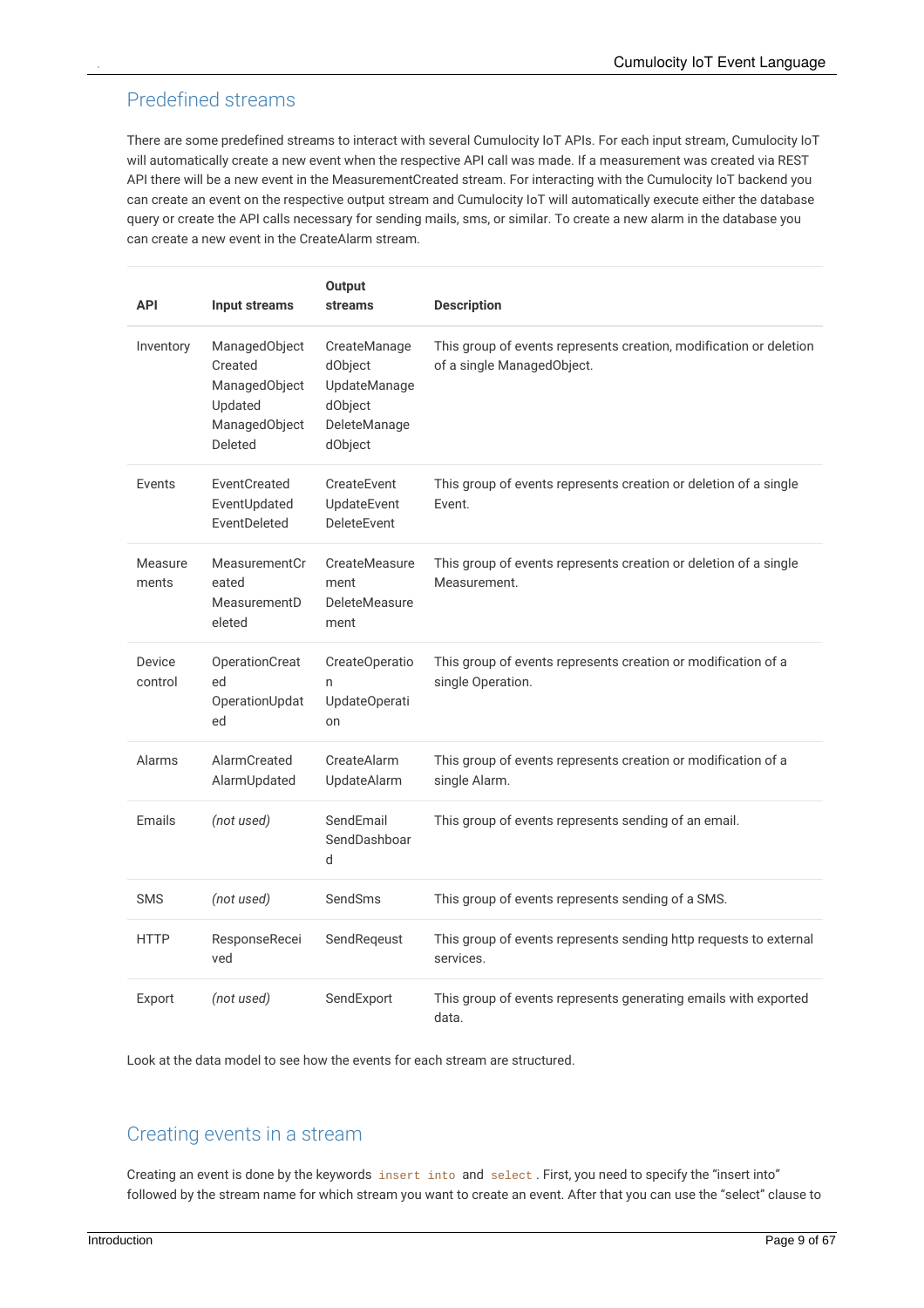## Predefined streams

There are some predefined streams to interact with several Cumulocity IoT APIs. For each input stream, Cumulocity IoT will automatically create a new event when the respective API call was made. If a measurement was created via REST API there will be a new event in the MeasurementCreated stream. For interacting with the Cumulocity IoT backend you can create an event on the respective output stream and Cumulocity IoT will automatically execute either the database query or create the API calls necessary for sending mails, sms, or similar. To create a new alarm in the database you can create a new event in the CreateAlarm stream.

| API | Input streams | Output streams | Description |
|---|---|---|---|
| Inventory | ManagedObjectCreated ManagedObjectUpdated ManagedObjectDeleted | CreateManagedObject UpdateManagedObject DeleteManagedObject | This group of events represents creation, modification or deletion of a single ManagedObject. |
| Events | EventCreated EventUpdated EventDeleted | CreateEvent UpdateEvent DeleteEvent | This group of events represents creation or deletion of a single Event. |
| Measurements | MeasurementCreated MeasurementDeleted | CreateMeasurement DeleteMeasurement | This group of events represents creation or deletion of a single Measurement. |
| Device control | OperationCreated OperationUpdated | CreateOperation UpdateOperation | This group of events represents creation or modification of a single Operation. |
| Alarms | AlarmCreated AlarmUpdated | CreateAlarm UpdateAlarm | This group of events represents creation or modification of a single Alarm. |
| Emails | *(not used)* | SendEmail SendDashboard | This group of events represents sending of an email. |
| SMS | *(not used)* | SendSms | This group of events represents sending of a SMS. |
| HTTP | ResponseReceived | SendReqeust | This group of events represents sending http requests to external services. |
| Export | *(not used)* | SendExport | This group of events represents generating emails with exported data. |

Look at the data model to see how the events for each stream are structured.

## Creating events in a stream

Creating an event is done by the keywords `insert into` and `select`. First, you need to specify the "insert into" followed by the stream name for which stream you want to create an event. After that you can use the "select" clause to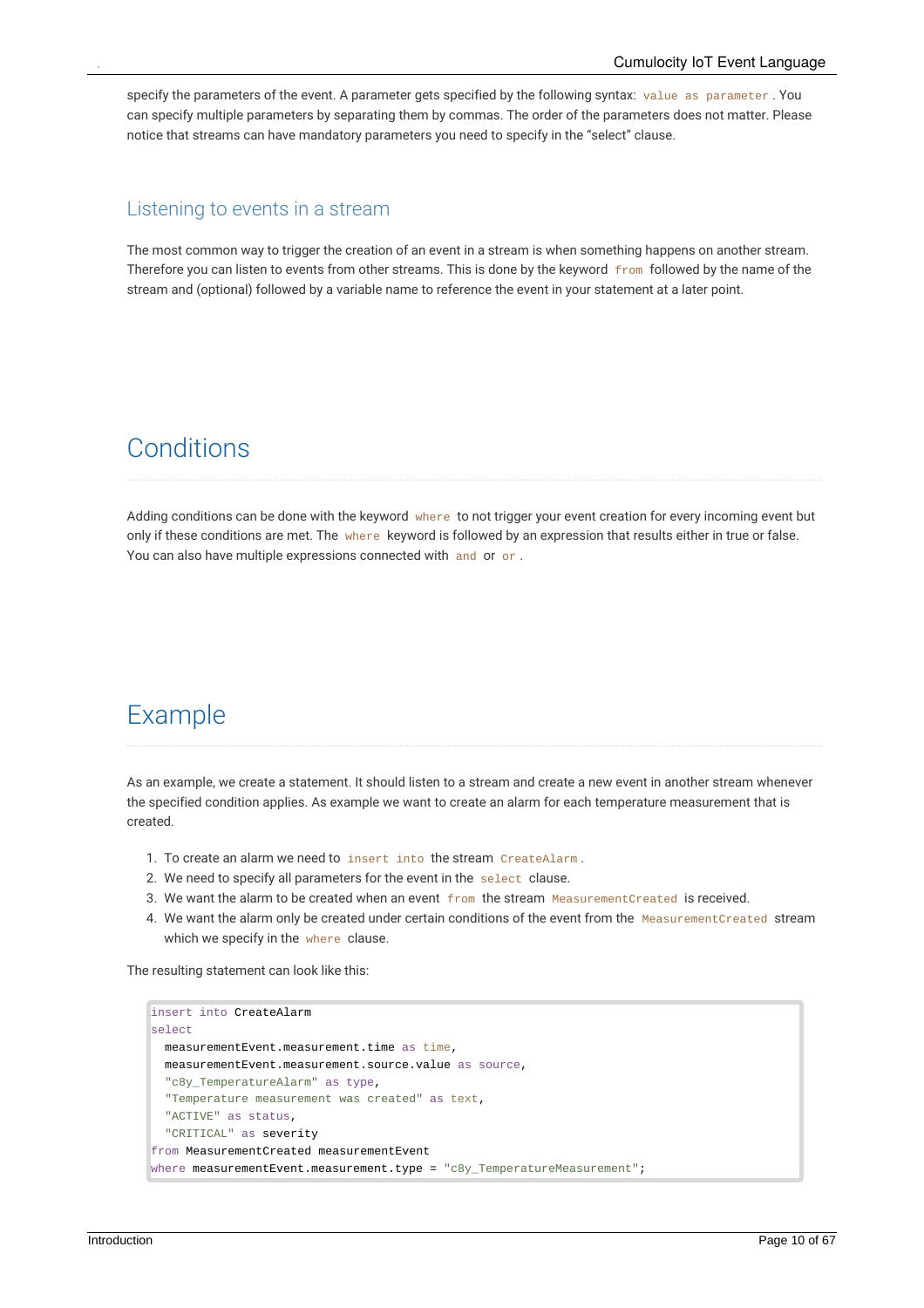specify the parameters of the event. A parameter gets specified by the following syntax: `value as parameter`. You can specify multiple parameters by separating them by commas. The order of the parameters does not matter. Please notice that streams can have mandatory parameters you need to specify in the "select" clause.

### Listening to events in a stream

The most common way to trigger the creation of an event in a stream is when something happens on another stream. Therefore you can listen to events from other streams. This is done by the keyword `from` followed by the name of the stream and (optional) followed by a variable name to reference the event in your statement at a later point.

## Conditions

Adding conditions can be done with the keyword `where` to not trigger your event creation for every incoming event but only if these conditions are met. The `where` keyword is followed by an expression that results either in true or false. You can also have multiple expressions connected with `and` or `or`.

## Example

As an example, we create a statement. It should listen to a stream and create a new event in another stream whenever the specified condition applies. As example we want to create an alarm for each temperature measurement that is created.

1. To create an alarm we need to `insert into` the stream `CreateAlarm`.
2. We need to specify all parameters for the event in the `select` clause.
3. We want the alarm to be created when an event `from` the stream `MeasurementCreated` is received.
4. We want the alarm only be created under certain conditions of the event from the `MeasurementCreated` stream which we specify in the `where` clause.

The resulting statement can look like this:

```
insert into CreateAlarm
select
  measurementEvent.measurement.time as time,
  measurementEvent.measurement.source.value as source,
  "c8y_TemperatureAlarm" as type,
  "Temperature measurement was created" as text,
  "ACTIVE" as status,
  "CRITICAL" as severity
from MeasurementCreated measurementEvent
where measurementEvent.measurement.type = "c8y_TemperatureMeasurement";
```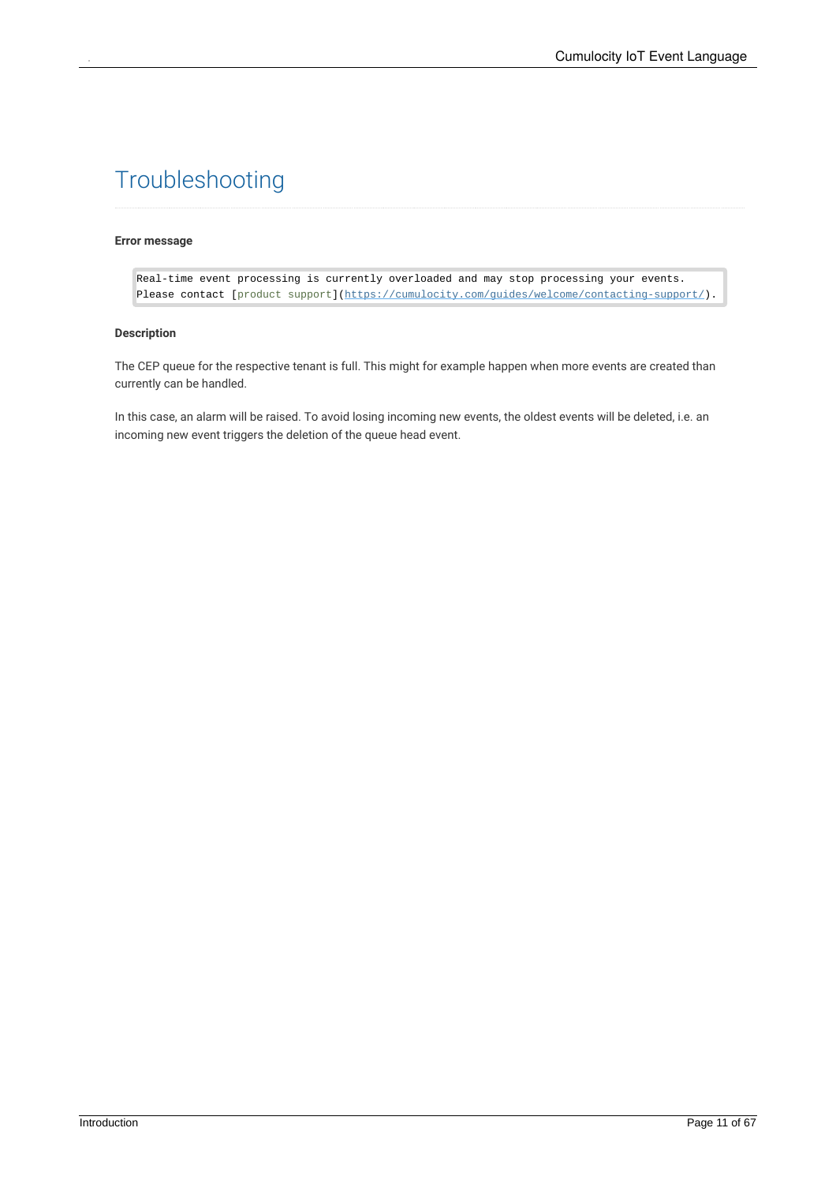# Troubleshooting

**Error message**

```
Real-time event processing is currently overloaded and may stop processing your events.
Please contact [product support](https://cumulocity.com/guides/welcome/contacting-support/).
```

**Description**

The CEP queue for the respective tenant is full. This might for example happen when more events are created than currently can be handled.

In this case, an alarm will be raised. To avoid losing incoming new events, the oldest events will be deleted, i.e. an incoming new event triggers the deletion of the queue head event.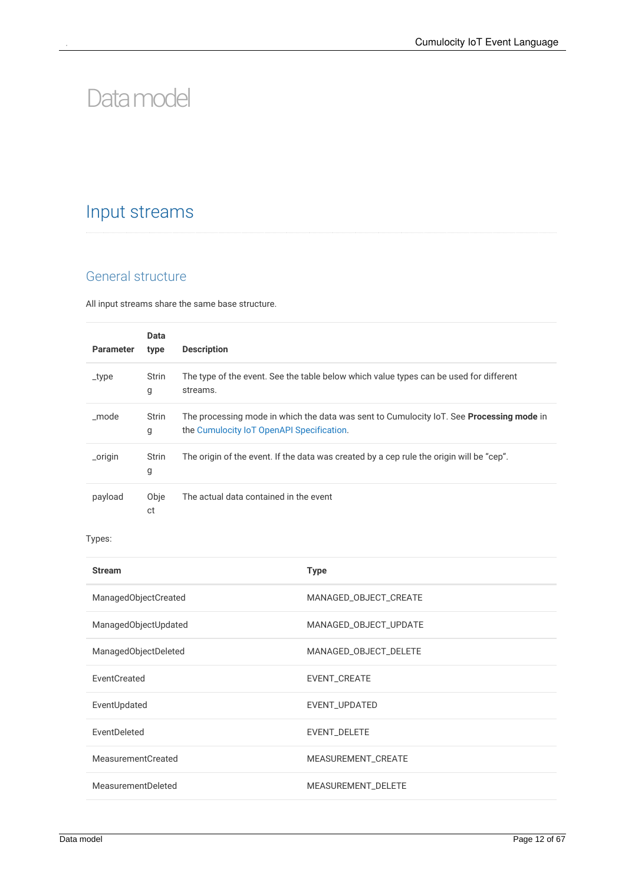# Data model

## Input streams

### General structure

All input streams share the same base structure.

| Parameter | Data type | Description |
| --- | --- | --- |
| _type | String | The type of the event. See the table below which value types can be used for different streams. |
| _mode | String | The processing mode in which the data was sent to Cumulocity IoT. See **Processing mode** in the Cumulocity IoT OpenAPI Specification. |
| _origin | String | The origin of the event. If the data was created by a cep rule the origin will be "cep". |
| payload | Object | The actual data contained in the event |

Types:

| Stream | Type |
| --- | --- |
| ManagedObjectCreated | MANAGED_OBJECT_CREATE |
| ManagedObjectUpdated | MANAGED_OBJECT_UPDATE |
| ManagedObjectDeleted | MANAGED_OBJECT_DELETE |
| EventCreated | EVENT_CREATE |
| EventUpdated | EVENT_UPDATED |
| EventDeleted | EVENT_DELETE |
| MeasurementCreated | MEASUREMENT_CREATE |
| MeasurementDeleted | MEASUREMENT_DELETE |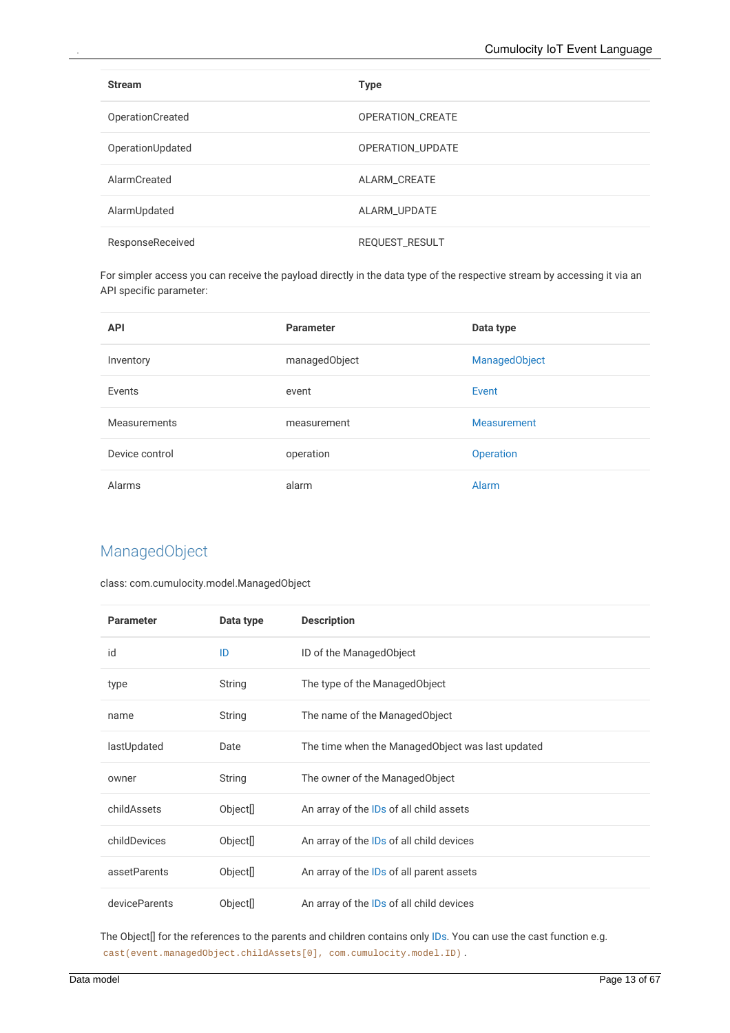| Stream | Type |
| --- | --- |
| OperationCreated | OPERATION_CREATE |
| OperationUpdated | OPERATION_UPDATE |
| AlarmCreated | ALARM_CREATE |
| AlarmUpdated | ALARM_UPDATE |
| ResponseReceived | REQUEST_RESULT |

For simpler access you can receive the payload directly in the data type of the respective stream by accessing it via an API specific parameter:

| API | Parameter | Data type |
| --- | --- | --- |
| Inventory | managedObject | ManagedObject |
| Events | event | Event |
| Measurements | measurement | Measurement |
| Device control | operation | Operation |
| Alarms | alarm | Alarm |

## ManagedObject

class: com.cumulocity.model.ManagedObject

| Parameter | Data type | Description |
| --- | --- | --- |
| id | ID | ID of the ManagedObject |
| type | String | The type of the ManagedObject |
| name | String | The name of the ManagedObject |
| lastUpdated | Date | The time when the ManagedObject was last updated |
| owner | String | The owner of the ManagedObject |
| childAssets | Object[] | An array of the IDs of all child assets |
| childDevices | Object[] | An array of the IDs of all child devices |
| assetParents | Object[] | An array of the IDs of all parent assets |
| deviceParents | Object[] | An array of the IDs of all child devices |

The Object[] for the references to the parents and children contains only IDs. You can use the cast function e.g. `cast(event.managedObject.childAssets[0], com.cumulocity.model.ID)` .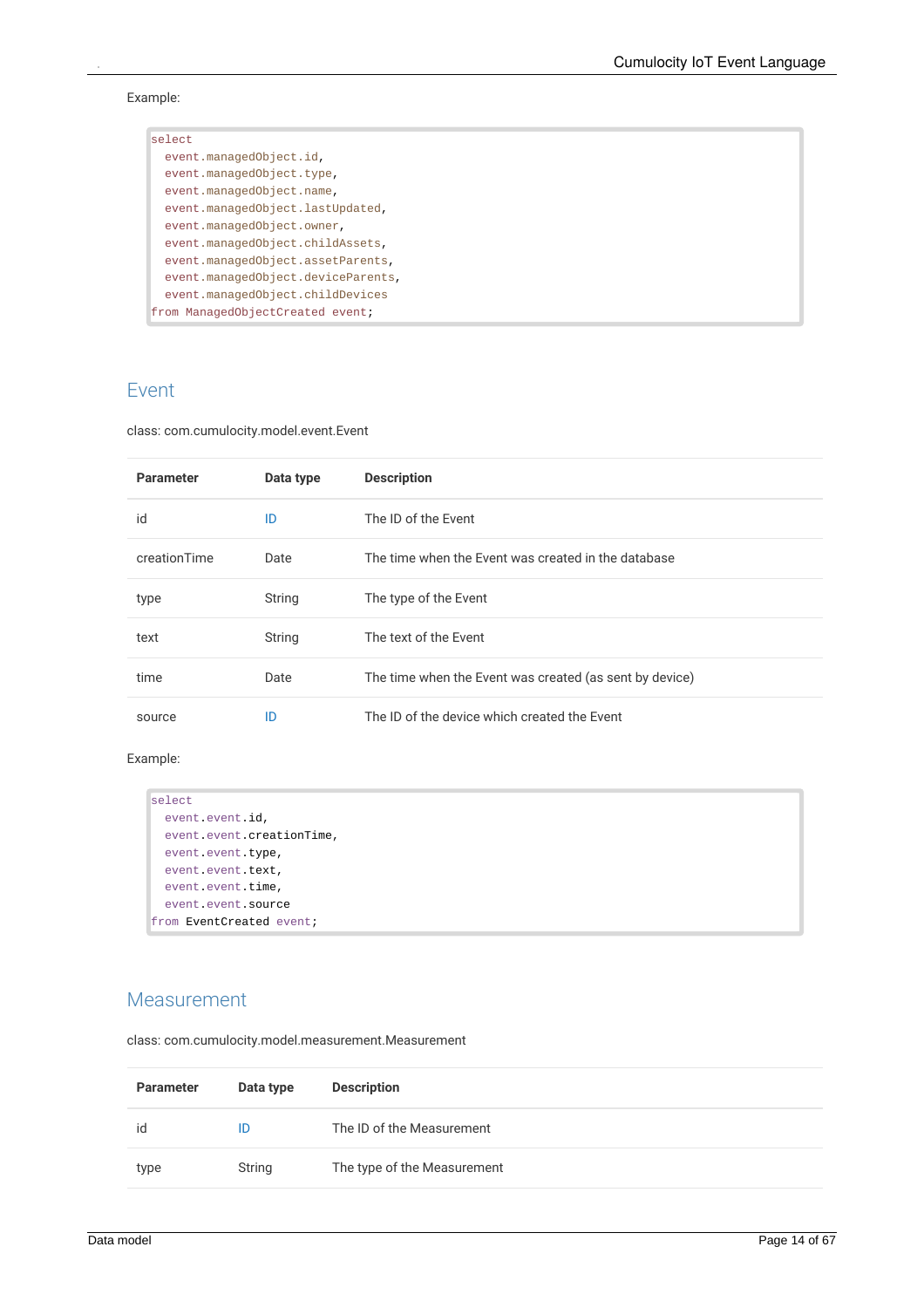Example:

```
select
  event.managedObject.id,
  event.managedObject.type,
  event.managedObject.name,
  event.managedObject.lastUpdated,
  event.managedObject.owner,
  event.managedObject.childAssets,
  event.managedObject.assetParents,
  event.managedObject.deviceParents,
  event.managedObject.childDevices
from ManagedObjectCreated event;
```

## Event

class: com.cumulocity.model.event.Event

| Parameter | Data type | Description |
|---|---|---|
| id | ID | The ID of the Event |
| creationTime | Date | The time when the Event was created in the database |
| type | String | The type of the Event |
| text | String | The text of the Event |
| time | Date | The time when the Event was created (as sent by device) |
| source | ID | The ID of the device which created the Event |

Example:

```
select
  event.event.id,
  event.event.creationTime,
  event.event.type,
  event.event.text,
  event.event.time,
  event.event.source
from EventCreated event;
```

## Measurement

class: com.cumulocity.model.measurement.Measurement

| Parameter | Data type | Description |
|---|---|---|
| id | ID | The ID of the Measurement |
| type | String | The type of the Measurement |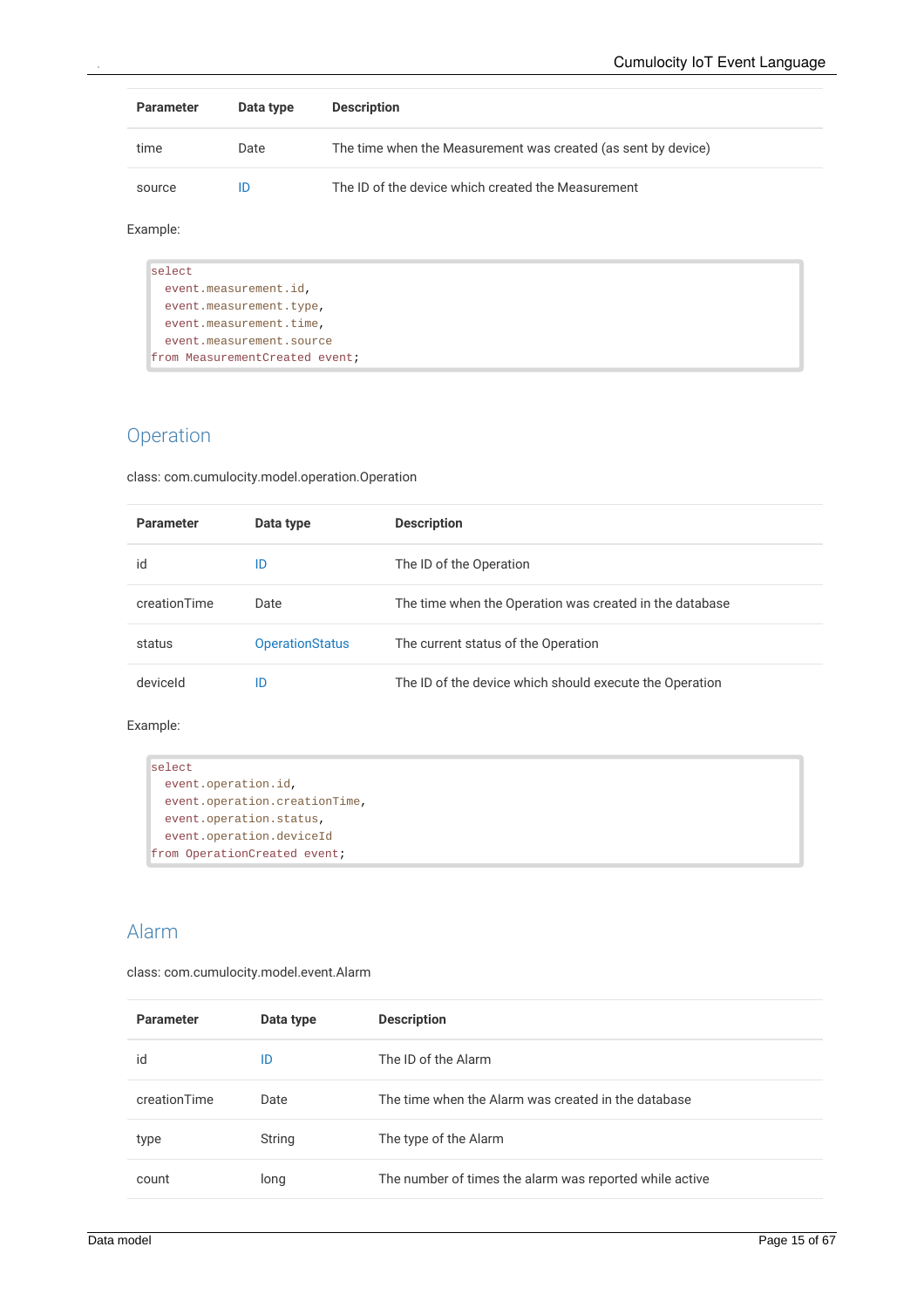| Parameter | Data type | Description |
|---|---|---|
| time | Date | The time when the Measurement was created (as sent by device) |
| source | ID | The ID of the device which created the Measurement |

Example:

```
select
  event.measurement.id,
  event.measurement.type,
  event.measurement.time,
  event.measurement.source
from MeasurementCreated event;
```

## Operation

class: com.cumulocity.model.operation.Operation

| Parameter | Data type | Description |
|---|---|---|
| id | ID | The ID of the Operation |
| creationTime | Date | The time when the Operation was created in the database |
| status | OperationStatus | The current status of the Operation |
| deviceId | ID | The ID of the device which should execute the Operation |

Example:

```
select
  event.operation.id,
  event.operation.creationTime,
  event.operation.status,
  event.operation.deviceId
from OperationCreated event;
```

## Alarm

class: com.cumulocity.model.event.Alarm

| Parameter | Data type | Description |
|---|---|---|
| id | ID | The ID of the Alarm |
| creationTime | Date | The time when the Alarm was created in the database |
| type | String | The type of the Alarm |
| count | long | The number of times the alarm was reported while active |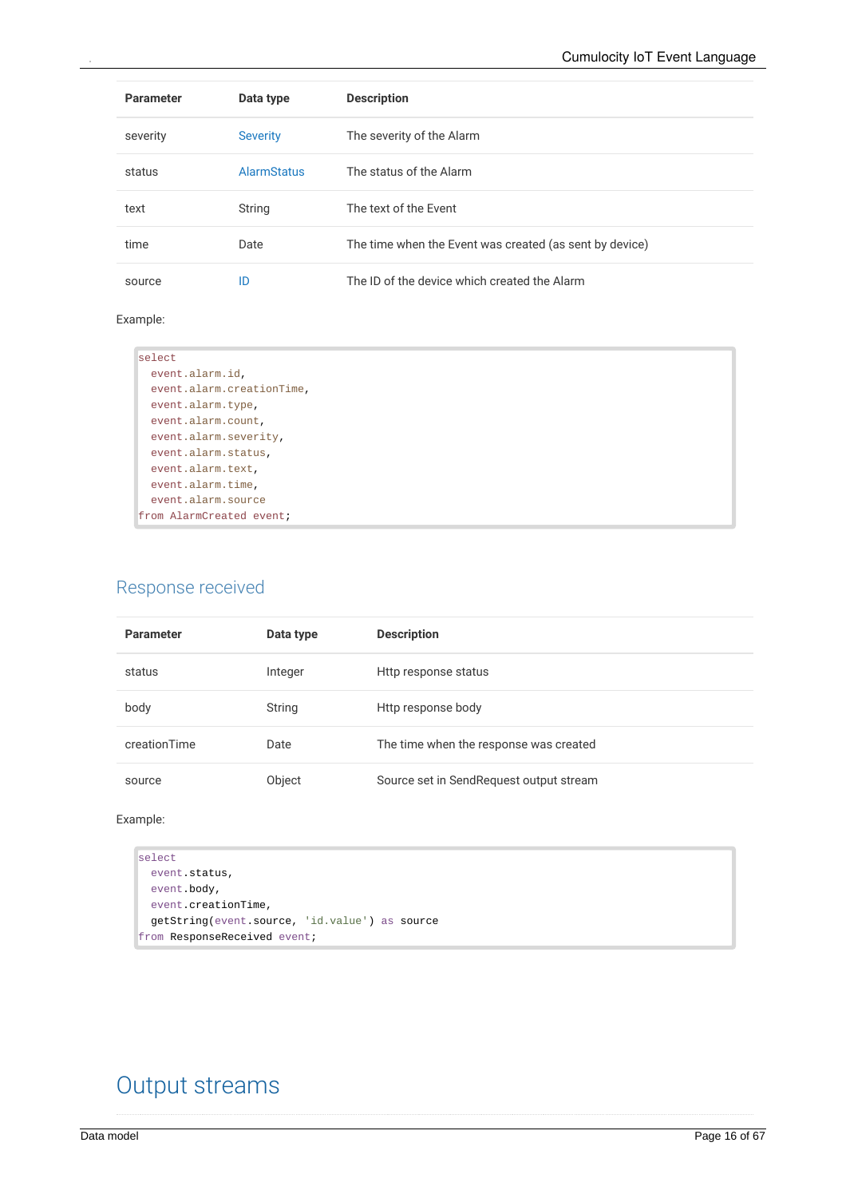| Parameter | Data type | Description |
|---|---|---|
| severity | Severity | The severity of the Alarm |
| status | AlarmStatus | The status of the Alarm |
| text | String | The text of the Event |
| time | Date | The time when the Event was created (as sent by device) |
| source | ID | The ID of the device which created the Alarm |

Example:

```
select
  event.alarm.id,
  event.alarm.creationTime,
  event.alarm.type,
  event.alarm.count,
  event.alarm.severity,
  event.alarm.status,
  event.alarm.text,
  event.alarm.time,
  event.alarm.source
from AlarmCreated event;
```

## Response received

| Parameter | Data type | Description |
|---|---|---|
| status | Integer | Http response status |
| body | String | Http response body |
| creationTime | Date | The time when the response was created |
| source | Object | Source set in SendRequest output stream |

Example:

```
select
  event.status,
  event.body,
  event.creationTime,
  getString(event.source, 'id.value') as source
from ResponseReceived event;
```

# Output streams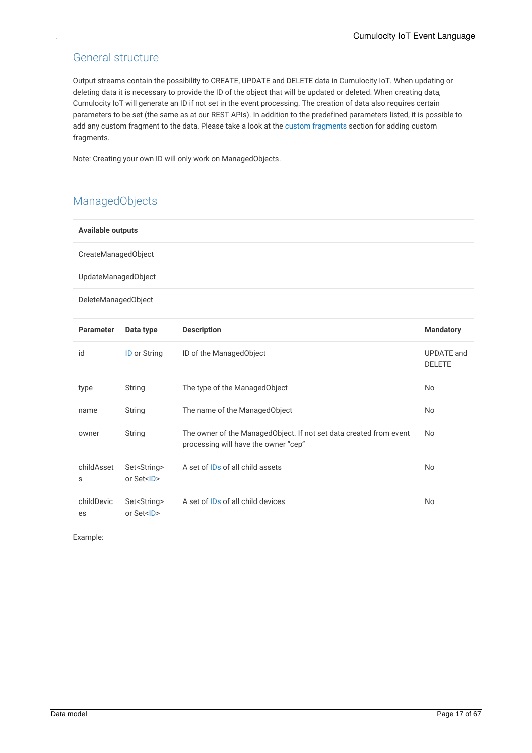## General structure

Output streams contain the possibility to CREATE, UPDATE and DELETE data in Cumulocity IoT. When updating or deleting data it is necessary to provide the ID of the object that will be updated or deleted. When creating data, Cumulocity IoT will generate an ID if not set in the event processing. The creation of data also requires certain parameters to be set (the same as at our REST APIs). In addition to the predefined parameters listed, it is possible to add any custom fragment to the data. Please take a look at the custom fragments section for adding custom fragments.

Note: Creating your own ID will only work on ManagedObjects.

## ManagedObjects

| Available outputs |
| --- |
| CreateManagedObject |
| UpdateManagedObject |
| DeleteManagedObject |

| Parameter | Data type | Description | Mandatory |
| --- | --- | --- | --- |
| id | ID or String | ID of the ManagedObject | UPDATE and DELETE |
| type | String | The type of the ManagedObject | No |
| name | String | The name of the ManagedObject | No |
| owner | String | The owner of the ManagedObject. If not set data created from event processing will have the owner "cep" | No |
| childAssets | Set<String> or Set<ID> | A set of IDs of all child assets | No |
| childDevices | Set<String> or Set<ID> | A set of IDs of all child devices | No |

Example: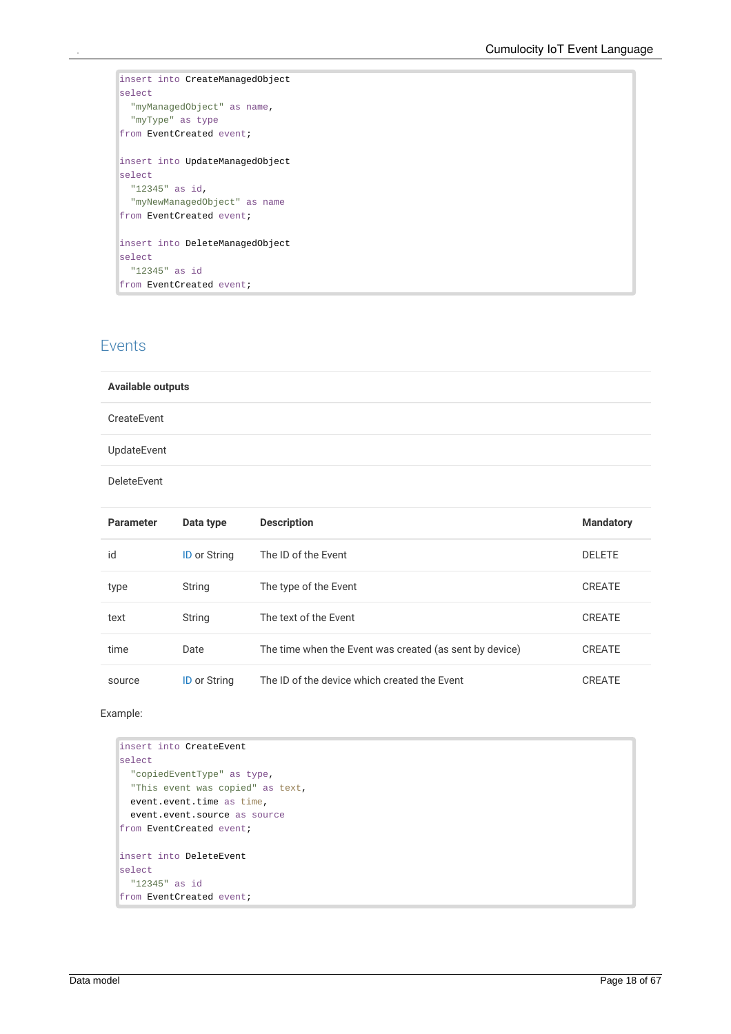```
insert into CreateManagedObject
select
  "myManagedObject" as name,
  "myType" as type
from EventCreated event;

insert into UpdateManagedObject
select
  "12345" as id,
  "myNewManagedObject" as name
from EventCreated event;

insert into DeleteManagedObject
select
  "12345" as id
from EventCreated event;
```

## Events

| Available outputs |
| --- |
| CreateEvent |
| UpdateEvent |
| DeleteEvent |

| Parameter | Data type | Description | Mandatory |
| --- | --- | --- | --- |
| id | ID or String | The ID of the Event | DELETE |
| type | String | The type of the Event | CREATE |
| text | String | The text of the Event | CREATE |
| time | Date | The time when the Event was created (as sent by device) | CREATE |
| source | ID or String | The ID of the device which created the Event | CREATE |

Example:

```
insert into CreateEvent
select
  "copiedEventType" as type,
  "This event was copied" as text,
  event.event.time as time,
  event.event.source as source
from EventCreated event;

insert into DeleteEvent
select
  "12345" as id
from EventCreated event;
```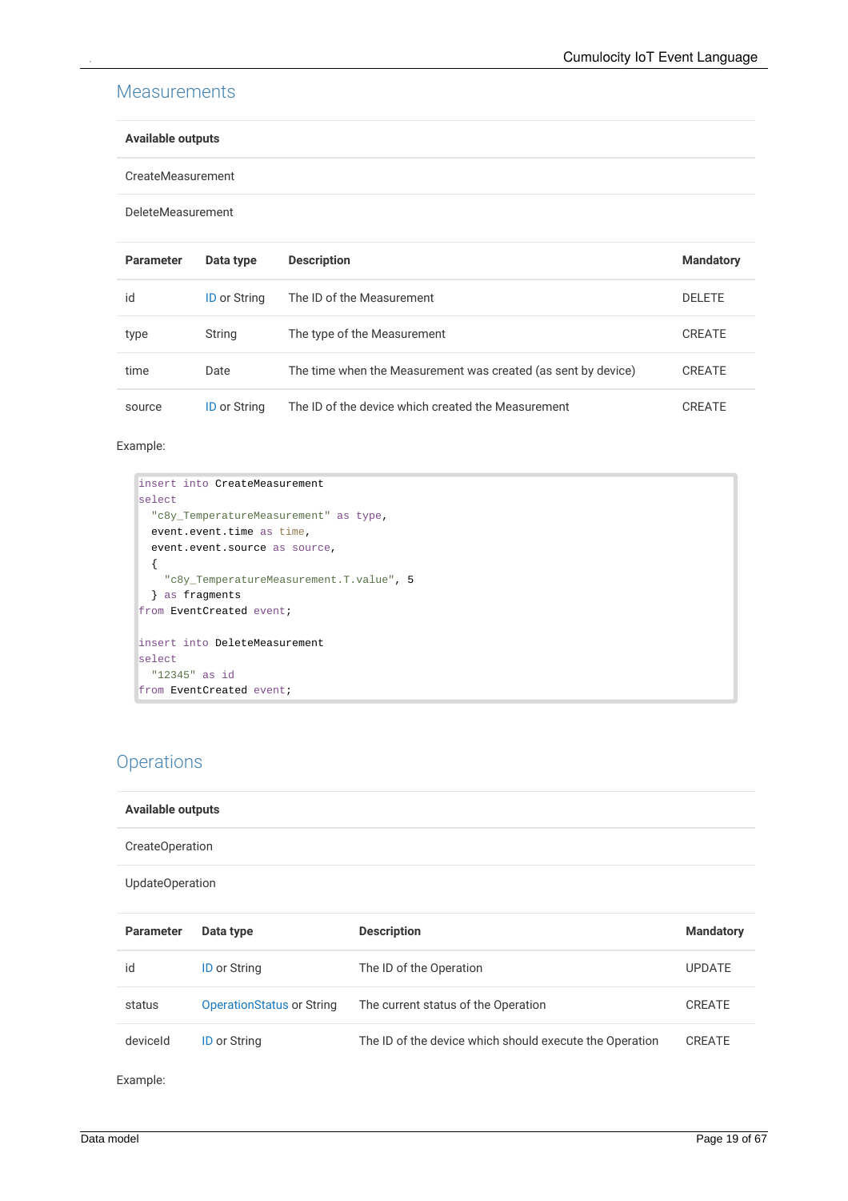## Measurements

| Available outputs |
|---|
| CreateMeasurement |
| DeleteMeasurement |

| Parameter | Data type | Description | Mandatory |
|---|---|---|---|
| id | ID or String | The ID of the Measurement | DELETE |
| type | String | The type of the Measurement | CREATE |
| time | Date | The time when the Measurement was created (as sent by device) | CREATE |
| source | ID or String | The ID of the device which created the Measurement | CREATE |

Example:

```
insert into CreateMeasurement
select
  "c8y_TemperatureMeasurement" as type,
  event.event.time as time,
  event.event.source as source,
  {
    "c8y_TemperatureMeasurement.T.value", 5
  } as fragments
from EventCreated event;

insert into DeleteMeasurement
select
  "12345" as id
from EventCreated event;
```

## Operations

| Available outputs |
|---|
| CreateOperation |
| UpdateOperation |

| Parameter | Data type | Description | Mandatory |
|---|---|---|---|
| id | ID or String | The ID of the Operation | UPDATE |
| status | OperationStatus or String | The current status of the Operation | CREATE |
| deviceId | ID or String | The ID of the device which should execute the Operation | CREATE |

Example: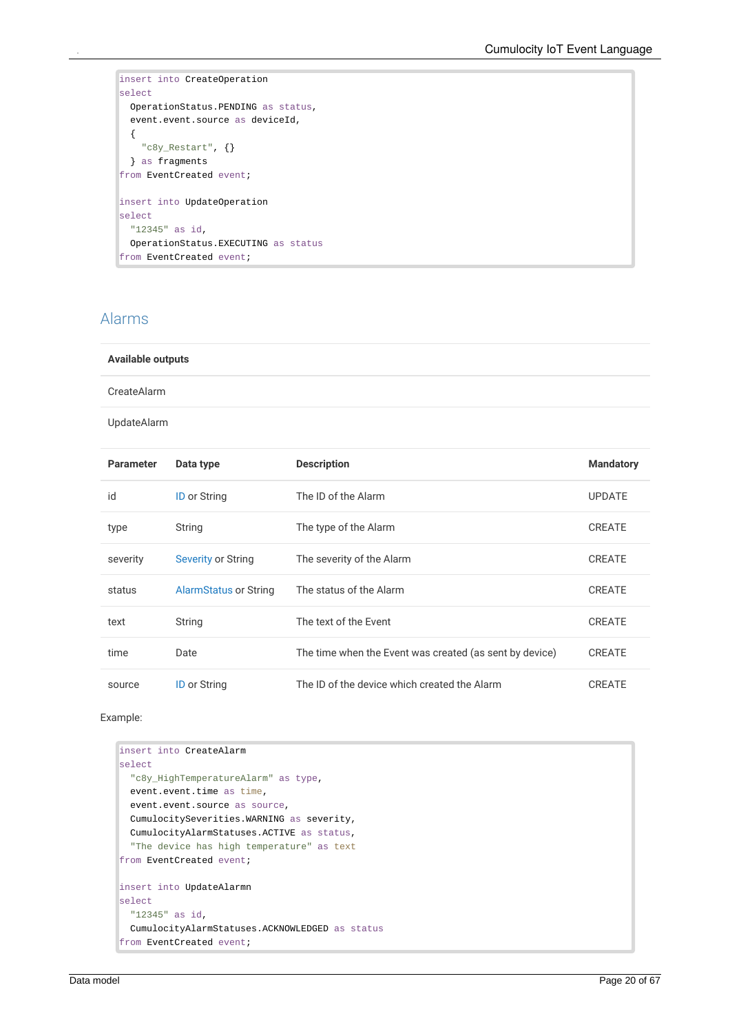```
insert into CreateOperation
select
  OperationStatus.PENDING as status,
  event.event.source as deviceId,
  {
    "c8y_Restart", {}
  } as fragments
from EventCreated event;

insert into UpdateOperation
select
  "12345" as id,
  OperationStatus.EXECUTING as status
from EventCreated event;
```

## Alarms

| Available outputs |
| --- |
| CreateAlarm |
| UpdateAlarm |

| Parameter | Data type | Description | Mandatory |
| --- | --- | --- | --- |
| id | ID or String | The ID of the Alarm | UPDATE |
| type | String | The type of the Alarm | CREATE |
| severity | Severity or String | The severity of the Alarm | CREATE |
| status | AlarmStatus or String | The status of the Alarm | CREATE |
| text | String | The text of the Event | CREATE |
| time | Date | The time when the Event was created (as sent by device) | CREATE |
| source | ID or String | The ID of the device which created the Alarm | CREATE |

Example:

```
insert into CreateAlarm
select
  "c8y_HighTemperatureAlarm" as type,
  event.event.time as time,
  event.event.source as source,
  CumulocitySeverities.WARNING as severity,
  CumulocityAlarmStatuses.ACTIVE as status,
  "The device has high temperature" as text
from EventCreated event;

insert into UpdateAlarmn
select
  "12345" as id,
  CumulocityAlarmStatuses.ACKNOWLEDGED as status
from EventCreated event;
```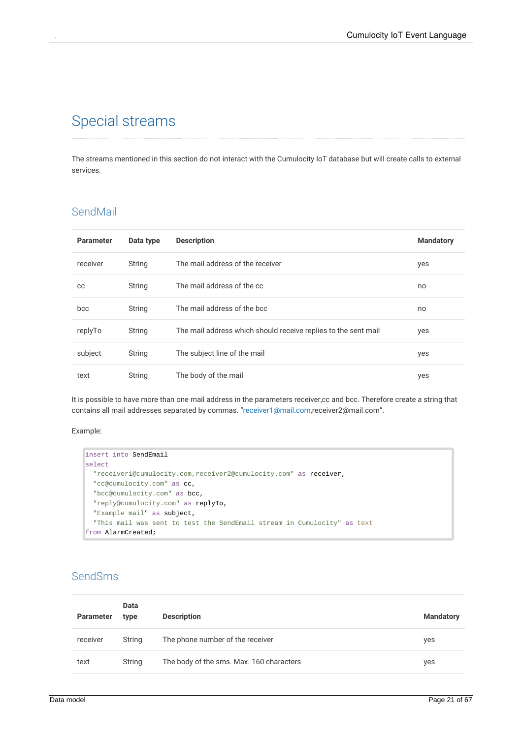# Special streams

The streams mentioned in this section do not interact with the Cumulocity IoT database but will create calls to external services.

## SendMail

| Parameter | Data type | Description | Mandatory |
|---|---|---|---|
| receiver | String | The mail address of the receiver | yes |
| cc | String | The mail address of the cc | no |
| bcc | String | The mail address of the bcc | no |
| replyTo | String | The mail address which should receive replies to the sent mail | yes |
| subject | String | The subject line of the mail | yes |
| text | String | The body of the mail | yes |

It is possible to have more than one mail address in the parameters receiver,cc and bcc. Therefore create a string that contains all mail addresses separated by commas. “receiver1@mail.com,receiver2@mail.com”.

Example:

```
insert into SendEmail
select
  "receiver1@cumulocity.com,receiver2@cumulocity.com" as receiver,
  "cc@cumulocity.com" as cc,
  "bcc@cumulocity.com" as bcc,
  "reply@cumulocity.com" as replyTo,
  "Example mail" as subject,
  "This mail was sent to test the SendEmail stream in Cumulocity" as text
from AlarmCreated;
```

## SendSms

| Parameter | Data type | Description | Mandatory |
|---|---|---|---|
| receiver | String | The phone number of the receiver | yes |
| text | String | The body of the sms. Max. 160 characters | yes |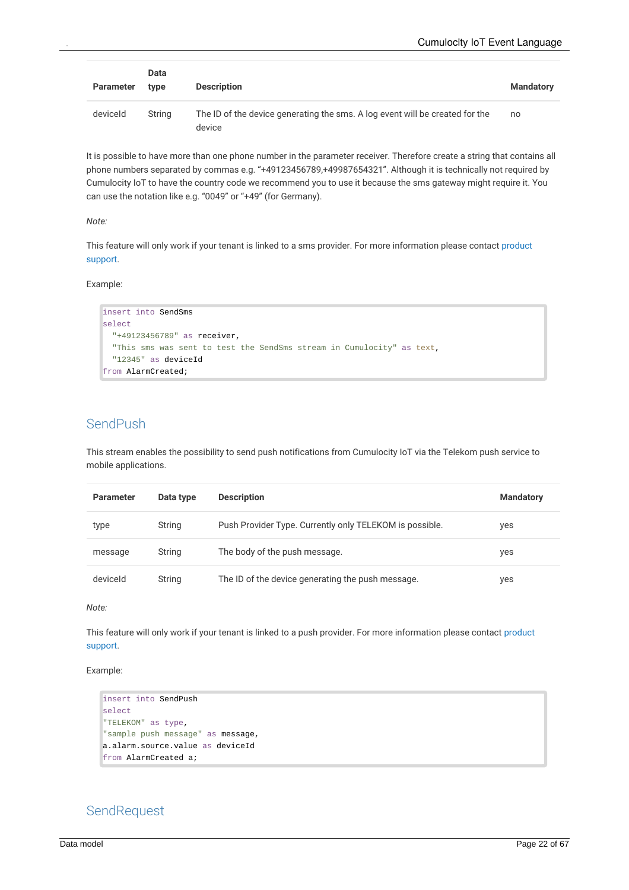| Parameter | Data type | Description | Mandatory |
|---|---|---|---|
| deviceId | String | The ID of the device generating the sms. A log event will be created for the device | no |

It is possible to have more than one phone number in the parameter receiver. Therefore create a string that contains all phone numbers separated by commas e.g. “+49123456789,+49987654321”. Although it is technically not required by Cumulocity IoT to have the country code we recommend you to use it because the sms gateway might require it. You can use the notation like e.g. “0049” or “+49” (for Germany).

*Note:*

This feature will only work if your tenant is linked to a sms provider. For more information please contact product support.

Example:

```
insert into SendSms
select
  "+49123456789" as receiver,
  "This sms was sent to test the SendSms stream in Cumulocity" as text,
  "12345" as deviceId
from AlarmCreated;
```

## SendPush

This stream enables the possibility to send push notifications from Cumulocity IoT via the Telekom push service to mobile applications.

| Parameter | Data type | Description | Mandatory |
|---|---|---|---|
| type | String | Push Provider Type. Currently only TELEKOM is possible. | yes |
| message | String | The body of the push message. | yes |
| deviceId | String | The ID of the device generating the push message. | yes |

*Note:*

This feature will only work if your tenant is linked to a push provider. For more information please contact product support.

Example:

```
insert into SendPush
select
"TELEKOM" as type,
"sample push message" as message,
a.alarm.source.value as deviceId
from AlarmCreated a;
```

## SendRequest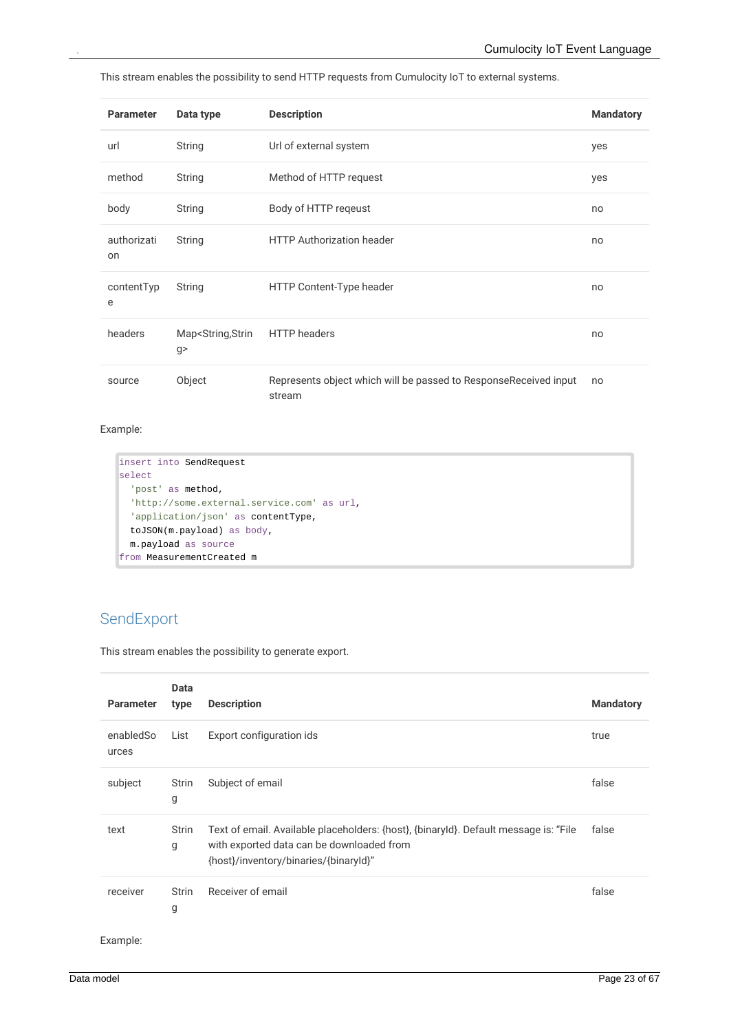This stream enables the possibility to send HTTP requests from Cumulocity IoT to external systems.

| Parameter | Data type | Description | Mandatory |
| --- | --- | --- | --- |
| url | String | Url of external system | yes |
| method | String | Method of HTTP request | yes |
| body | String | Body of HTTP reqeust | no |
| authorization | String | HTTP Authorization header | no |
| contentType | String | HTTP Content-Type header | no |
| headers | Map<String,String> | HTTP headers | no |
| source | Object | Represents object which will be passed to ResponseReceived input stream | no |

Example:

```
insert into SendRequest
select
  'post' as method,
  'http://some.external.service.com' as url,
  'application/json' as contentType,
  toJSON(m.payload) as body,
  m.payload as source
from MeasurementCreated m
```

## SendExport

This stream enables the possibility to generate export.

| Parameter | Data type | Description | Mandatory |
| --- | --- | --- | --- |
| enabledSources | List | Export configuration ids | true |
| subject | String | Subject of email | false |
| text | String | Text of email. Available placeholders: {host}, {binaryId}. Default message is: "File with exported data can be downloaded from {host}/inventory/binaries/{binaryId}" | false |
| receiver | String | Receiver of email | false |

Example: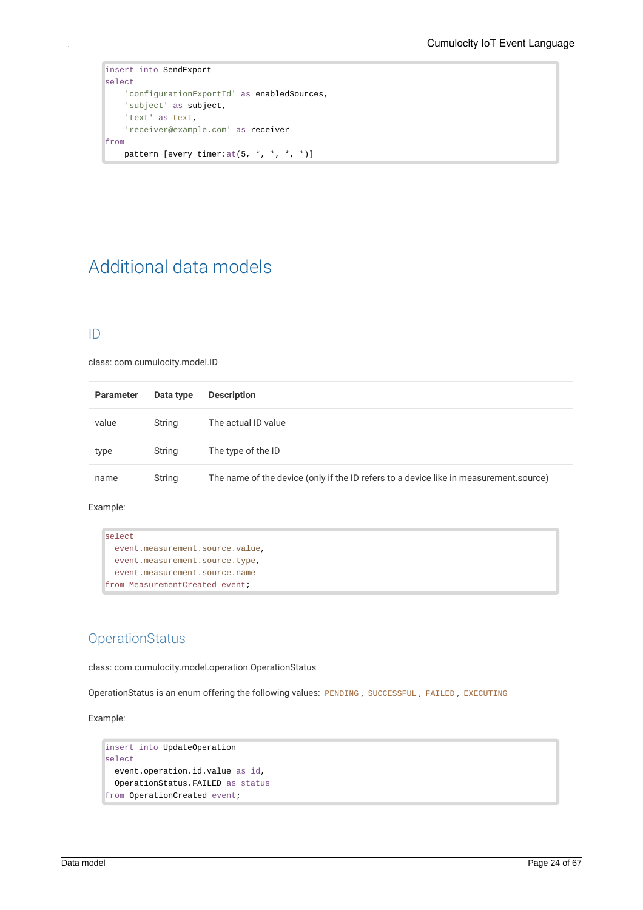```
insert into SendExport
select
    'configurationExportId' as enabledSources,
    'subject' as subject,
    'text' as text,
    'receiver@example.com' as receiver
from
    pattern [every timer:at(5, *, *, *, *)]
```

# Additional data models

## ID

class: com.cumulocity.model.ID

| Parameter | Data type | Description |
| --- | --- | --- |
| value | String | The actual ID value |
| type | String | The type of the ID |
| name | String | The name of the device (only if the ID refers to a device like in measurement.source) |

Example:

```
select
  event.measurement.source.value,
  event.measurement.source.type,
  event.measurement.source.name
from MeasurementCreated event;
```

## OperationStatus

class: com.cumulocity.model.operation.OperationStatus

OperationStatus is an enum offering the following values: `PENDING` , `SUCCESSFUL` , `FAILED` , `EXECUTING`

Example:

```
insert into UpdateOperation
select
  event.operation.id.value as id,
  OperationStatus.FAILED as status
from OperationCreated event;
```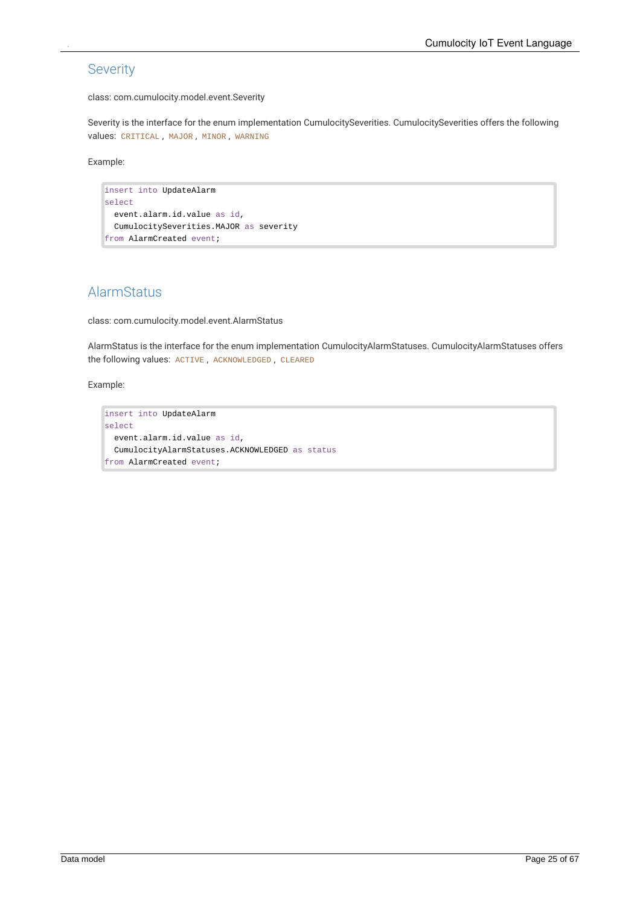## Severity

class: com.cumulocity.model.event.Severity

Severity is the interface for the enum implementation CumulocitySeverities. CumulocitySeverities offers the following values: `CRITICAL` , `MAJOR` , `MINOR` , `WARNING`

Example:

```
insert into UpdateAlarm
select
  event.alarm.id.value as id,
  CumulocitySeverities.MAJOR as severity
from AlarmCreated event;
```

## AlarmStatus

class: com.cumulocity.model.event.AlarmStatus

AlarmStatus is the interface for the enum implementation CumulocityAlarmStatuses. CumulocityAlarmStatuses offers the following values: `ACTIVE` , `ACKNOWLEDGED` , `CLEARED`

Example:

```
insert into UpdateAlarm
select
  event.alarm.id.value as id,
  CumulocityAlarmStatuses.ACKNOWLEDGED as status
from AlarmCreated event;
```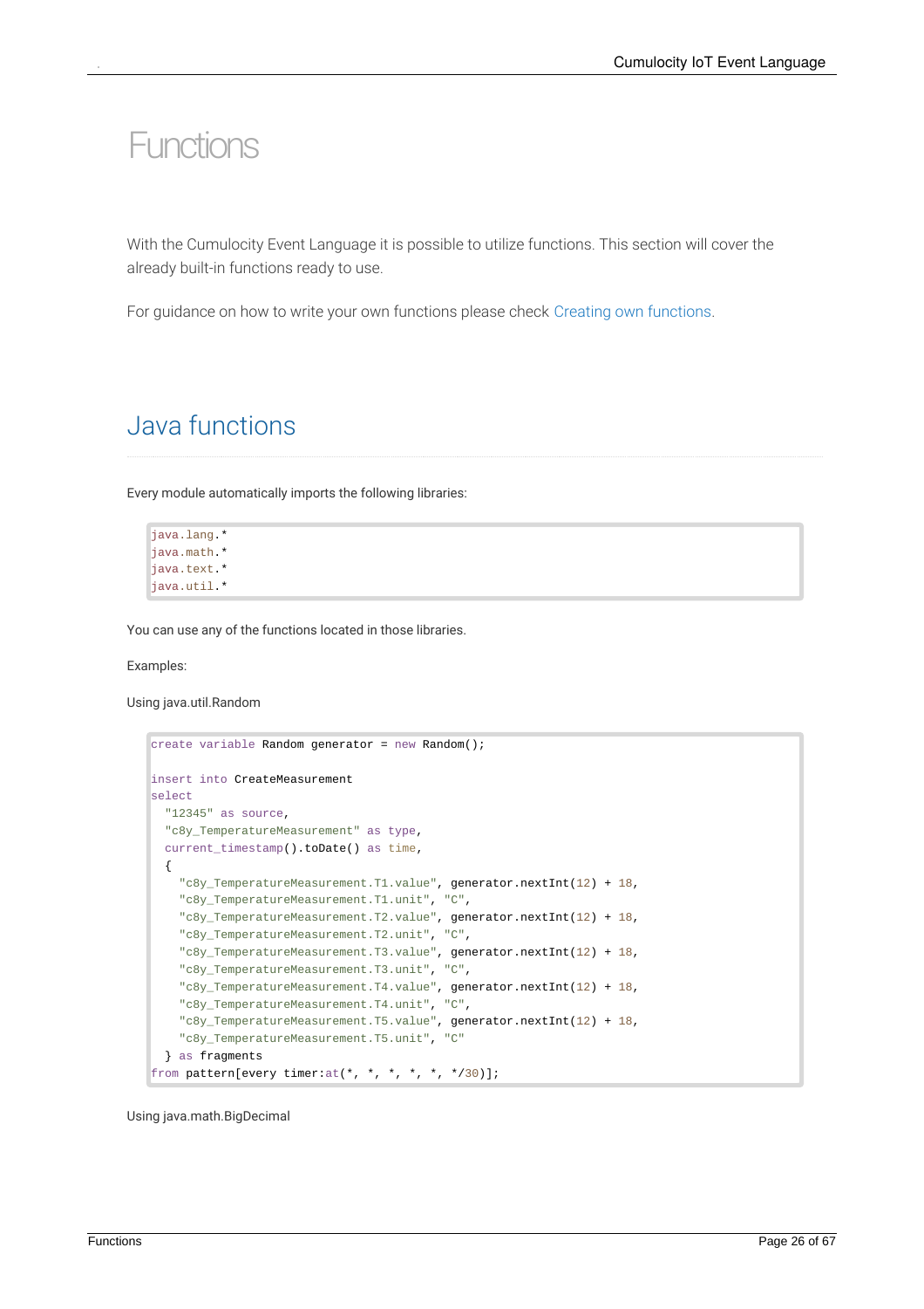# Functions

With the Cumulocity Event Language it is possible to utilize functions. This section will cover the already built-in functions ready to use.

For guidance on how to write your own functions please check Creating own functions.

## Java functions

Every module automatically imports the following libraries:

```
java.lang.*
java.math.*
java.text.*
java.util.*
```

You can use any of the functions located in those libraries.

Examples:

Using java.util.Random

```
create variable Random generator = new Random();

insert into CreateMeasurement
select
  "12345" as source,
  "c8y_TemperatureMeasurement" as type,
  current_timestamp().toDate() as time,
  {
    "c8y_TemperatureMeasurement.T1.value", generator.nextInt(12) + 18,
    "c8y_TemperatureMeasurement.T1.unit", "C",
    "c8y_TemperatureMeasurement.T2.value", generator.nextInt(12) + 18,
    "c8y_TemperatureMeasurement.T2.unit", "C",
    "c8y_TemperatureMeasurement.T3.value", generator.nextInt(12) + 18,
    "c8y_TemperatureMeasurement.T3.unit", "C",
    "c8y_TemperatureMeasurement.T4.value", generator.nextInt(12) + 18,
    "c8y_TemperatureMeasurement.T4.unit", "C",
    "c8y_TemperatureMeasurement.T5.value", generator.nextInt(12) + 18,
    "c8y_TemperatureMeasurement.T5.unit", "C"
  } as fragments
from pattern[every timer:at(*, *, *, *, *, */30)];
```

Using java.math.BigDecimal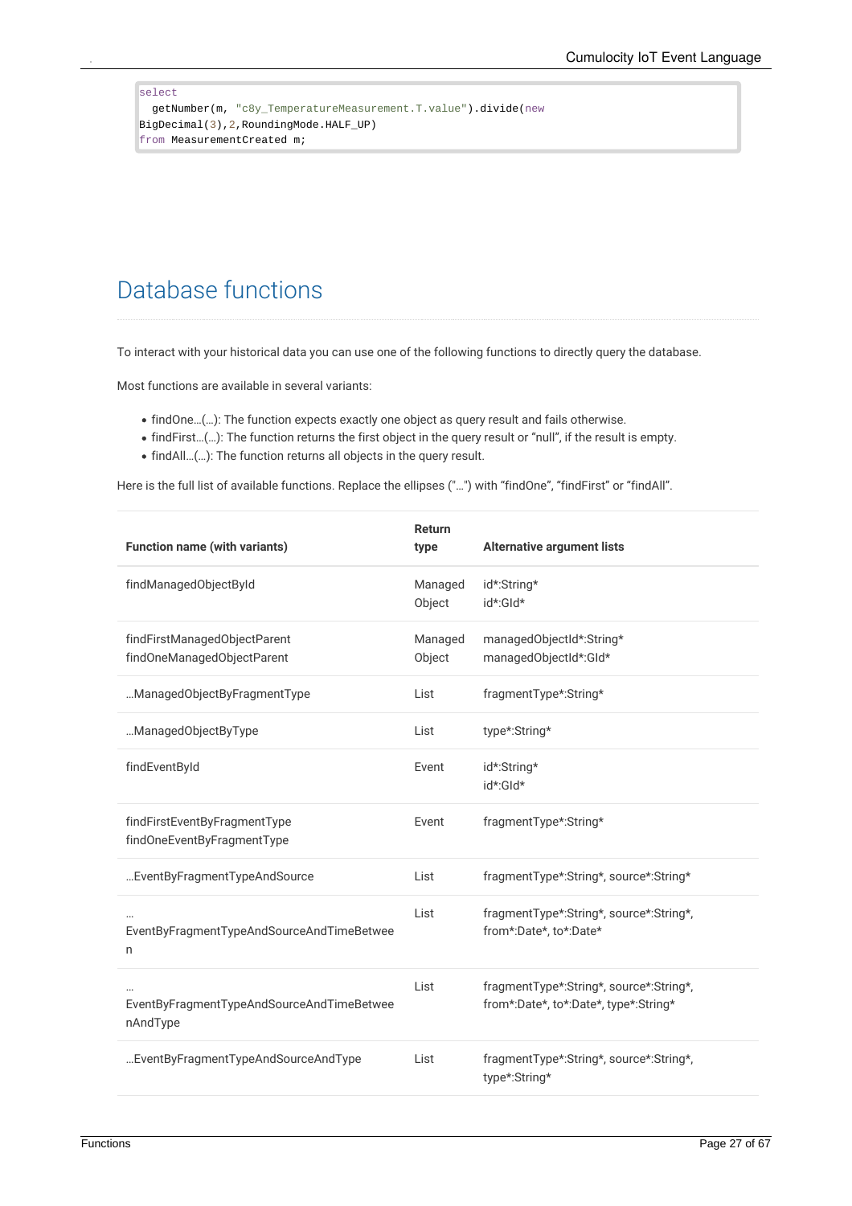```
select
  getNumber(m, "c8y_TemperatureMeasurement.T.value").divide(new
BigDecimal(3),2,RoundingMode.HALF_UP)
from MeasurementCreated m;
```

# Database functions

To interact with your historical data you can use one of the following functions to directly query the database.

Most functions are available in several variants:

- findOne…(…): The function expects exactly one object as query result and fails otherwise.
- findFirst…(…): The function returns the first object in the query result or "null", if the result is empty.
- findAll…(…): The function returns all objects in the query result.

Here is the full list of available functions. Replace the ellipses ("…") with "findOne", "findFirst" or "findAll".

| Function name (with variants) | Return type | Alternative argument lists |
| --- | --- | --- |
| findManagedObjectById | Managed Object | id*:String*<br>id*:GId* |
| findFirstManagedObjectParent<br>findOneManagedObjectParent | Managed Object | managedObjectId*:String*<br>managedObjectId*:GId* |
| …ManagedObjectByFragmentType | List | fragmentType*:String* |
| …ManagedObjectByType | List | type*:String* |
| findEventById | Event | id*:String*<br>id*:GId* |
| findFirstEventByFragmentType<br>findOneEventByFragmentType | Event | fragmentType*:String* |
| …EventByFragmentTypeAndSource | List | fragmentType*:String*, source*:String* |
| …EventByFragmentTypeAndSourceAndTimeBetween | List | fragmentType*:String*, source*:String*, from*:Date*, to*:Date* |
| …EventByFragmentTypeAndSourceAndTimeBetweenAndType | List | fragmentType*:String*, source*:String*, from*:Date*, to*:Date*, type*:String* |
| …EventByFragmentTypeAndSourceAndType | List | fragmentType*:String*, source*:String*, type*:String* |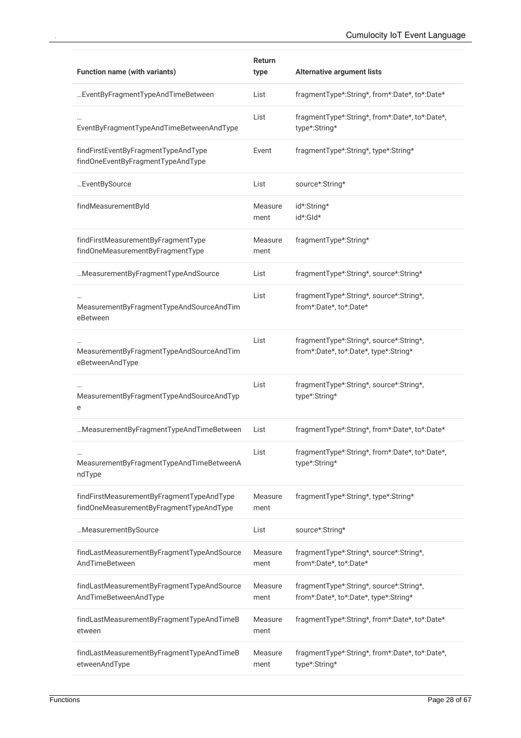| Function name (with variants) | Return type | Alternative argument lists |
|---|---|---|
| …EventByFragmentTypeAndTimeBetween | List | fragmentType*:String*, from*:Date*, to*:Date* |
| …EventByFragmentTypeAndTimeBetweenAndType | List | fragmentType*:String*, from*:Date*, to*:Date*, type*:String* |
| findFirstEventByFragmentTypeAndType<br>findOneEventByFragmentTypeAndType | Event | fragmentType*:String*, type*:String* |
| …EventBySource | List | source*:String* |
| findMeasurementById | Measurement | id*:String*<br>id*:GId* |
| findFirstMeasurementByFragmentType<br>findOneMeasurementByFragmentType | Measurement | fragmentType*:String* |
| …MeasurementByFragmentTypeAndSource | List | fragmentType*:String*, source*:String* |
| …MeasurementByFragmentTypeAndSourceAndTimeBetween | List | fragmentType*:String*, source*:String*, from*:Date*, to*:Date* |
| …MeasurementByFragmentTypeAndSourceAndTimeBetweenAndType | List | fragmentType*:String*, source*:String*, from*:Date*, to*:Date*, type*:String* |
| …MeasurementByFragmentTypeAndSourceAndType | List | fragmentType*:String*, source*:String*, type*:String* |
| …MeasurementByFragmentTypeAndTimeBetween | List | fragmentType*:String*, from*:Date*, to*:Date* |
| …MeasurementByFragmentTypeAndTimeBetweenAndType | List | fragmentType*:String*, from*:Date*, to*:Date*, type*:String* |
| findFirstMeasurementByFragmentTypeAndType<br>findOneMeasurementByFragmentTypeAndType | Measurement | fragmentType*:String*, type*:String* |
| …MeasurementBySource | List | source*:String* |
| findLastMeasurementByFragmentTypeAndSourceAndTimeBetween | Measurement | fragmentType*:String*, source*:String*, from*:Date*, to*:Date* |
| findLastMeasurementByFragmentTypeAndSourceAndTimeBetweenAndType | Measurement | fragmentType*:String*, source*:String*, from*:Date*, to*:Date*, type*:String* |
| findLastMeasurementByFragmentTypeAndTimeBetween | Measurement | fragmentType*:String*, from*:Date*, to*:Date* |
| findLastMeasurementByFragmentTypeAndTimeBetweenAndType | Measurement | fragmentType*:String*, from*:Date*, to*:Date*, type*:String* |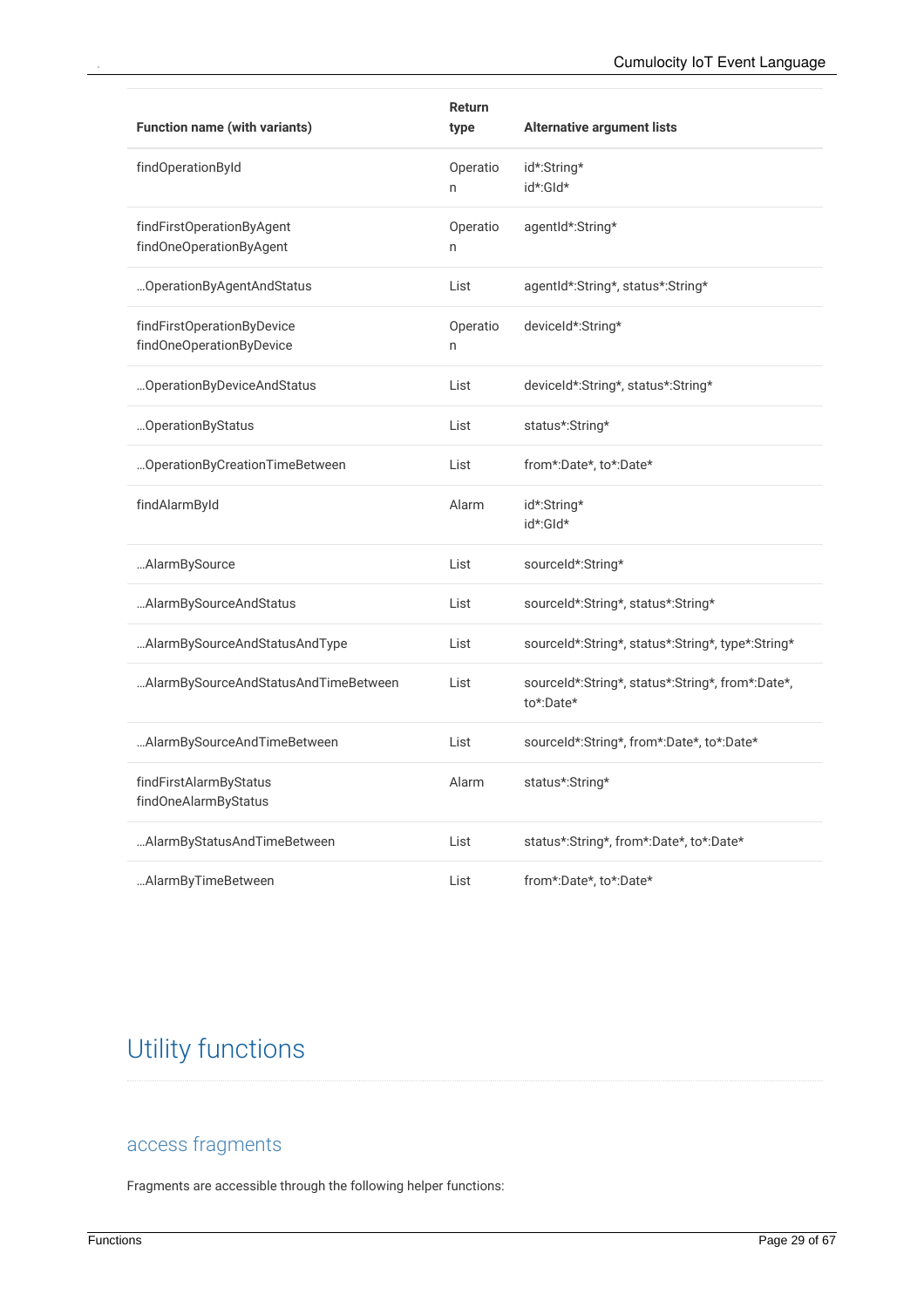| Function name (with variants) | Return type | Alternative argument lists |
|---|---|---|
| findOperationById | Operation | id*:String*<br>id*:GId* |
| findFirstOperationByAgent<br>findOneOperationByAgent | Operation | agentId*:String* |
| …OperationByAgentAndStatus | List | agentId*:String*, status*:String* |
| findFirstOperationByDevice<br>findOneOperationByDevice | Operation | deviceId*:String* |
| …OperationByDeviceAndStatus | List | deviceId*:String*, status*:String* |
| …OperationByStatus | List | status*:String* |
| …OperationByCreationTimeBetween | List | from*:Date*, to*:Date* |
| findAlarmById | Alarm | id*:String*<br>id*:GId* |
| …AlarmBySource | List | sourceId*:String* |
| …AlarmBySourceAndStatus | List | sourceId*:String*, status*:String* |
| …AlarmBySourceAndStatusAndType | List | sourceId*:String*, status*:String*, type*:String* |
| …AlarmBySourceAndStatusAndTimeBetween | List | sourceId*:String*, status*:String*, from*:Date*, to*:Date* |
| …AlarmBySourceAndTimeBetween | List | sourceId*:String*, from*:Date*, to*:Date* |
| findFirstAlarmByStatus<br>findOneAlarmByStatus | Alarm | status*:String* |
| …AlarmByStatusAndTimeBetween | List | status*:String*, from*:Date*, to*:Date* |
| …AlarmByTimeBetween | List | from*:Date*, to*:Date* |

# Utility functions

## access fragments

Fragments are accessible through the following helper functions: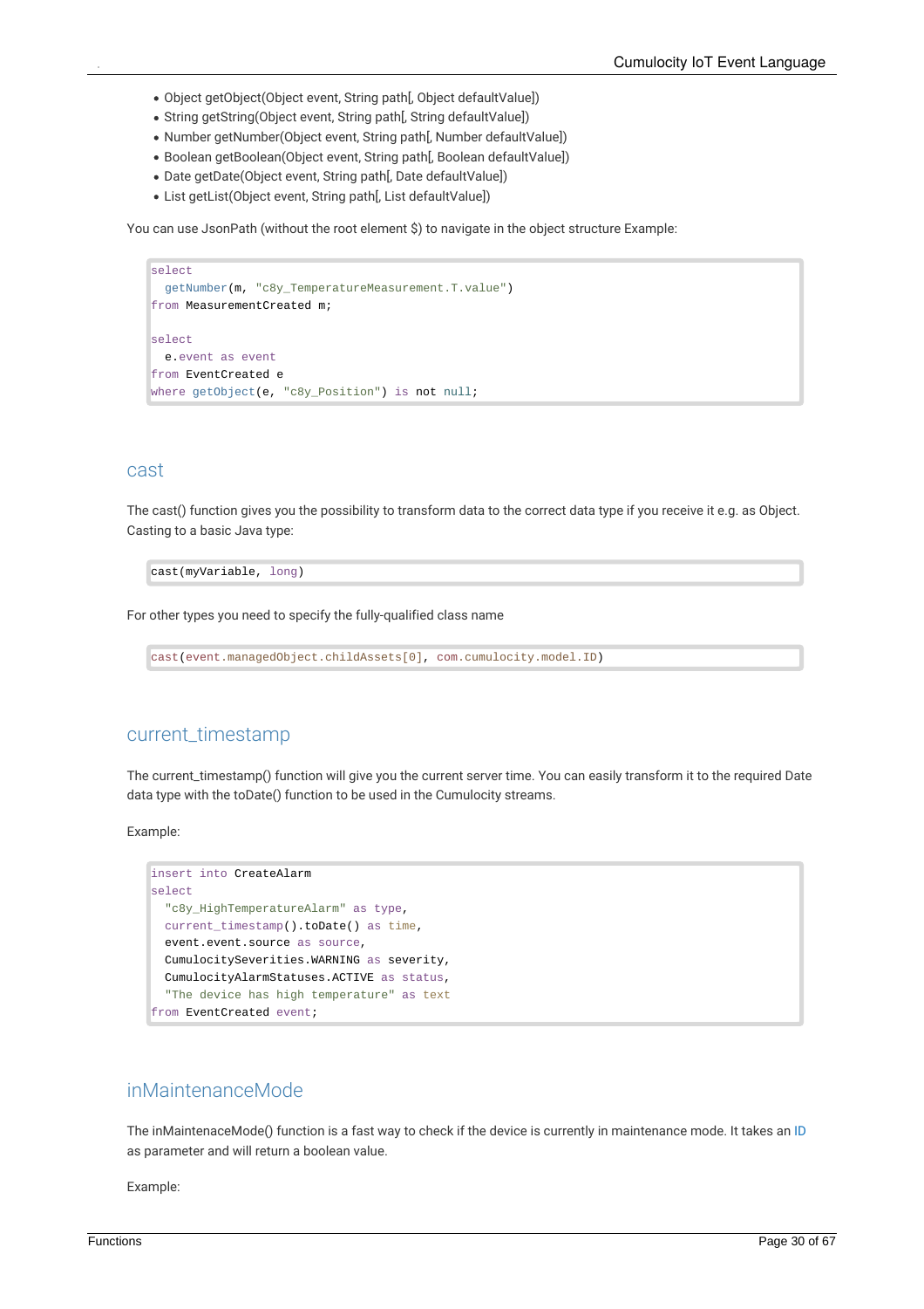- Object getObject(Object event, String path[, Object defaultValue])
- String getString(Object event, String path[, String defaultValue])
- Number getNumber(Object event, String path[, Number defaultValue])
- Boolean getBoolean(Object event, String path[, Boolean defaultValue])
- Date getDate(Object event, String path[, Date defaultValue])
- List getList(Object event, String path[, List defaultValue])

You can use JsonPath (without the root element $) to navigate in the object structure Example:

```
select
  getNumber(m, "c8y_TemperatureMeasurement.T.value")
from MeasurementCreated m;

select
  e.event as event
from EventCreated e
where getObject(e, "c8y_Position") is not null;
```

## cast

The cast() function gives you the possibility to transform data to the correct data type if you receive it e.g. as Object. Casting to a basic Java type:

```
cast(myVariable, long)
```

For other types you need to specify the fully-qualified class name

```
cast(event.managedObject.childAssets[0], com.cumulocity.model.ID)
```

## current_timestamp

The current_timestamp() function will give you the current server time. You can easily transform it to the required Date data type with the toDate() function to be used in the Cumulocity streams.

Example:

```
insert into CreateAlarm
select
  "c8y_HighTemperatureAlarm" as type,
  current_timestamp().toDate() as time,
  event.event.source as source,
  CumulocitySeverities.WARNING as severity,
  CumulocityAlarmStatuses.ACTIVE as status,
  "The device has high temperature" as text
from EventCreated event;
```

## inMaintenanceMode

The inMaintenaceMode() function is a fast way to check if the device is currently in maintenance mode. It takes an ID as parameter and will return a boolean value.

Example: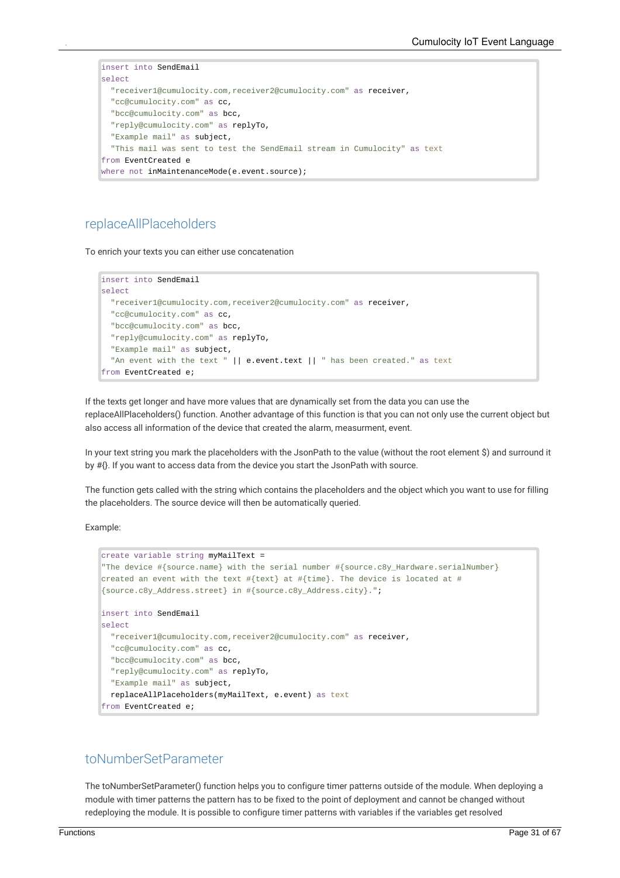```
insert into SendEmail
select
  "receiver1@cumulocity.com,receiver2@cumulocity.com" as receiver,
  "cc@cumulocity.com" as cc,
  "bcc@cumulocity.com" as bcc,
  "reply@cumulocity.com" as replyTo,
  "Example mail" as subject,
  "This mail was sent to test the SendEmail stream in Cumulocity" as text
from EventCreated e
where not inMaintenanceMode(e.event.source);
```

## replaceAllPlaceholders

To enrich your texts you can either use concatenation

```
insert into SendEmail
select
  "receiver1@cumulocity.com,receiver2@cumulocity.com" as receiver,
  "cc@cumulocity.com" as cc,
  "bcc@cumulocity.com" as bcc,
  "reply@cumulocity.com" as replyTo,
  "Example mail" as subject,
  "An event with the text " || e.event.text || " has been created." as text
from EventCreated e;
```

If the texts get longer and have more values that are dynamically set from the data you can use the replaceAllPlaceholders() function. Another advantage of this function is that you can not only use the current object but also access all information of the device that created the alarm, measurment, event.

In your text string you mark the placeholders with the JsonPath to the value (without the root element $) and surround it by #{}. If you want to access data from the device you start the JsonPath with source.

The function gets called with the string which contains the placeholders and the object which you want to use for filling the placeholders. The source device will then be automatically queried.

Example:

```
create variable string myMailText =
"The device #{source.name} with the serial number #{source.c8y_Hardware.serialNumber}
created an event with the text #{text} at #{time}. The device is located at #
{source.c8y_Address.street} in #{source.c8y_Address.city}.";

insert into SendEmail
select
  "receiver1@cumulocity.com,receiver2@cumulocity.com" as receiver,
  "cc@cumulocity.com" as cc,
  "bcc@cumulocity.com" as bcc,
  "reply@cumulocity.com" as replyTo,
  "Example mail" as subject,
  replaceAllPlaceholders(myMailText, e.event) as text
from EventCreated e;
```

## toNumberSetParameter

The toNumberSetParameter() function helps you to configure timer patterns outside of the module. When deploying a module with timer patterns the pattern has to be fixed to the point of deployment and cannot be changed without redeploying the module. It is possible to configure timer patterns with variables if the variables get resolved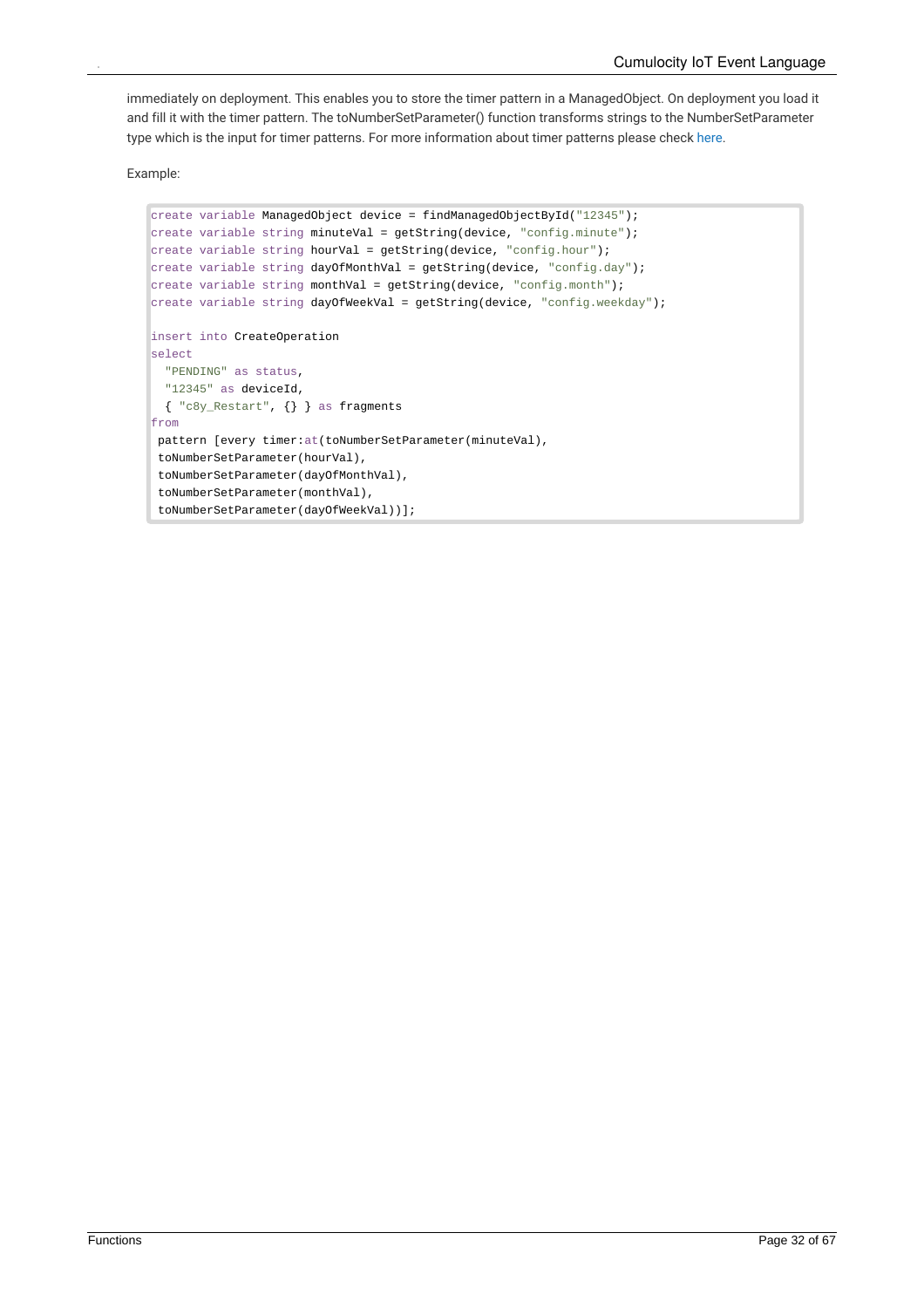immediately on deployment. This enables you to store the timer pattern in a ManagedObject. On deployment you load it and fill it with the timer pattern. The toNumberSetParameter() function transforms strings to the NumberSetParameter type which is the input for timer patterns. For more information about timer patterns please check here.

Example:

```
create variable ManagedObject device = findManagedObjectById("12345");
create variable string minuteVal = getString(device, "config.minute");
create variable string hourVal = getString(device, "config.hour");
create variable string dayOfMonthVal = getString(device, "config.day");
create variable string monthVal = getString(device, "config.month");
create variable string dayOfWeekVal = getString(device, "config.weekday");

insert into CreateOperation
select
  "PENDING" as status,
  "12345" as deviceId,
  { "c8y_Restart", {} } as fragments
from
 pattern [every timer:at(toNumberSetParameter(minuteVal),
 toNumberSetParameter(hourVal),
 toNumberSetParameter(dayOfMonthVal),
 toNumberSetParameter(monthVal),
 toNumberSetParameter(dayOfWeekVal))];
```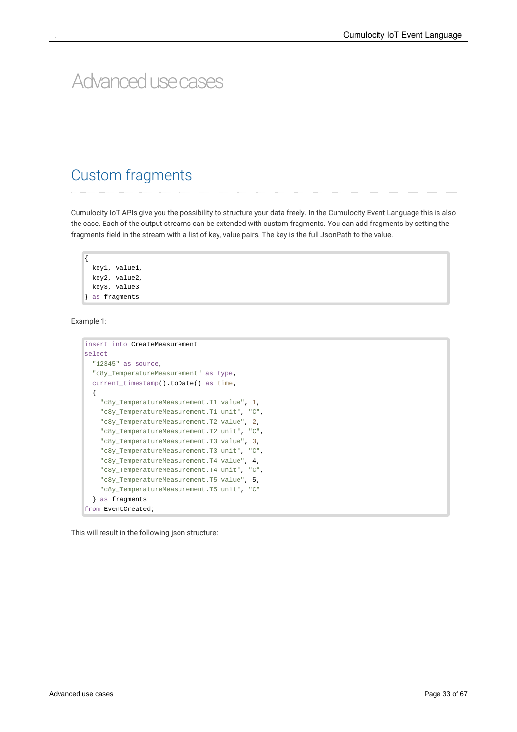# Advanced use cases

## Custom fragments

Cumulocity IoT APIs give you the possibility to structure your data freely. In the Cumulocity Event Language this is also the case. Each of the output streams can be extended with custom fragments. You can add fragments by setting the fragments field in the stream with a list of key, value pairs. The key is the full JsonPath to the value.

```
{
  key1, value1,
  key2, value2,
  key3, value3
} as fragments
```

Example 1:

```
insert into CreateMeasurement
select
  "12345" as source,
  "c8y_TemperatureMeasurement" as type,
  current_timestamp().toDate() as time,
  {
    "c8y_TemperatureMeasurement.T1.value", 1,
    "c8y_TemperatureMeasurement.T1.unit", "C",
    "c8y_TemperatureMeasurement.T2.value", 2,
    "c8y_TemperatureMeasurement.T2.unit", "C",
    "c8y_TemperatureMeasurement.T3.value", 3,
    "c8y_TemperatureMeasurement.T3.unit", "C",
    "c8y_TemperatureMeasurement.T4.value", 4,
    "c8y_TemperatureMeasurement.T4.unit", "C",
    "c8y_TemperatureMeasurement.T5.value", 5,
    "c8y_TemperatureMeasurement.T5.unit", "C"
  } as fragments
from EventCreated;
```

This will result in the following json structure: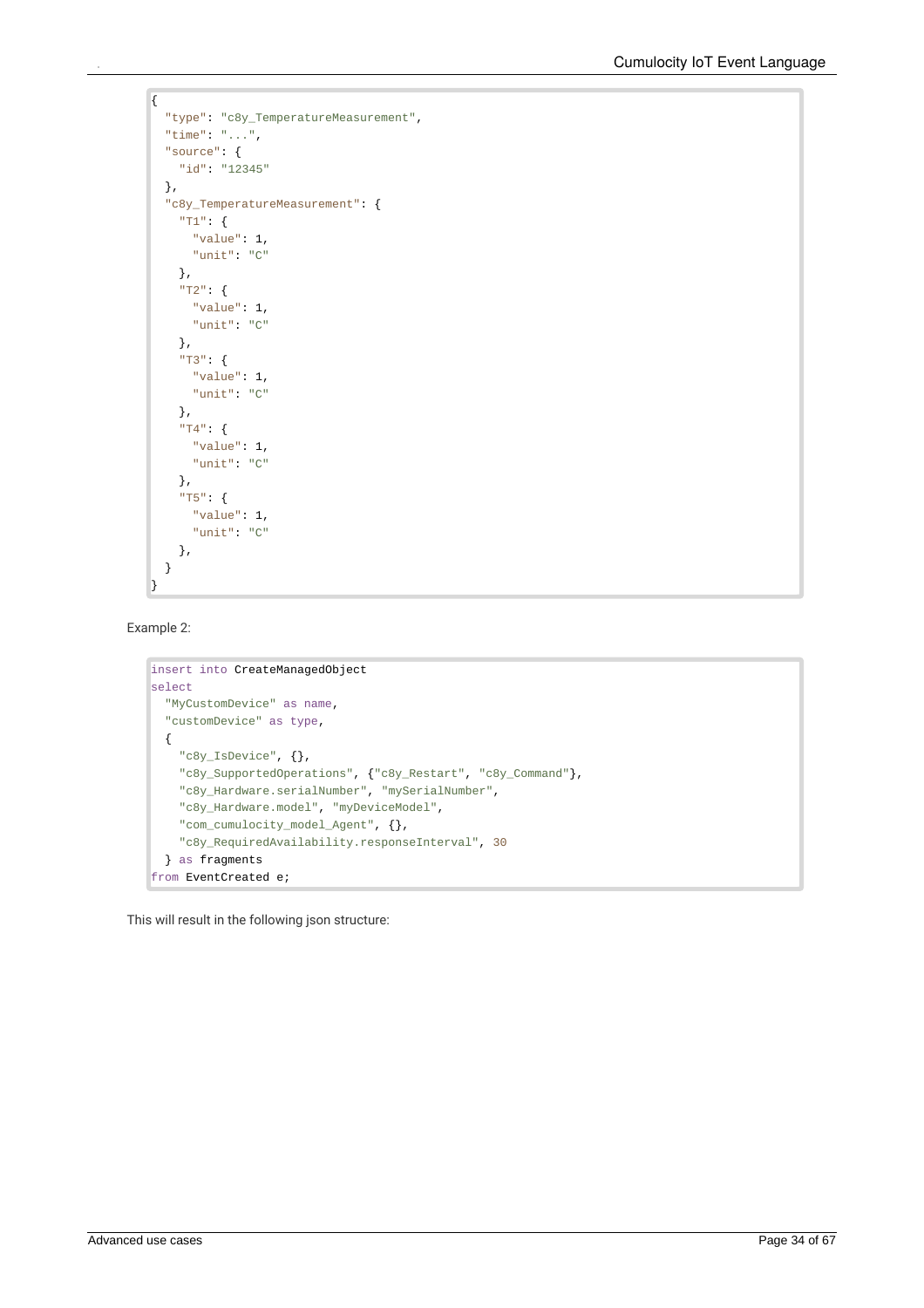```
{
  "type": "c8y_TemperatureMeasurement",
  "time": "...",
  "source": {
    "id": "12345"
  },
  "c8y_TemperatureMeasurement": {
    "T1": {
      "value": 1,
      "unit": "C"
    },
    "T2": {
      "value": 1,
      "unit": "C"
    },
    "T3": {
      "value": 1,
      "unit": "C"
    },
    "T4": {
      "value": 1,
      "unit": "C"
    },
    "T5": {
      "value": 1,
      "unit": "C"
    },
  }
}
```

Example 2:

```
insert into CreateManagedObject
select
  "MyCustomDevice" as name,
  "customDevice" as type,
  {
    "c8y_IsDevice", {},
    "c8y_SupportedOperations", {"c8y_Restart", "c8y_Command"},
    "c8y_Hardware.serialNumber", "mySerialNumber",
    "c8y_Hardware.model", "myDeviceModel",
    "com_cumulocity_model_Agent", {},
    "c8y_RequiredAvailability.responseInterval", 30
  } as fragments
from EventCreated e;
```

This will result in the following json structure: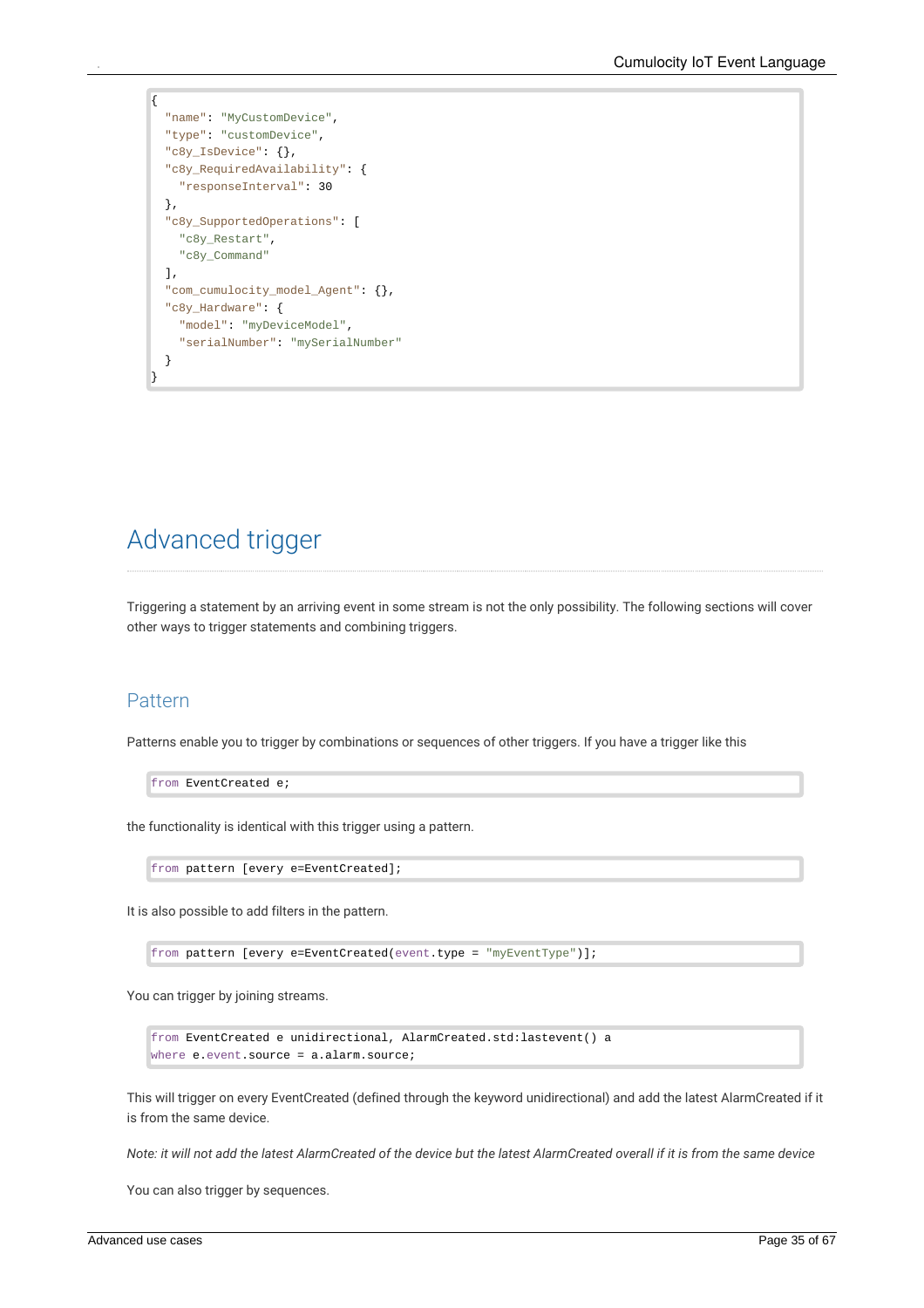```
{
  "name": "MyCustomDevice",
  "type": "customDevice",
  "c8y_IsDevice": {},
  "c8y_RequiredAvailability": {
    "responseInterval": 30
  },
  "c8y_SupportedOperations": [
    "c8y_Restart",
    "c8y_Command"
  ],
  "com_cumulocity_model_Agent": {},
  "c8y_Hardware": {
    "model": "myDeviceModel",
    "serialNumber": "mySerialNumber"
  }
}
```

# Advanced trigger

Triggering a statement by an arriving event in some stream is not the only possibility. The following sections will cover other ways to trigger statements and combining triggers.

## Pattern

Patterns enable you to trigger by combinations or sequences of other triggers. If you have a trigger like this

```
from EventCreated e;
```

the functionality is identical with this trigger using a pattern.

```
from pattern [every e=EventCreated];
```

It is also possible to add filters in the pattern.

```
from pattern [every e=EventCreated(event.type = "myEventType")];
```

You can trigger by joining streams.

```
from EventCreated e unidirectional, AlarmCreated.std:lastevent() a
where e.event.source = a.alarm.source;
```

This will trigger on every EventCreated (defined through the keyword unidirectional) and add the latest AlarmCreated if it is from the same device.

*Note: it will not add the latest AlarmCreated of the device but the latest AlarmCreated overall if it is from the same device*

You can also trigger by sequences.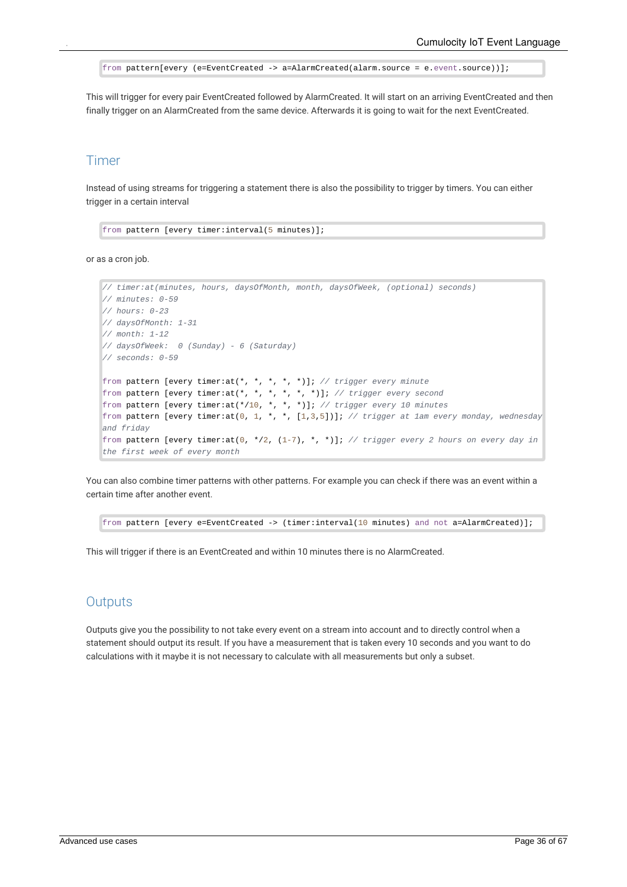```
from pattern[every (e=EventCreated -> a=AlarmCreated(alarm.source = e.event.source))];
```

This will trigger for every pair EventCreated followed by AlarmCreated. It will start on an arriving EventCreated and then finally trigger on an AlarmCreated from the same device. Afterwards it is going to wait for the next EventCreated.

## Timer

Instead of using streams for triggering a statement there is also the possibility to trigger by timers. You can either trigger in a certain interval

```
from pattern [every timer:interval(5 minutes)];
```

or as a cron job.

```
// timer:at(minutes, hours, daysOfMonth, month, daysOfWeek, (optional) seconds)
// minutes: 0-59
// hours: 0-23
// daysOfMonth: 1-31
// month: 1-12
// daysOfWeek:  0 (Sunday) - 6 (Saturday)
// seconds: 0-59

from pattern [every timer:at(*, *, *, *, *)]; // trigger every minute
from pattern [every timer:at(*, *, *, *, *, *)]; // trigger every second
from pattern [every timer:at(*/10, *, *, *, *)]; // trigger every 10 minutes
from pattern [every timer:at(0, 1, *, *, [1,3,5])]; // trigger at 1am every monday, wednesday and friday
from pattern [every timer:at(0, */2, (1-7), *, *)]; // trigger every 2 hours on every day in the first week of every month
```

You can also combine timer patterns with other patterns. For example you can check if there was an event within a certain time after another event.

```
from pattern [every e=EventCreated -> (timer:interval(10 minutes) and not a=AlarmCreated)];
```

This will trigger if there is an EventCreated and within 10 minutes there is no AlarmCreated.

## Outputs

Outputs give you the possibility to not take every event on a stream into account and to directly control when a statement should output its result. If you have a measurement that is taken every 10 seconds and you want to do calculations with it maybe it is not necessary to calculate with all measurements but only a subset.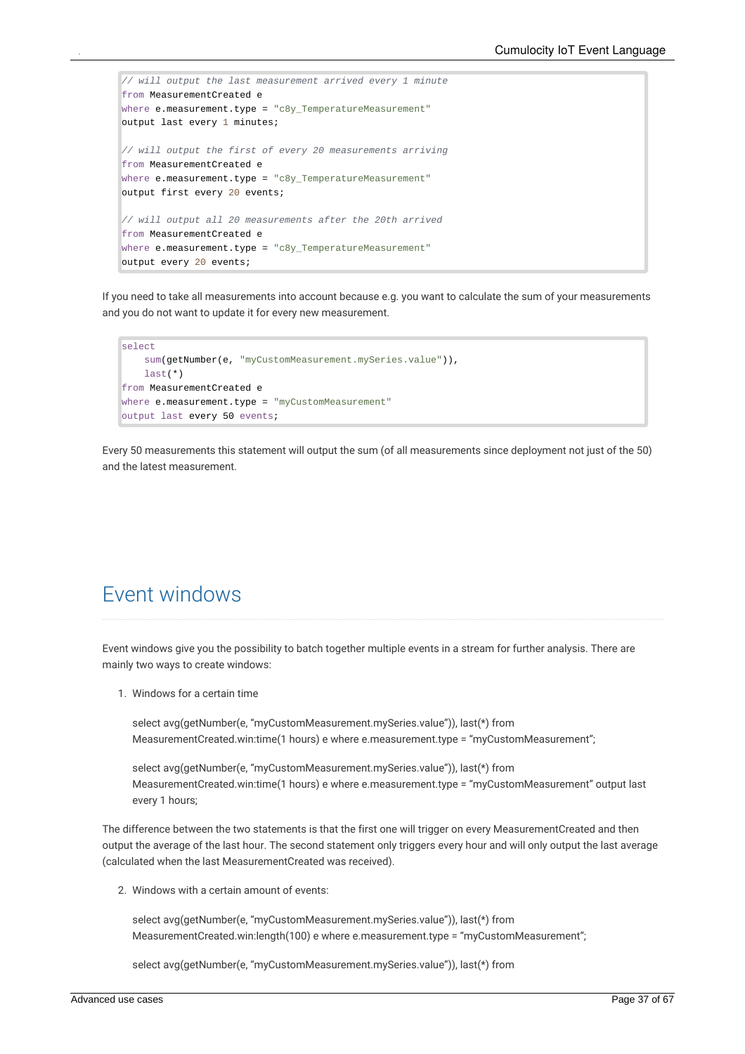```
// will output the last measurement arrived every 1 minute
from MeasurementCreated e
where e.measurement.type = "c8y_TemperatureMeasurement"
output last every 1 minutes;

// will output the first of every 20 measurements arriving
from MeasurementCreated e
where e.measurement.type = "c8y_TemperatureMeasurement"
output first every 20 events;

// will output all 20 measurements after the 20th arrived
from MeasurementCreated e
where e.measurement.type = "c8y_TemperatureMeasurement"
output every 20 events;
```

If you need to take all measurements into account because e.g. you want to calculate the sum of your measurements and you do not want to update it for every new measurement.

```
select
    sum(getNumber(e, "myCustomMeasurement.mySeries.value")),
    last(*)
from MeasurementCreated e
where e.measurement.type = "myCustomMeasurement"
output last every 50 events;
```

Every 50 measurements this statement will output the sum (of all measurements since deployment not just of the 50) and the latest measurement.

## Event windows

Event windows give you the possibility to batch together multiple events in a stream for further analysis. There are mainly two ways to create windows:

1. Windows for a certain time

   select avg(getNumber(e, "myCustomMeasurement.mySeries.value")), last(*) from MeasurementCreated.win:time(1 hours) e where e.measurement.type = "myCustomMeasurement";

   select avg(getNumber(e, "myCustomMeasurement.mySeries.value")), last(*) from MeasurementCreated.win:time(1 hours) e where e.measurement.type = "myCustomMeasurement" output last every 1 hours;

The difference between the two statements is that the first one will trigger on every MeasurementCreated and then output the average of the last hour. The second statement only triggers every hour and will only output the last average (calculated when the last MeasurementCreated was received).

2. Windows with a certain amount of events:

   select avg(getNumber(e, "myCustomMeasurement.mySeries.value")), last(*) from MeasurementCreated.win:length(100) e where e.measurement.type = "myCustomMeasurement";

   select avg(getNumber(e, "myCustomMeasurement.mySeries.value")), last(*) from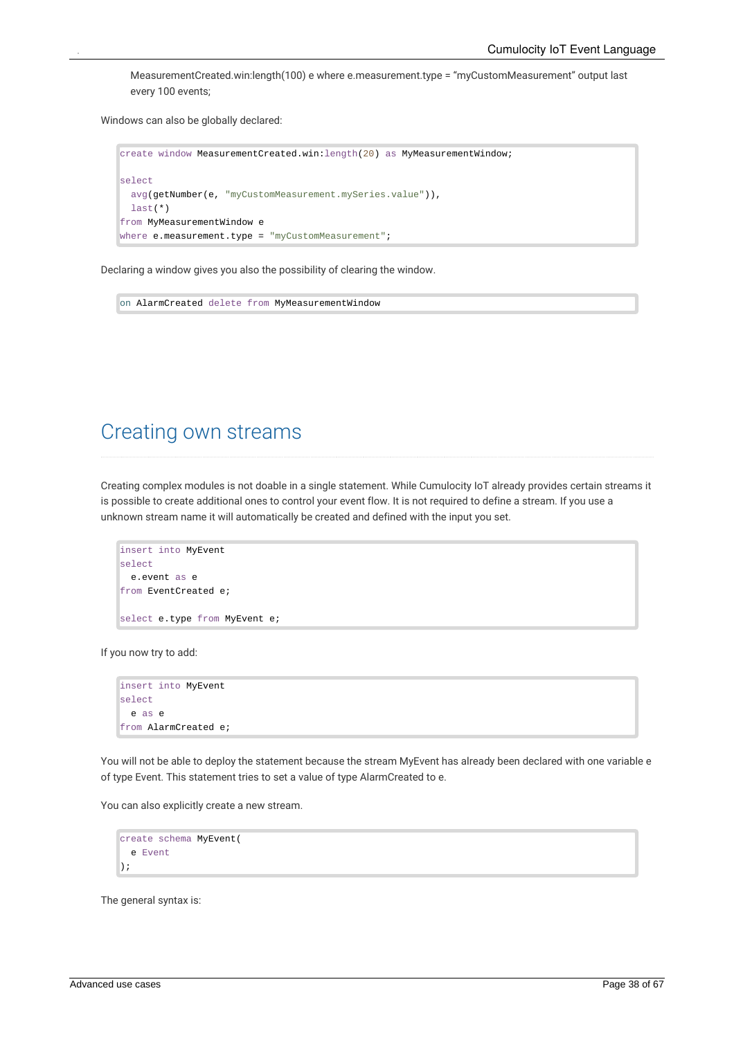MeasurementCreated.win:length(100) e where e.measurement.type = “myCustomMeasurement” output last every 100 events;

Windows can also be globally declared:

```
create window MeasurementCreated.win:length(20) as MyMeasurementWindow;

select
  avg(getNumber(e, "myCustomMeasurement.mySeries.value")),
  last(*)
from MyMeasurementWindow e
where e.measurement.type = "myCustomMeasurement";
```

Declaring a window gives you also the possibility of clearing the window.

```
on AlarmCreated delete from MyMeasurementWindow
```

# Creating own streams

Creating complex modules is not doable in a single statement. While Cumulocity IoT already provides certain streams it is possible to create additional ones to control your event flow. It is not required to define a stream. If you use a unknown stream name it will automatically be created and defined with the input you set.

```
insert into MyEvent
select
  e.event as e
from EventCreated e;

select e.type from MyEvent e;
```

If you now try to add:

```
insert into MyEvent
select
  e as e
from AlarmCreated e;
```

You will not be able to deploy the statement because the stream MyEvent has already been declared with one variable e of type Event. This statement tries to set a value of type AlarmCreated to e.

You can also explicitly create a new stream.

```
create schema MyEvent(
  e Event
);
```

The general syntax is: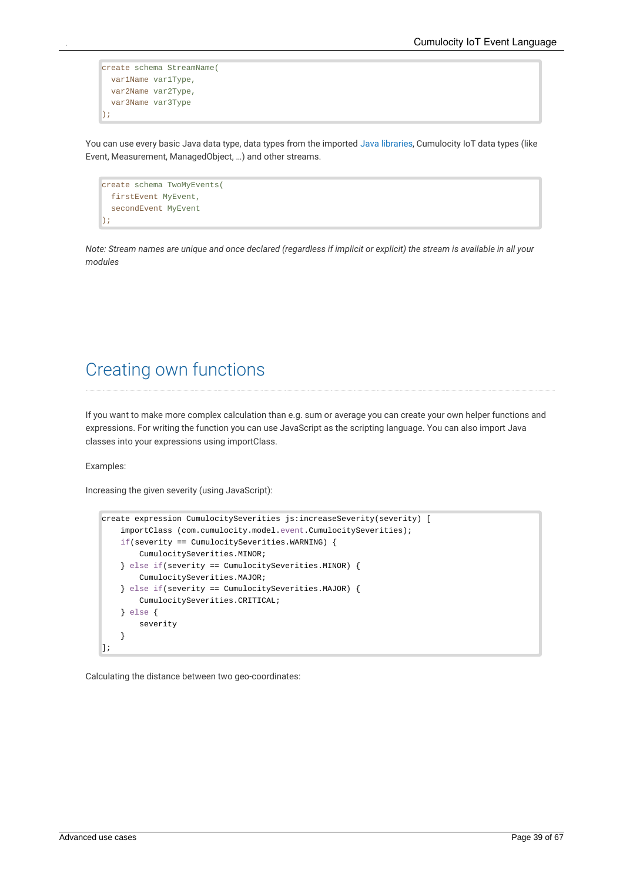```
create schema StreamName(
  var1Name var1Type,
  var2Name var2Type,
  var3Name var3Type
);
```

You can use every basic Java data type, data types from the imported Java libraries, Cumulocity IoT data types (like Event, Measurement, ManagedObject, …) and other streams.

```
create schema TwoMyEvents(
  firstEvent MyEvent,
  secondEvent MyEvent
);
```

*Note: Stream names are unique and once declared (regardless if implicit or explicit) the stream is available in all your modules*

## Creating own functions

If you want to make more complex calculation than e.g. sum or average you can create your own helper functions and expressions. For writing the function you can use JavaScript as the scripting language. You can also import Java classes into your expressions using importClass.

Examples:

Increasing the given severity (using JavaScript):

```
create expression CumulocitySeverities js:increaseSeverity(severity) [
    importClass (com.cumulocity.model.event.CumulocitySeverities);
    if(severity == CumulocitySeverities.WARNING) {
        CumulocitySeverities.MINOR;
    } else if(severity == CumulocitySeverities.MINOR) {
        CumulocitySeverities.MAJOR;
    } else if(severity == CumulocitySeverities.MAJOR) {
        CumulocitySeverities.CRITICAL;
    } else {
        severity
    }
];
```

Calculating the distance between two geo-coordinates: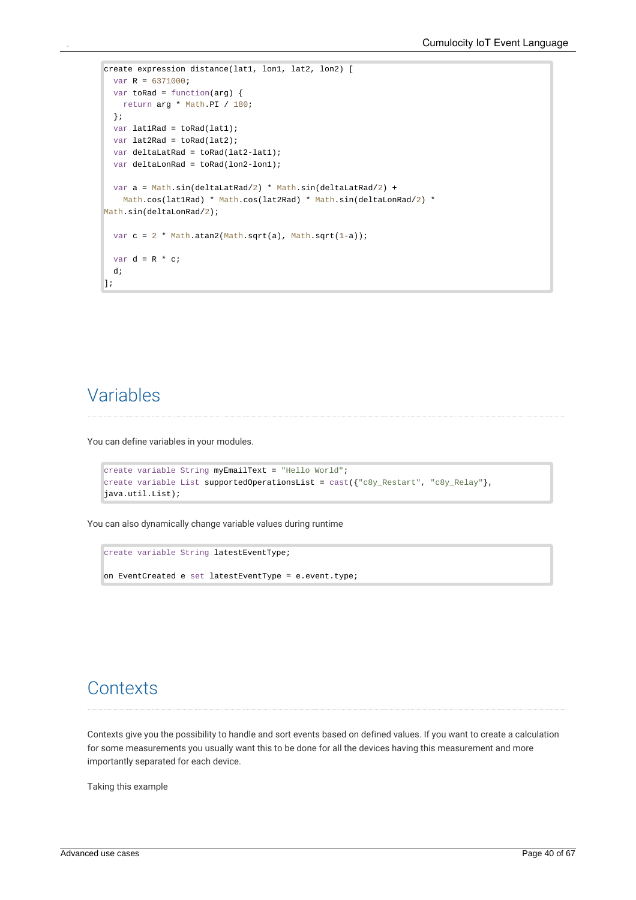```
create expression distance(lat1, lon1, lat2, lon2) [
  var R = 6371000;
  var toRad = function(arg) {
    return arg * Math.PI / 180;
  };
  var lat1Rad = toRad(lat1);
  var lat2Rad = toRad(lat2);
  var deltaLatRad = toRad(lat2-lat1);
  var deltaLonRad = toRad(lon2-lon1);

  var a = Math.sin(deltaLatRad/2) * Math.sin(deltaLatRad/2) +
    Math.cos(lat1Rad) * Math.cos(lat2Rad) * Math.sin(deltaLonRad/2) *
Math.sin(deltaLonRad/2);

  var c = 2 * Math.atan2(Math.sqrt(a), Math.sqrt(1-a));

  var d = R * c;
  d;
];
```

## Variables

You can define variables in your modules.

```
create variable String myEmailText = "Hello World";
create variable List supportedOperationsList = cast({"c8y_Restart", "c8y_Relay"},
java.util.List);
```

You can also dynamically change variable values during runtime

```
create variable String latestEventType;

on EventCreated e set latestEventType = e.event.type;
```

## Contexts

Contexts give you the possibility to handle and sort events based on defined values. If you want to create a calculation for some measurements you usually want this to be done for all the devices having this measurement and more importantly separated for each device.

Taking this example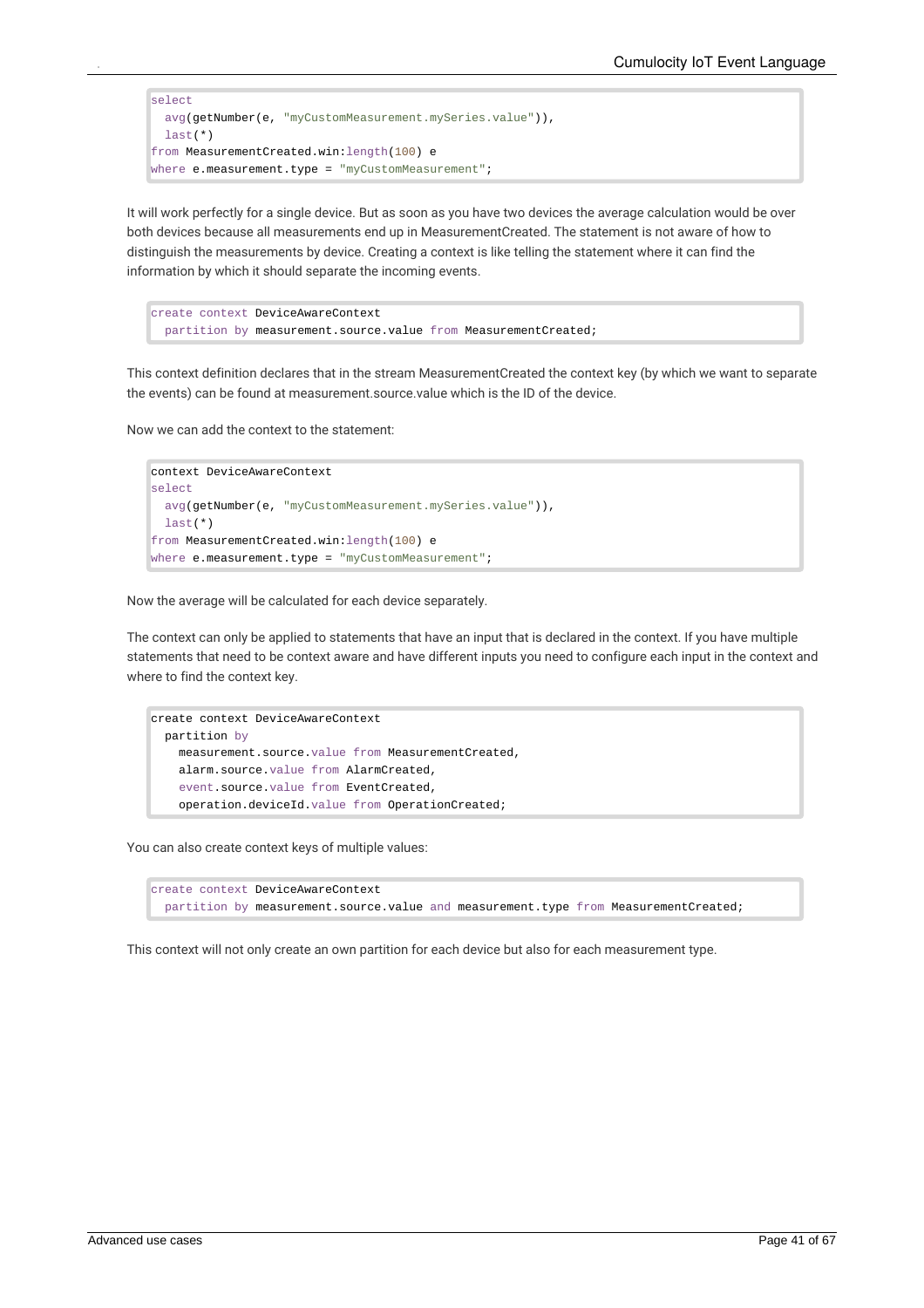```
select
  avg(getNumber(e, "myCustomMeasurement.mySeries.value")),
  last(*)
from MeasurementCreated.win:length(100) e
where e.measurement.type = "myCustomMeasurement";
```

It will work perfectly for a single device. But as soon as you have two devices the average calculation would be over both devices because all measurements end up in MeasurementCreated. The statement is not aware of how to distinguish the measurements by device. Creating a context is like telling the statement where it can find the information by which it should separate the incoming events.

```
create context DeviceAwareContext
  partition by measurement.source.value from MeasurementCreated;
```

This context definition declares that in the stream MeasurementCreated the context key (by which we want to separate the events) can be found at measurement.source.value which is the ID of the device.

Now we can add the context to the statement:

```
context DeviceAwareContext
select
  avg(getNumber(e, "myCustomMeasurement.mySeries.value")),
  last(*)
from MeasurementCreated.win:length(100) e
where e.measurement.type = "myCustomMeasurement";
```

Now the average will be calculated for each device separately.

The context can only be applied to statements that have an input that is declared in the context. If you have multiple statements that need to be context aware and have different inputs you need to configure each input in the context and where to find the context key.

```
create context DeviceAwareContext
  partition by
    measurement.source.value from MeasurementCreated,
    alarm.source.value from AlarmCreated,
    event.source.value from EventCreated,
    operation.deviceId.value from OperationCreated;
```

You can also create context keys of multiple values:

```
create context DeviceAwareContext
  partition by measurement.source.value and measurement.type from MeasurementCreated;
```

This context will not only create an own partition for each device but also for each measurement type.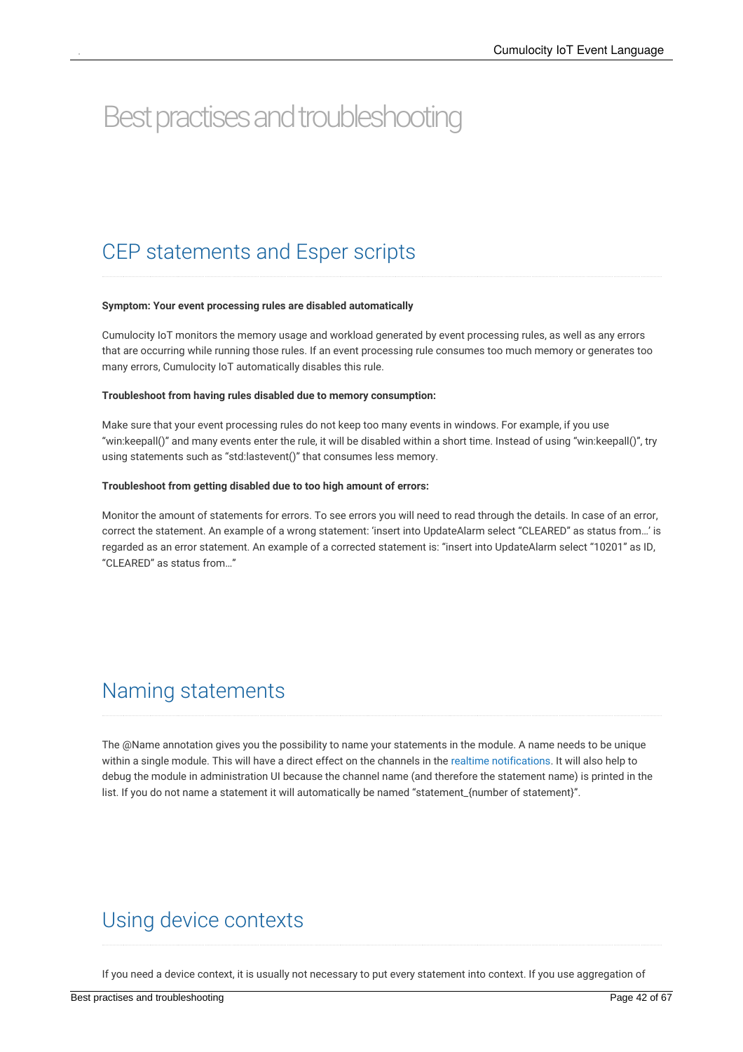# Best practises and troubleshooting

## CEP statements and Esper scripts

**Symptom: Your event processing rules are disabled automatically**

Cumulocity IoT monitors the memory usage and workload generated by event processing rules, as well as any errors that are occurring while running those rules. If an event processing rule consumes too much memory or generates too many errors, Cumulocity IoT automatically disables this rule.

**Troubleshoot from having rules disabled due to memory consumption:**

Make sure that your event processing rules do not keep too many events in windows. For example, if you use "win:keepall()" and many events enter the rule, it will be disabled within a short time. Instead of using "win:keepall()", try using statements such as "std:lastevent()" that consumes less memory.

**Troubleshoot from getting disabled due to too high amount of errors:**

Monitor the amount of statements for errors. To see errors you will need to read through the details. In case of an error, correct the statement. An example of a wrong statement: 'insert into UpdateAlarm select "CLEARED" as status from…' is regarded as an error statement. An example of a corrected statement is: "insert into UpdateAlarm select "10201" as ID, "CLEARED" as status from…"

## Naming statements

The @Name annotation gives you the possibility to name your statements in the module. A name needs to be unique within a single module. This will have a direct effect on the channels in the realtime notifications. It will also help to debug the module in administration UI because the channel name (and therefore the statement name) is printed in the list. If you do not name a statement it will automatically be named "statement_{number of statement}".

## Using device contexts

If you need a device context, it is usually not necessary to put every statement into context. If you use aggregation of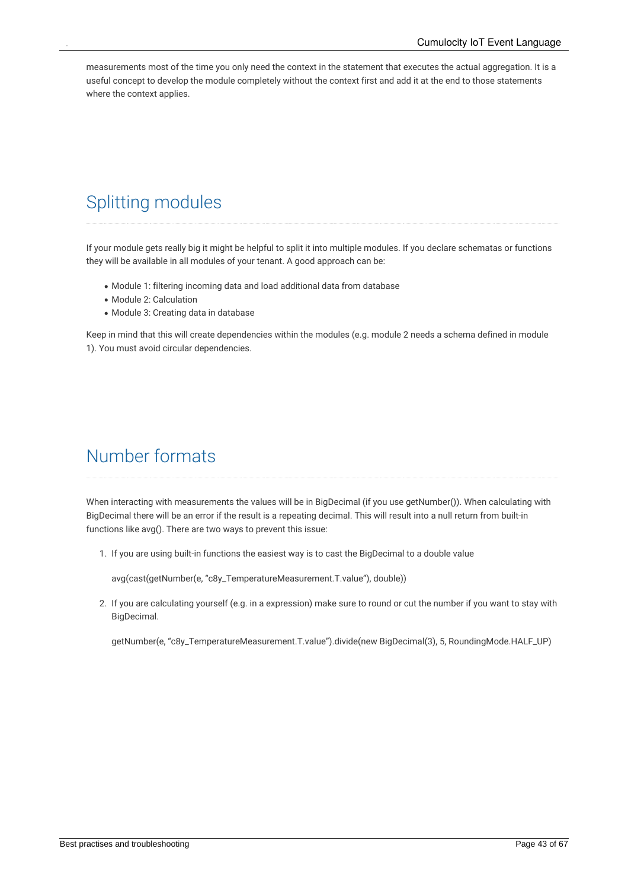measurements most of the time you only need the context in the statement that executes the actual aggregation. It is a useful concept to develop the module completely without the context first and add it at the end to those statements where the context applies.

## Splitting modules

If your module gets really big it might be helpful to split it into multiple modules. If you declare schematas or functions they will be available in all modules of your tenant. A good approach can be:

- Module 1: filtering incoming data and load additional data from database
- Module 2: Calculation
- Module 3: Creating data in database

Keep in mind that this will create dependencies within the modules (e.g. module 2 needs a schema defined in module 1). You must avoid circular dependencies.

## Number formats

When interacting with measurements the values will be in BigDecimal (if you use getNumber()). When calculating with BigDecimal there will be an error if the result is a repeating decimal. This will result into a null return from built-in functions like avg(). There are two ways to prevent this issue:

1. If you are using built-in functions the easiest way is to cast the BigDecimal to a double value

   ```
   avg(cast(getNumber(e, “c8y_TemperatureMeasurement.T.value”), double))
   ```

2. If you are calculating yourself (e.g. in a expression) make sure to round or cut the number if you want to stay with BigDecimal.

   ```
   getNumber(e, “c8y_TemperatureMeasurement.T.value”).divide(new BigDecimal(3), 5, RoundingMode.HALF_UP)
   ```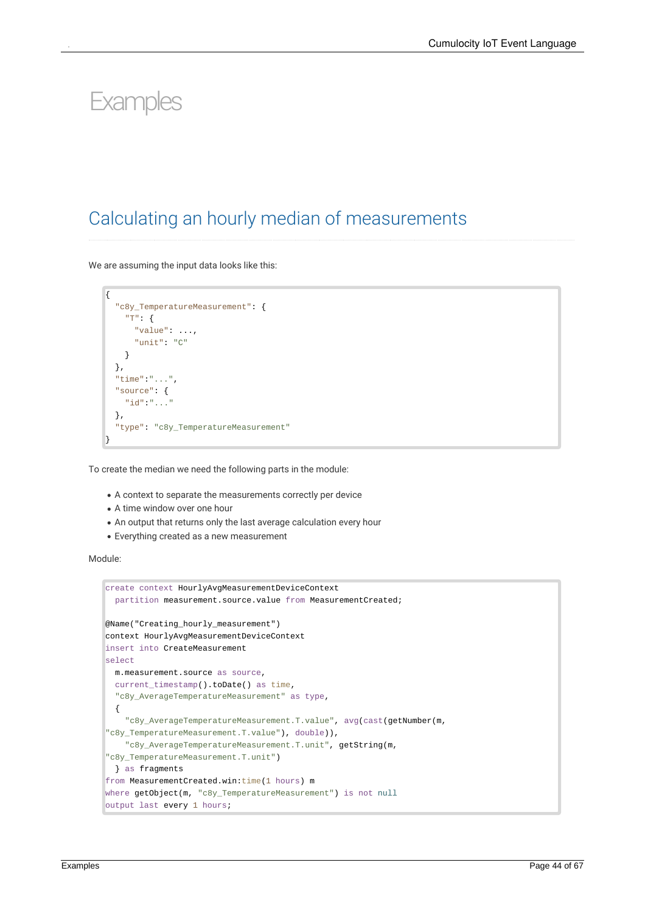# Examples

## Calculating an hourly median of measurements

We are assuming the input data looks like this:

```
{
  "c8y_TemperatureMeasurement": {
    "T": {
      "value": ...,
      "unit": "C"
    }
  },
  "time":"...",
  "source": {
    "id":"..."
  },
  "type": "c8y_TemperatureMeasurement"
}
```

To create the median we need the following parts in the module:

- A context to separate the measurements correctly per device
- A time window over one hour
- An output that returns only the last average calculation every hour
- Everything created as a new measurement

Module:

```
create context HourlyAvgMeasurementDeviceContext
  partition measurement.source.value from MeasurementCreated;

@Name("Creating_hourly_measurement")
context HourlyAvgMeasurementDeviceContext
insert into CreateMeasurement
select
  m.measurement.source as source,
  current_timestamp().toDate() as time,
  "c8y_AverageTemperatureMeasurement" as type,
  {
    "c8y_AverageTemperatureMeasurement.T.value", avg(cast(getNumber(m,
"c8y_TemperatureMeasurement.T.value"), double)),
    "c8y_AverageTemperatureMeasurement.T.unit", getString(m,
"c8y_TemperatureMeasurement.T.unit")
  } as fragments
from MeasurementCreated.win:time(1 hours) m
where getObject(m, "c8y_TemperatureMeasurement") is not null
output last every 1 hours;
```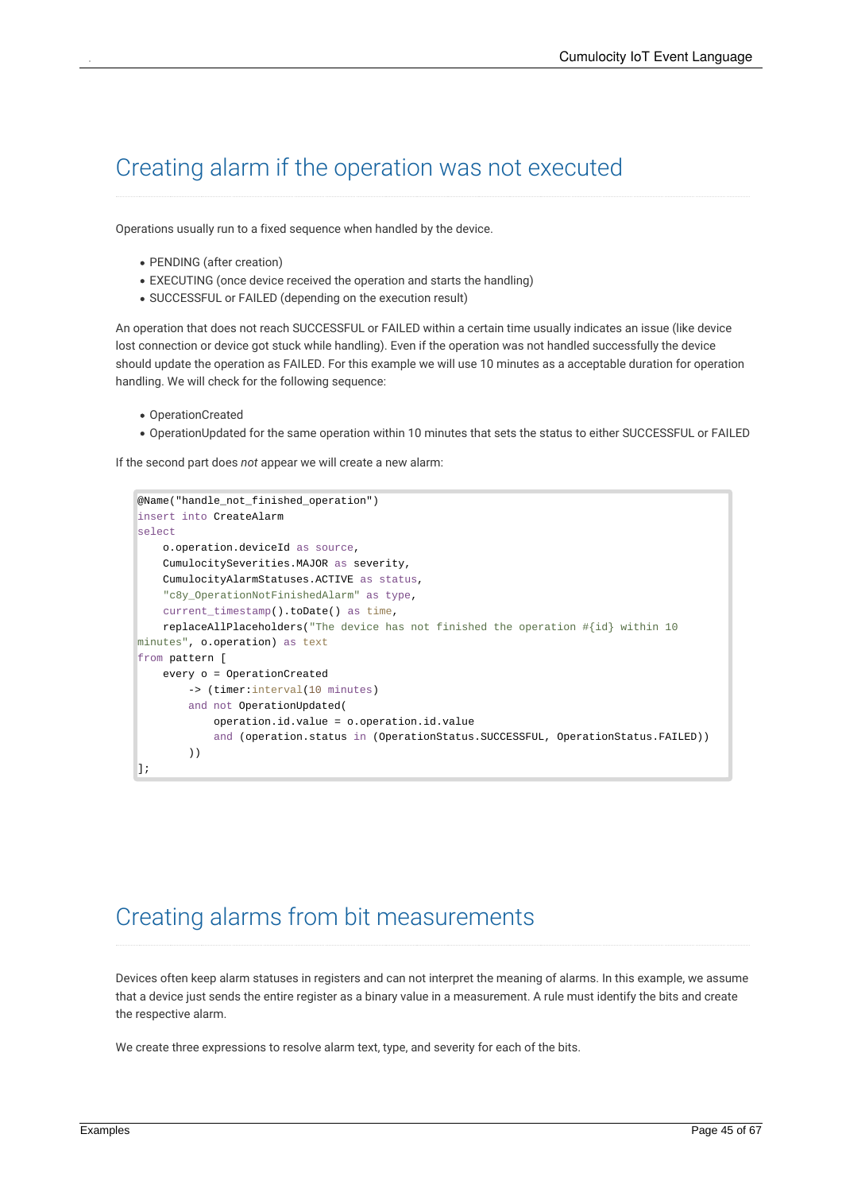# Creating alarm if the operation was not executed

Operations usually run to a fixed sequence when handled by the device.

- PENDING (after creation)
- EXECUTING (once device received the operation and starts the handling)
- SUCCESSFUL or FAILED (depending on the execution result)

An operation that does not reach SUCCESSFUL or FAILED within a certain time usually indicates an issue (like device lost connection or device got stuck while handling). Even if the operation was not handled successfully the device should update the operation as FAILED. For this example we will use 10 minutes as a acceptable duration for operation handling. We will check for the following sequence:

- OperationCreated
- OperationUpdated for the same operation within 10 minutes that sets the status to either SUCCESSFUL or FAILED

If the second part does *not* appear we will create a new alarm:

```
@Name("handle_not_finished_operation")
insert into CreateAlarm
select
    o.operation.deviceId as source,
    CumulocitySeverities.MAJOR as severity,
    CumulocityAlarmStatuses.ACTIVE as status,
    "c8y_OperationNotFinishedAlarm" as type,
    current_timestamp().toDate() as time,
    replaceAllPlaceholders("The device has not finished the operation #{id} within 10 minutes", o.operation) as text
from pattern [
    every o = OperationCreated
        -> (timer:interval(10 minutes)
        and not OperationUpdated(
            operation.id.value = o.operation.id.value
            and (operation.status in (OperationStatus.SUCCESSFUL, OperationStatus.FAILED))
        ))
];
```

# Creating alarms from bit measurements

Devices often keep alarm statuses in registers and can not interpret the meaning of alarms. In this example, we assume that a device just sends the entire register as a binary value in a measurement. A rule must identify the bits and create the respective alarm.

We create three expressions to resolve alarm text, type, and severity for each of the bits.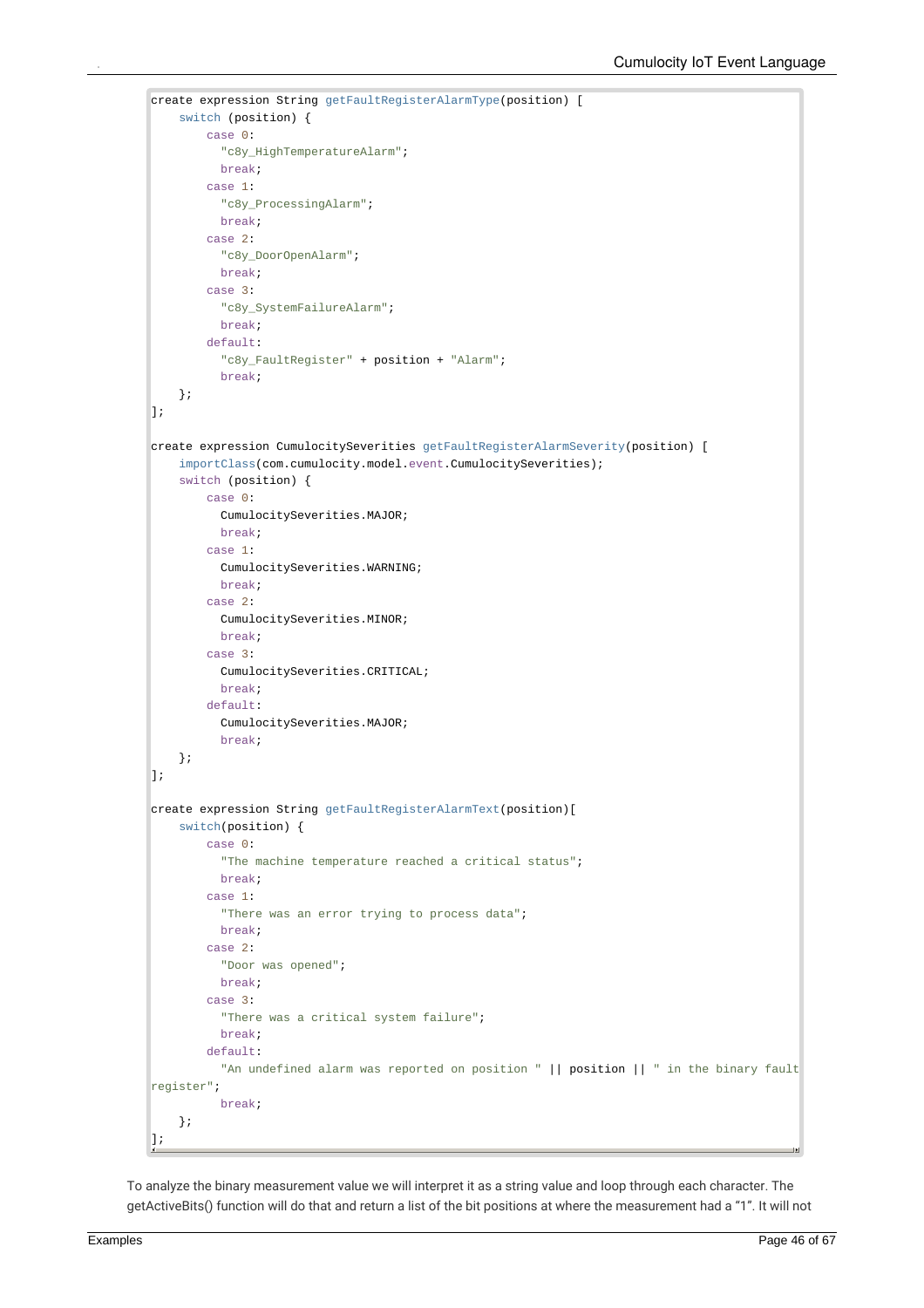```
create expression String getFaultRegisterAlarmType(position) [
    switch (position) {
        case 0:
          "c8y_HighTemperatureAlarm";
          break;
        case 1:
          "c8y_ProcessingAlarm";
          break;
        case 2:
          "c8y_DoorOpenAlarm";
          break;
        case 3:
          "c8y_SystemFailureAlarm";
          break;
        default:
          "c8y_FaultRegister" + position + "Alarm";
          break;
    };
];

create expression CumulocitySeverities getFaultRegisterAlarmSeverity(position) [
    importClass(com.cumulocity.model.event.CumulocitySeverities);
    switch (position) {
        case 0:
          CumulocitySeverities.MAJOR;
          break;
        case 1:
          CumulocitySeverities.WARNING;
          break;
        case 2:
          CumulocitySeverities.MINOR;
          break;
        case 3:
          CumulocitySeverities.CRITICAL;
          break;
        default:
          CumulocitySeverities.MAJOR;
          break;
    };
];

create expression String getFaultRegisterAlarmText(position)[
    switch(position) {
        case 0:
          "The machine temperature reached a critical status";
          break;
        case 1:
          "There was an error trying to process data";
          break;
        case 2:
          "Door was opened";
          break;
        case 3:
          "There was a critical system failure";
          break;
        default:
          "An undefined alarm was reported on position " || position || " in the binary fault
register";
          break;
    };
];
```

To analyze the binary measurement value we will interpret it as a string value and loop through each character. The getActiveBits() function will do that and return a list of the bit positions at where the measurement had a "1". It will not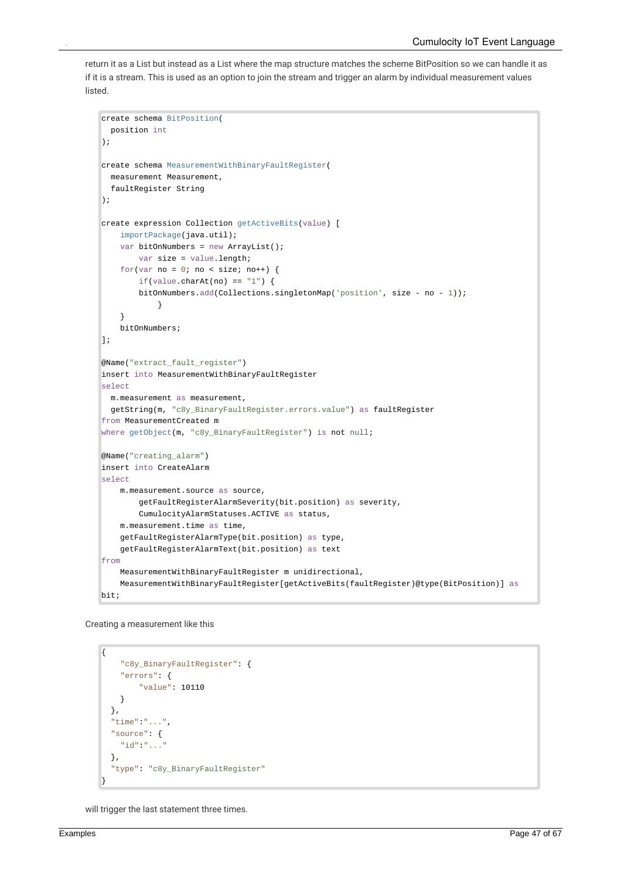return it as a List but instead as a List where the map structure matches the scheme BitPosition so we can handle it as if it is a stream. This is used as an option to join the stream and trigger an alarm by individual measurement values listed.

```
create schema BitPosition(
  position int
);

create schema MeasurementWithBinaryFaultRegister(
  measurement Measurement,
  faultRegister String
);

create expression Collection getActiveBits(value) [
    importPackage(java.util);
    var bitOnNumbers = new ArrayList();
        var size = value.length;
    for(var no = 0; no < size; no++) {
        if(value.charAt(no) == "1") {
        bitOnNumbers.add(Collections.singletonMap('position', size - no - 1));
            }
    }
    bitOnNumbers;
];

@Name("extract_fault_register")
insert into MeasurementWithBinaryFaultRegister
select
  m.measurement as measurement,
  getString(m, "c8y_BinaryFaultRegister.errors.value") as faultRegister
from MeasurementCreated m
where getObject(m, "c8y_BinaryFaultRegister") is not null;

@Name("creating_alarm")
insert into CreateAlarm
select
    m.measurement.source as source,
        getFaultRegisterAlarmSeverity(bit.position) as severity,
        CumulocityAlarmStatuses.ACTIVE as status,
    m.measurement.time as time,
    getFaultRegisterAlarmType(bit.position) as type,
    getFaultRegisterAlarmText(bit.position) as text
from
    MeasurementWithBinaryFaultRegister m unidirectional,
    MeasurementWithBinaryFaultRegister[getActiveBits(faultRegister)@type(BitPosition)] as
bit;
```

Creating a measurement like this

```
{
    "c8y_BinaryFaultRegister": {
    "errors": {
        "value": 10110
    }
  },
  "time":"...",
  "source": {
    "id":"..."
  },
  "type": "c8y_BinaryFaultRegister"
}
```

will trigger the last statement three times.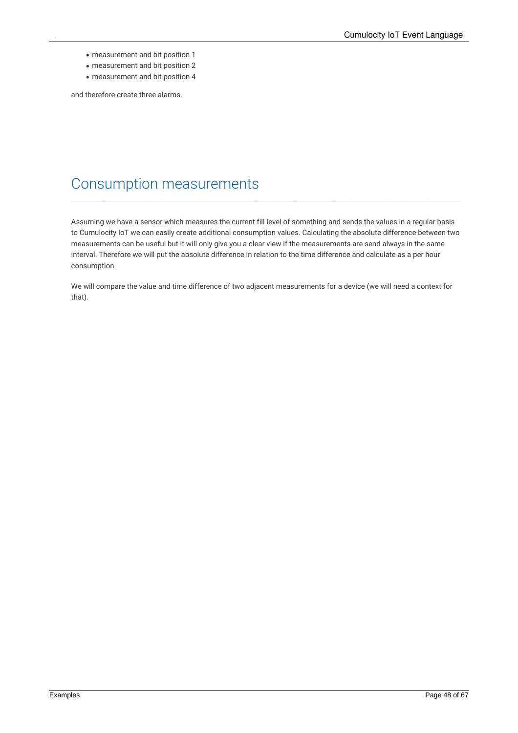- measurement and bit position 1
- measurement and bit position 2
- measurement and bit position 4

and therefore create three alarms.

## Consumption measurements

Assuming we have a sensor which measures the current fill level of something and sends the values in a regular basis to Cumulocity IoT we can easily create additional consumption values. Calculating the absolute difference between two measurements can be useful but it will only give you a clear view if the measurements are send always in the same interval. Therefore we will put the absolute difference in relation to the time difference and calculate as a per hour consumption.

We will compare the value and time difference of two adjacent measurements for a device (we will need a context for that).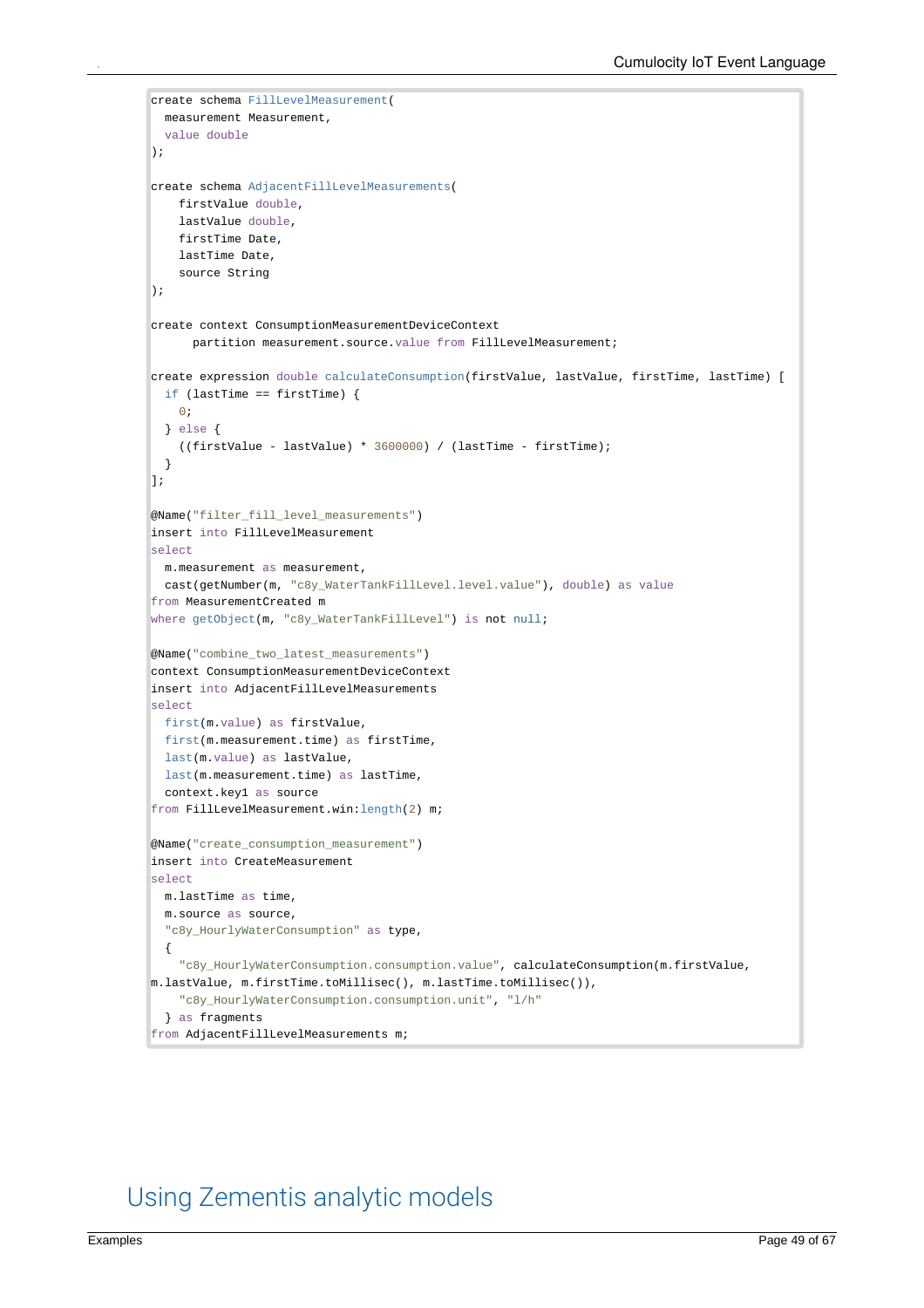```
create schema FillLevelMeasurement(
  measurement Measurement,
  value double
);

create schema AdjacentFillLevelMeasurements(
    firstValue double,
    lastValue double,
    firstTime Date,
    lastTime Date,
    source String
);

create context ConsumptionMeasurementDeviceContext
      partition measurement.source.value from FillLevelMeasurement;

create expression double calculateConsumption(firstValue, lastValue, firstTime, lastTime) [
  if (lastTime == firstTime) {
    0;
  } else {
    ((firstValue - lastValue) * 3600000) / (lastTime - firstTime);
  }
];

@Name("filter_fill_level_measurements")
insert into FillLevelMeasurement
select
  m.measurement as measurement,
  cast(getNumber(m, "c8y_WaterTankFillLevel.level.value"), double) as value
from MeasurementCreated m
where getObject(m, "c8y_WaterTankFillLevel") is not null;

@Name("combine_two_latest_measurements")
context ConsumptionMeasurementDeviceContext
insert into AdjacentFillLevelMeasurements
select
  first(m.value) as firstValue,
  first(m.measurement.time) as firstTime,
  last(m.value) as lastValue,
  last(m.measurement.time) as lastTime,
  context.key1 as source
from FillLevelMeasurement.win:length(2) m;

@Name("create_consumption_measurement")
insert into CreateMeasurement
select
  m.lastTime as time,
  m.source as source,
  "c8y_HourlyWaterConsumption" as type,
  {
    "c8y_HourlyWaterConsumption.consumption.value", calculateConsumption(m.firstValue,
m.lastValue, m.firstTime.toMillisec(), m.lastTime.toMillisec()),
    "c8y_HourlyWaterConsumption.consumption.unit", "l/h"
  } as fragments
from AdjacentFillLevelMeasurements m;
```

## Using Zementis analytic models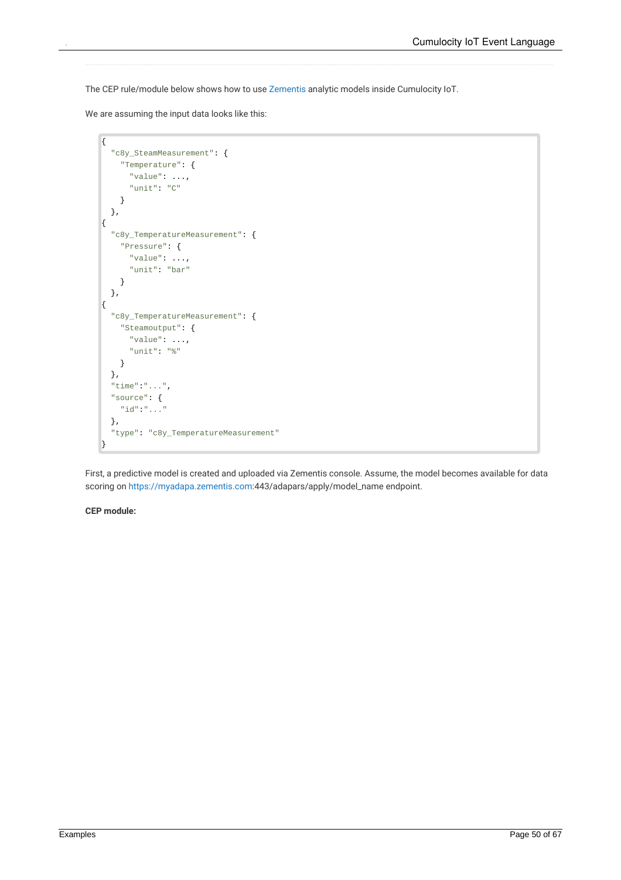The CEP rule/module below shows how to use Zementis analytic models inside Cumulocity IoT.

We are assuming the input data looks like this:

```
{
  "c8y_SteamMeasurement": {
    "Temperature": {
      "value": ...,
      "unit": "C"
    }
  },
{
  "c8y_TemperatureMeasurement": {
    "Pressure": {
      "value": ...,
      "unit": "bar"
    }
  },
{
  "c8y_TemperatureMeasurement": {
    "Steamoutput": {
      "value": ...,
      "unit": "%"
    }
  },
  "time":"...",
  "source": {
    "id":"..."
  },
  "type": "c8y_TemperatureMeasurement"
}
```

First, a predictive model is created and uploaded via Zementis console. Assume, the model becomes available for data scoring on https://myadapa.zementis.com:443/adapars/apply/model_name endpoint.

**CEP module:**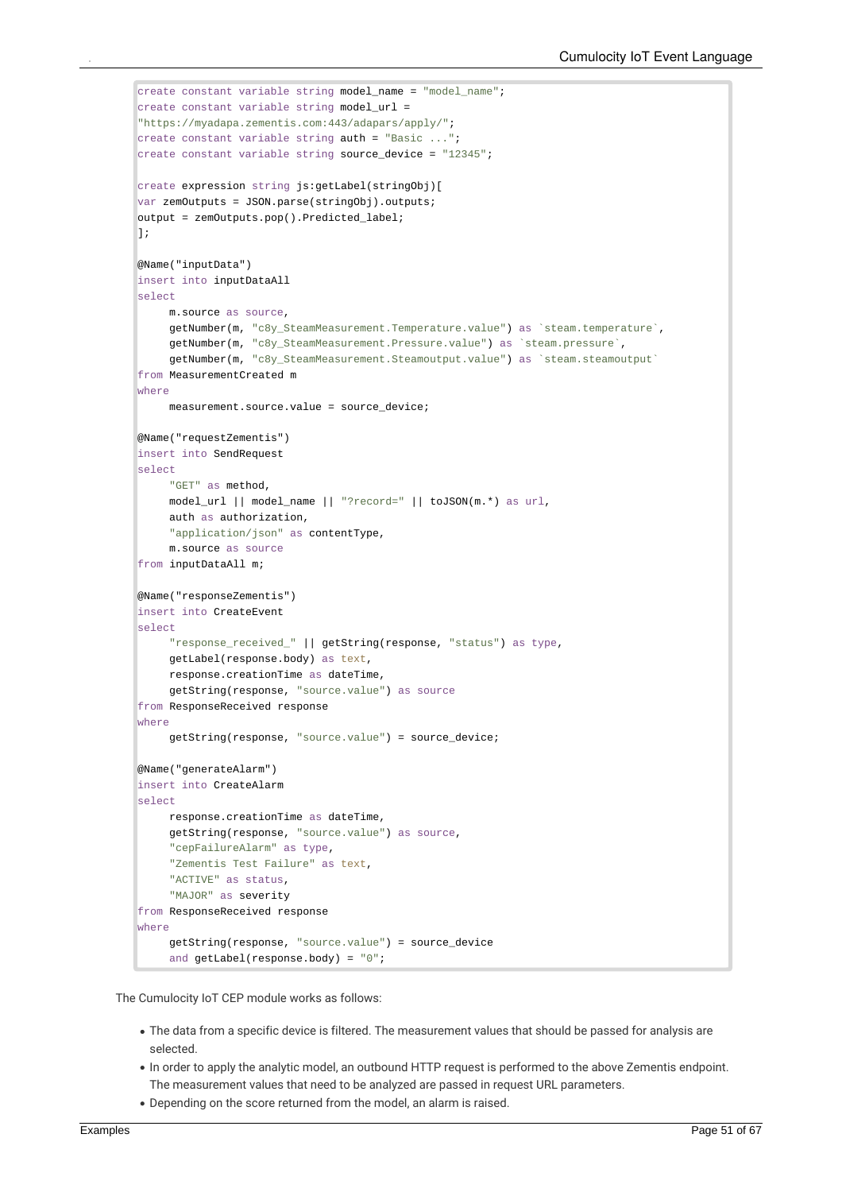```
create constant variable string model_name = "model_name";
create constant variable string model_url =
"https://myadapa.zementis.com:443/adapars/apply/";
create constant variable string auth = "Basic ...";
create constant variable string source_device = "12345";

create expression string js:getLabel(stringObj)[
var zemOutputs = JSON.parse(stringObj).outputs;
output = zemOutputs.pop().Predicted_label;
];

@Name("inputData")
insert into inputDataAll
select
     m.source as source,
     getNumber(m, "c8y_SteamMeasurement.Temperature.value") as `steam.temperature`,
     getNumber(m, "c8y_SteamMeasurement.Pressure.value") as `steam.pressure`,
     getNumber(m, "c8y_SteamMeasurement.Steamoutput.value") as `steam.steamoutput`
from MeasurementCreated m
where
     measurement.source.value = source_device;

@Name("requestZementis")
insert into SendRequest
select
     "GET" as method,
     model_url || model_name || "?record=" || toJSON(m.*) as url,
     auth as authorization,
     "application/json" as contentType,
     m.source as source
from inputDataAll m;

@Name("responseZementis")
insert into CreateEvent
select
     "response_received_" || getString(response, "status") as type,
     getLabel(response.body) as text,
     response.creationTime as dateTime,
     getString(response, "source.value") as source
from ResponseReceived response
where
     getString(response, "source.value") = source_device;

@Name("generateAlarm")
insert into CreateAlarm
select
     response.creationTime as dateTime,
     getString(response, "source.value") as source,
     "cepFailureAlarm" as type,
     "Zementis Test Failure" as text,
     "ACTIVE" as status,
     "MAJOR" as severity
from ResponseReceived response
where
     getString(response, "source.value") = source_device
     and getLabel(response.body) = "0";
```

The Cumulocity IoT CEP module works as follows:

- The data from a specific device is filtered. The measurement values that should be passed for analysis are selected.
- In order to apply the analytic model, an outbound HTTP request is performed to the above Zementis endpoint. The measurement values that need to be analyzed are passed in request URL parameters.
- Depending on the score returned from the model, an alarm is raised.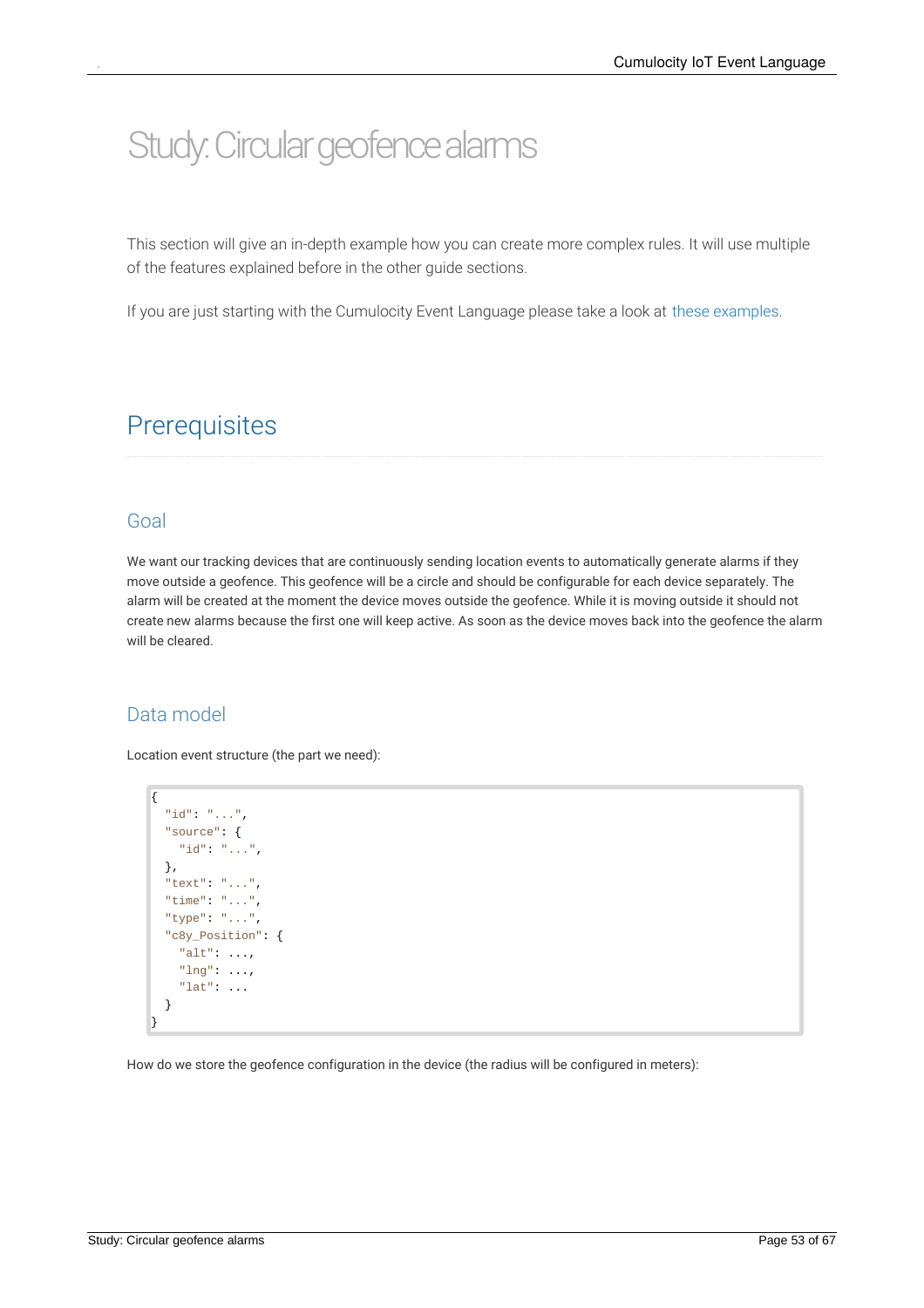# Study: Circular geofence alarms

This section will give an in-depth example how you can create more complex rules. It will use multiple of the features explained before in the other guide sections.

If you are just starting with the Cumulocity Event Language please take a look at these examples.

## Prerequisites

### Goal

We want our tracking devices that are continuously sending location events to automatically generate alarms if they move outside a geofence. This geofence will be a circle and should be configurable for each device separately. The alarm will be created at the moment the device moves outside the geofence. While it is moving outside it should not create new alarms because the first one will keep active. As soon as the device moves back into the geofence the alarm will be cleared.

### Data model

Location event structure (the part we need):

```
{
  "id": "...",
  "source": {
    "id": "...",
  },
  "text": "...",
  "time": "...",
  "type": "...",
  "c8y_Position": {
    "alt": ...,
    "lng": ...,
    "lat": ...
  }
}
```

How do we store the geofence configuration in the device (the radius will be configured in meters):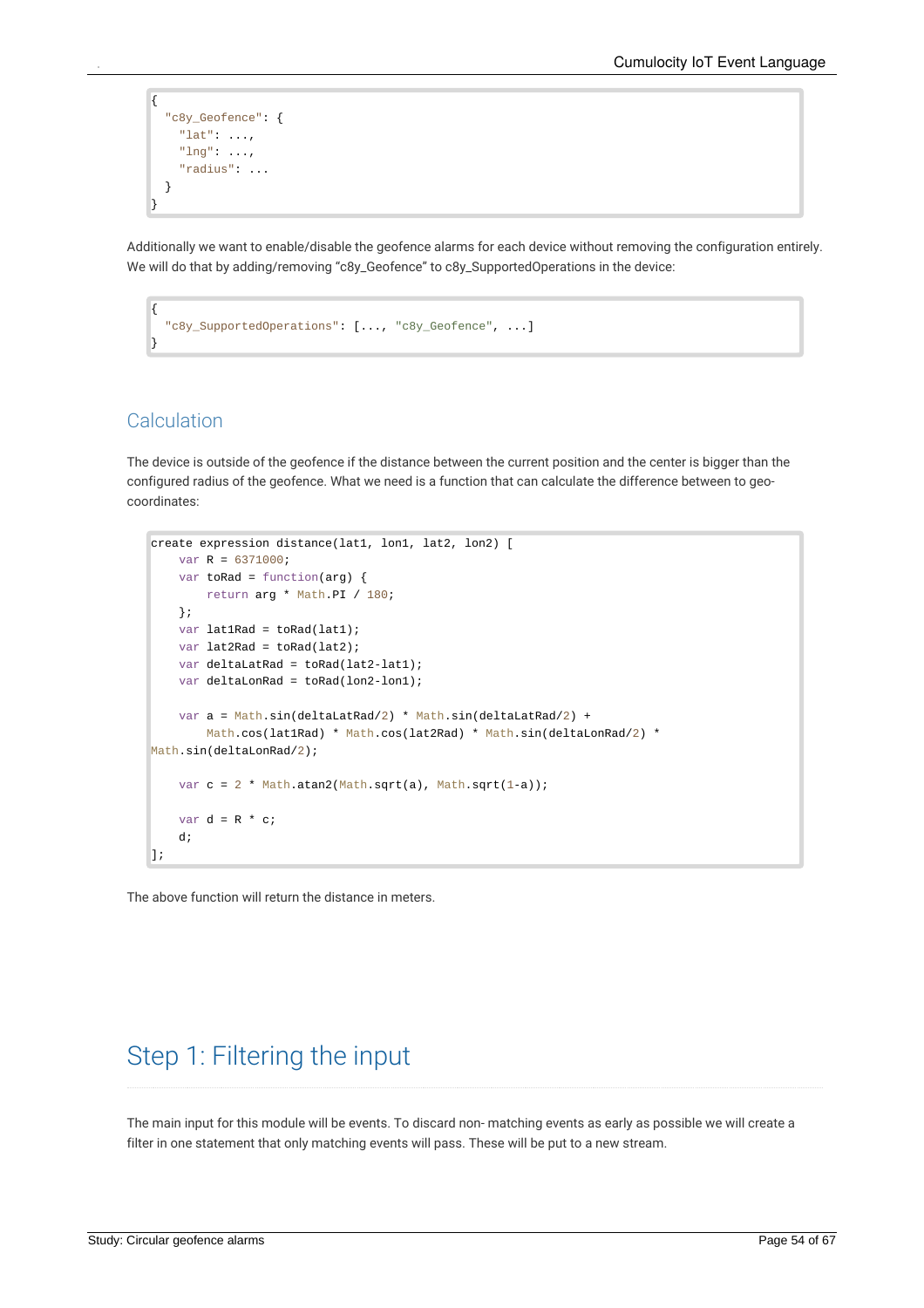```
{
  "c8y_Geofence": {
    "lat": ...,
    "lng": ...,
    "radius": ...
  }
}
```

Additionally we want to enable/disable the geofence alarms for each device without removing the configuration entirely. We will do that by adding/removing “c8y_Geofence” to c8y_SupportedOperations in the device:

```
{
  "c8y_SupportedOperations": [..., "c8y_Geofence", ...]
}
```

## Calculation

The device is outside of the geofence if the distance between the current position and the center is bigger than the configured radius of the geofence. What we need is a function that can calculate the difference between to geo-coordinates:

```
create expression distance(lat1, lon1, lat2, lon2) [
    var R = 6371000;
    var toRad = function(arg) {
        return arg * Math.PI / 180;
    };
    var lat1Rad = toRad(lat1);
    var lat2Rad = toRad(lat2);
    var deltaLatRad = toRad(lat2-lat1);
    var deltaLonRad = toRad(lon2-lon1);

    var a = Math.sin(deltaLatRad/2) * Math.sin(deltaLatRad/2) +
        Math.cos(lat1Rad) * Math.cos(lat2Rad) * Math.sin(deltaLonRad/2) *
Math.sin(deltaLonRad/2);

    var c = 2 * Math.atan2(Math.sqrt(a), Math.sqrt(1-a));

    var d = R * c;
    d;
];
```

The above function will return the distance in meters.

# Step 1: Filtering the input

The main input for this module will be events. To discard non- matching events as early as possible we will create a filter in one statement that only matching events will pass. These will be put to a new stream.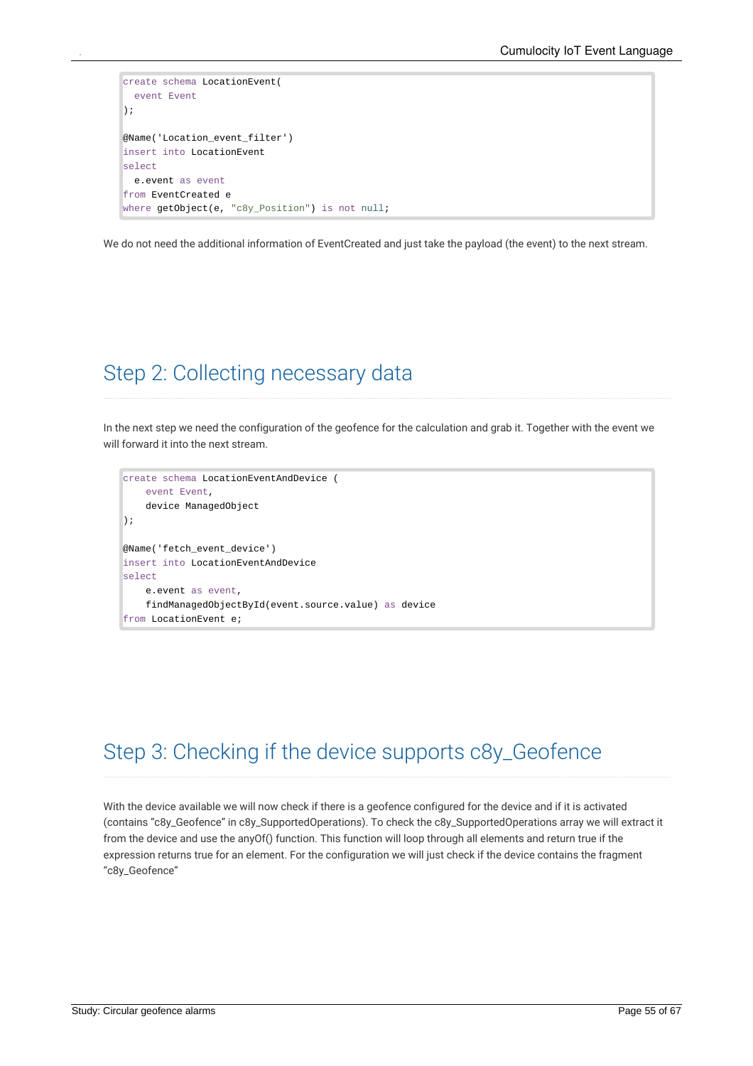```
create schema LocationEvent(
  event Event
);

@Name('Location_event_filter')
insert into LocationEvent
select
  e.event as event
from EventCreated e
where getObject(e, "c8y_Position") is not null;
```

We do not need the additional information of EventCreated and just take the payload (the event) to the next stream.

## Step 2: Collecting necessary data

In the next step we need the configuration of the geofence for the calculation and grab it. Together with the event we will forward it into the next stream.

```
create schema LocationEventAndDevice (
    event Event,
    device ManagedObject
);

@Name('fetch_event_device')
insert into LocationEventAndDevice
select
    e.event as event,
    findManagedObjectById(event.source.value) as device
from LocationEvent e;
```

## Step 3: Checking if the device supports c8y_Geofence

With the device available we will now check if there is a geofence configured for the device and if it is activated (contains “c8y_Geofence” in c8y_SupportedOperations). To check the c8y_SupportedOperations array we will extract it from the device and use the anyOf() function. This function will loop through all elements and return true if the expression returns true for an element. For the configuration we will just check if the device contains the fragment “c8y_Geofence”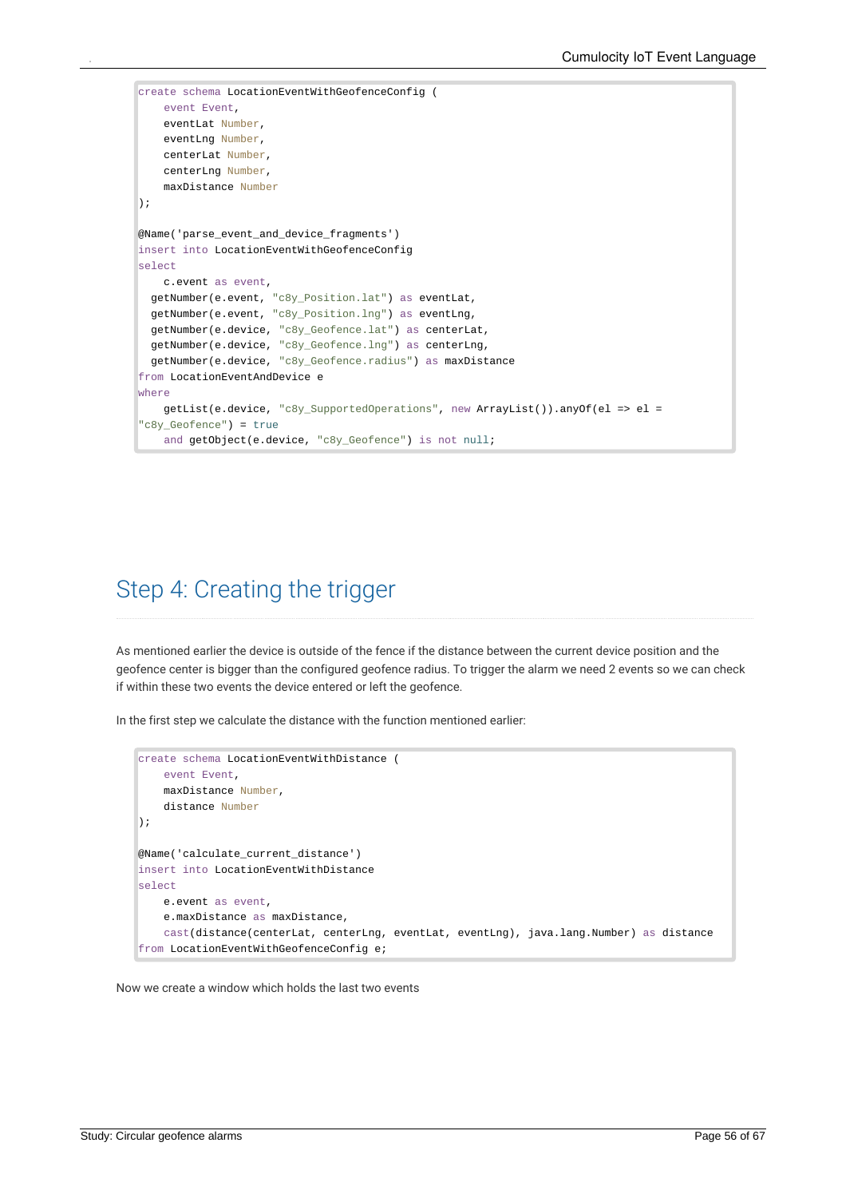```
create schema LocationEventWithGeofenceConfig (
    event Event,
    eventLat Number,
    eventLng Number,
    centerLat Number,
    centerLng Number,
    maxDistance Number
);

@Name('parse_event_and_device_fragments')
insert into LocationEventWithGeofenceConfig
select
    c.event as event,
  getNumber(e.event, "c8y_Position.lat") as eventLat,
  getNumber(e.event, "c8y_Position.lng") as eventLng,
  getNumber(e.device, "c8y_Geofence.lat") as centerLat,
  getNumber(e.device, "c8y_Geofence.lng") as centerLng,
  getNumber(e.device, "c8y_Geofence.radius") as maxDistance
from LocationEventAndDevice e
where
    getList(e.device, "c8y_SupportedOperations", new ArrayList()).anyOf(el => el =
"c8y_Geofence") = true
    and getObject(e.device, "c8y_Geofence") is not null;
```

## Step 4: Creating the trigger

As mentioned earlier the device is outside of the fence if the distance between the current device position and the geofence center is bigger than the configured geofence radius. To trigger the alarm we need 2 events so we can check if within these two events the device entered or left the geofence.

In the first step we calculate the distance with the function mentioned earlier:

```
create schema LocationEventWithDistance (
    event Event,
    maxDistance Number,
    distance Number
);

@Name('calculate_current_distance')
insert into LocationEventWithDistance
select
    e.event as event,
    e.maxDistance as maxDistance,
    cast(distance(centerLat, centerLng, eventLat, eventLng), java.lang.Number) as distance
from LocationEventWithGeofenceConfig e;
```

Now we create a window which holds the last two events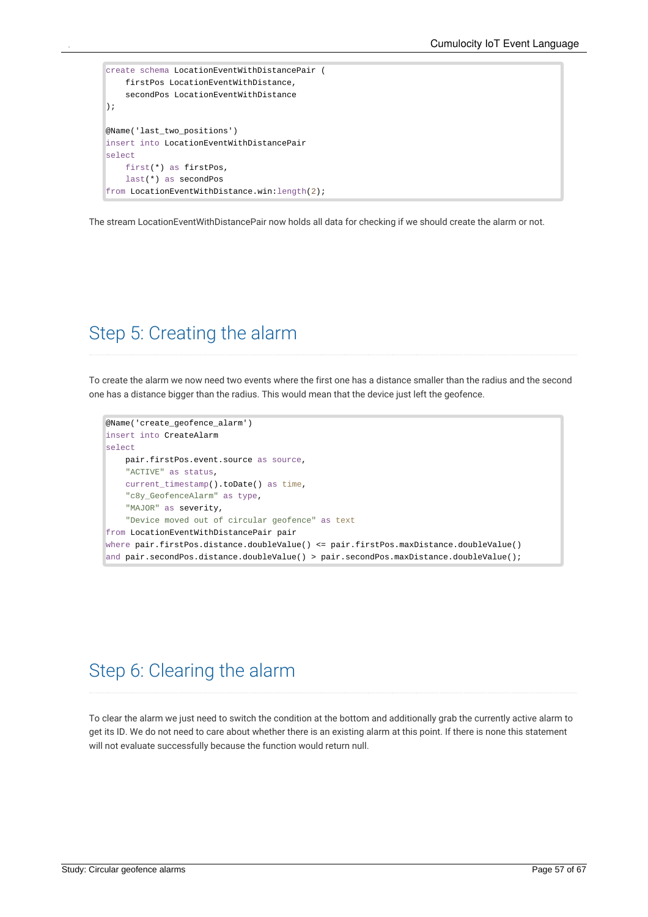```
create schema LocationEventWithDistancePair (
    firstPos LocationEventWithDistance,
    secondPos LocationEventWithDistance
);

@Name('last_two_positions')
insert into LocationEventWithDistancePair
select
    first(*) as firstPos,
    last(*) as secondPos
from LocationEventWithDistance.win:length(2);
```

The stream LocationEventWithDistancePair now holds all data for checking if we should create the alarm or not.

## Step 5: Creating the alarm

To create the alarm we now need two events where the first one has a distance smaller than the radius and the second one has a distance bigger than the radius. This would mean that the device just left the geofence.

```
@Name('create_geofence_alarm')
insert into CreateAlarm
select
    pair.firstPos.event.source as source,
    "ACTIVE" as status,
    current_timestamp().toDate() as time,
    "c8y_GeofenceAlarm" as type,
    "MAJOR" as severity,
    "Device moved out of circular geofence" as text
from LocationEventWithDistancePair pair
where pair.firstPos.distance.doubleValue() <= pair.firstPos.maxDistance.doubleValue()
and pair.secondPos.distance.doubleValue() > pair.secondPos.maxDistance.doubleValue();
```

## Step 6: Clearing the alarm

To clear the alarm we just need to switch the condition at the bottom and additionally grab the currently active alarm to get its ID. We do not need to care about whether there is an existing alarm at this point. If there is none this statement will not evaluate successfully because the function would return null.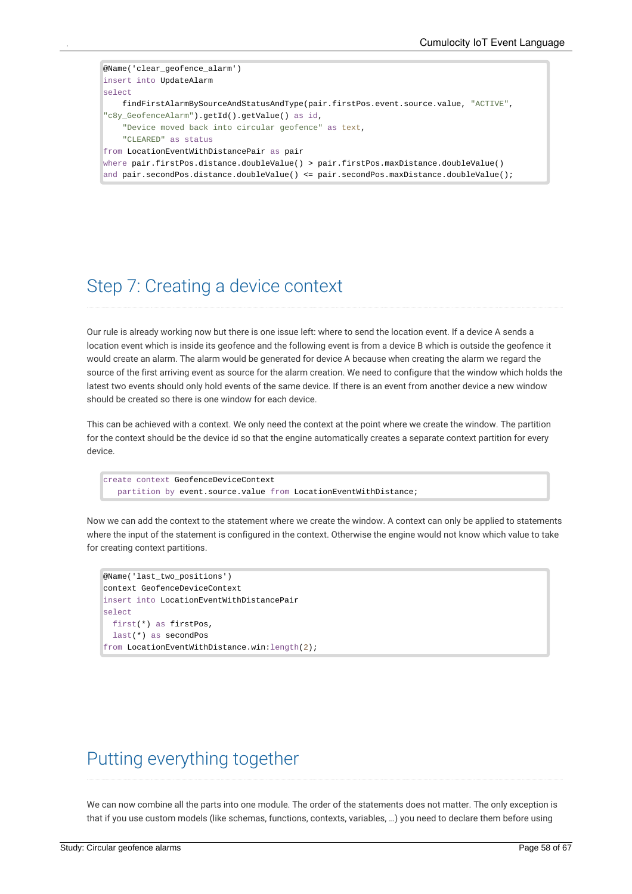```
@Name('clear_geofence_alarm')
insert into UpdateAlarm
select
    findFirstAlarmBySourceAndStatusAndType(pair.firstPos.event.source.value, "ACTIVE",
"c8y_GeofenceAlarm").getId().getValue() as id,
    "Device moved back into circular geofence" as text,
    "CLEARED" as status
from LocationEventWithDistancePair as pair
where pair.firstPos.distance.doubleValue() > pair.firstPos.maxDistance.doubleValue()
and pair.secondPos.distance.doubleValue() <= pair.secondPos.maxDistance.doubleValue();
```

## Step 7: Creating a device context

Our rule is already working now but there is one issue left: where to send the location event. If a device A sends a location event which is inside its geofence and the following event is from a device B which is outside the geofence it would create an alarm. The alarm would be generated for device A because when creating the alarm we regard the source of the first arriving event as source for the alarm creation. We need to configure that the window which holds the latest two events should only hold events of the same device. If there is an event from another device a new window should be created so there is one window for each device.

This can be achieved with a context. We only need the context at the point where we create the window. The partition for the context should be the device id so that the engine automatically creates a separate context partition for every device.

```
create context GeofenceDeviceContext
   partition by event.source.value from LocationEventWithDistance;
```

Now we can add the context to the statement where we create the window. A context can only be applied to statements where the input of the statement is configured in the context. Otherwise the engine would not know which value to take for creating context partitions.

```
@Name('last_two_positions')
context GeofenceDeviceContext
insert into LocationEventWithDistancePair
select
  first(*) as firstPos,
  last(*) as secondPos
from LocationEventWithDistance.win:length(2);
```

## Putting everything together

We can now combine all the parts into one module. The order of the statements does not matter. The only exception is that if you use custom models (like schemas, functions, contexts, variables, …) you need to declare them before using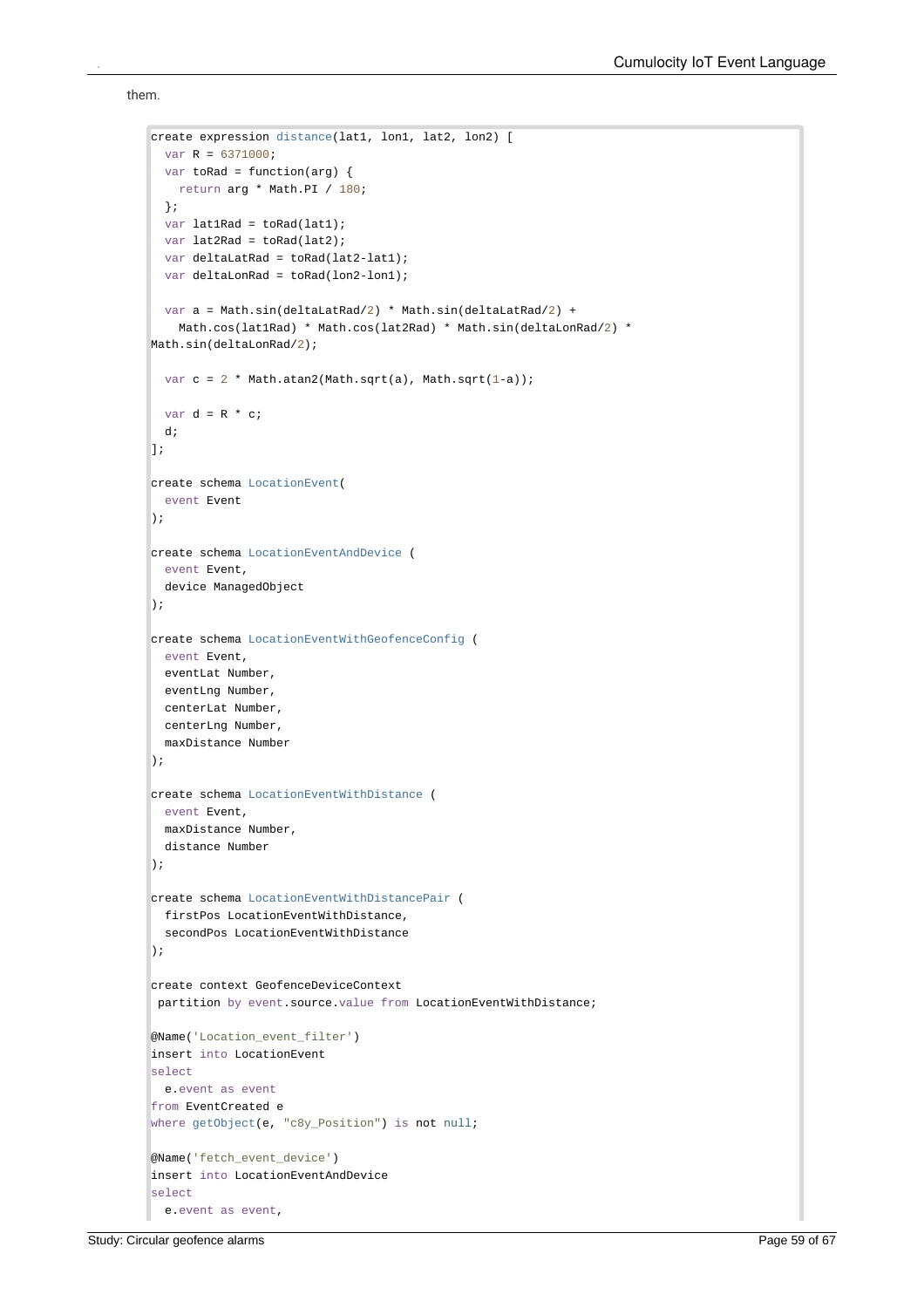them.

```
create expression distance(lat1, lon1, lat2, lon2) [
  var R = 6371000;
  var toRad = function(arg) {
    return arg * Math.PI / 180;
  };
  var lat1Rad = toRad(lat1);
  var lat2Rad = toRad(lat2);
  var deltaLatRad = toRad(lat2-lat1);
  var deltaLonRad = toRad(lon2-lon1);

  var a = Math.sin(deltaLatRad/2) * Math.sin(deltaLatRad/2) +
    Math.cos(lat1Rad) * Math.cos(lat2Rad) * Math.sin(deltaLonRad/2) *
Math.sin(deltaLonRad/2);

  var c = 2 * Math.atan2(Math.sqrt(a), Math.sqrt(1-a));

  var d = R * c;
  d;
];

create schema LocationEvent(
  event Event
);

create schema LocationEventAndDevice (
  event Event,
  device ManagedObject
);

create schema LocationEventWithGeofenceConfig (
  event Event,
  eventLat Number,
  eventLng Number,
  centerLat Number,
  centerLng Number,
  maxDistance Number
);

create schema LocationEventWithDistance (
  event Event,
  maxDistance Number,
  distance Number
);

create schema LocationEventWithDistancePair (
  firstPos LocationEventWithDistance,
  secondPos LocationEventWithDistance
);

create context GeofenceDeviceContext
 partition by event.source.value from LocationEventWithDistance;

@Name('Location_event_filter')
insert into LocationEvent
select
  e.event as event
from EventCreated e
where getObject(e, "c8y_Position") is not null;

@Name('fetch_event_device')
insert into LocationEventAndDevice
select
  e.event as event,
```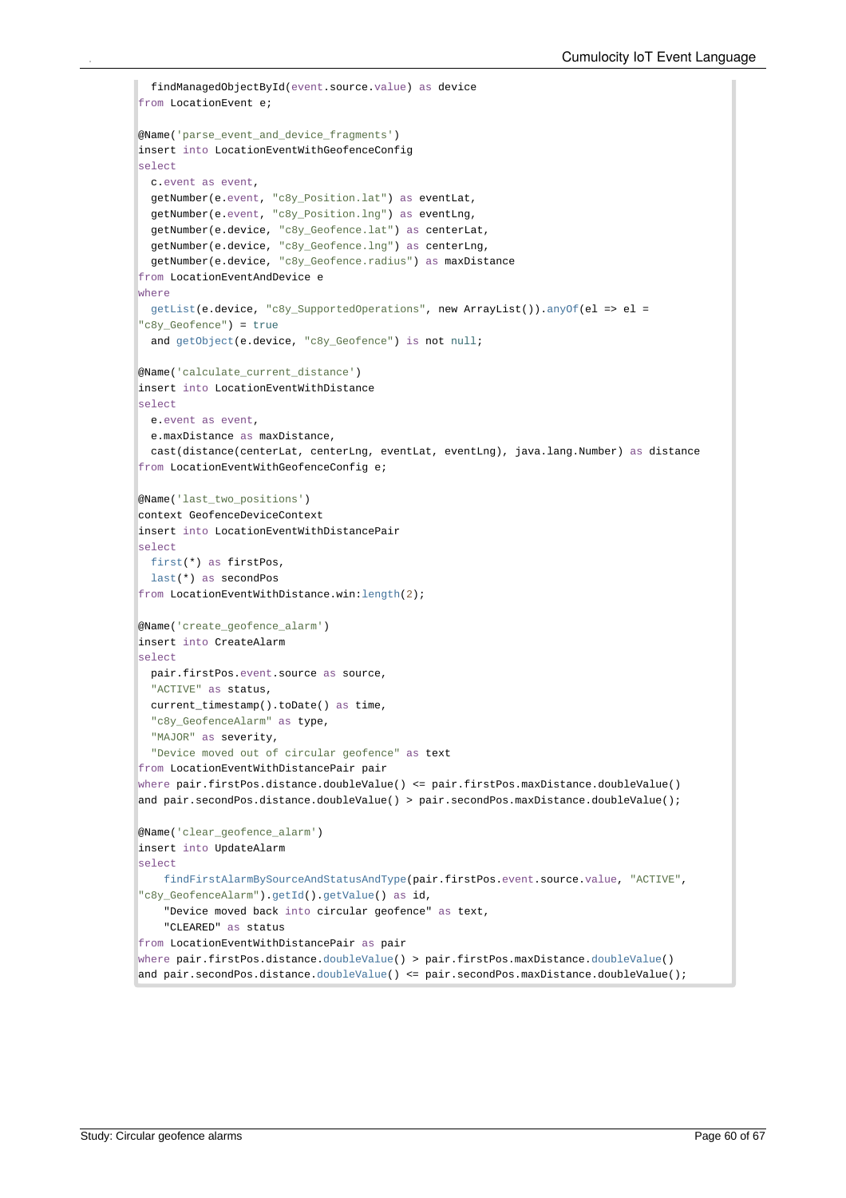```
  findManagedObjectById(event.source.value) as device
from LocationEvent e;

@Name('parse_event_and_device_fragments')
insert into LocationEventWithGeofenceConfig
select
  c.event as event,
  getNumber(e.event, "c8y_Position.lat") as eventLat,
  getNumber(e.event, "c8y_Position.lng") as eventLng,
  getNumber(e.device, "c8y_Geofence.lat") as centerLat,
  getNumber(e.device, "c8y_Geofence.lng") as centerLng,
  getNumber(e.device, "c8y_Geofence.radius") as maxDistance
from LocationEventAndDevice e
where
  getList(e.device, "c8y_SupportedOperations", new ArrayList()).anyOf(el => el =
"c8y_Geofence") = true
  and getObject(e.device, "c8y_Geofence") is not null;

@Name('calculate_current_distance')
insert into LocationEventWithDistance
select
  e.event as event,
  e.maxDistance as maxDistance,
  cast(distance(centerLat, centerLng, eventLat, eventLng), java.lang.Number) as distance
from LocationEventWithGeofenceConfig e;

@Name('last_two_positions')
context GeofenceDeviceContext
insert into LocationEventWithDistancePair
select
  first(*) as firstPos,
  last(*) as secondPos
from LocationEventWithDistance.win:length(2);

@Name('create_geofence_alarm')
insert into CreateAlarm
select
  pair.firstPos.event.source as source,
  "ACTIVE" as status,
  current_timestamp().toDate() as time,
  "c8y_GeofenceAlarm" as type,
  "MAJOR" as severity,
  "Device moved out of circular geofence" as text
from LocationEventWithDistancePair pair
where pair.firstPos.distance.doubleValue() <= pair.firstPos.maxDistance.doubleValue()
and pair.secondPos.distance.doubleValue() > pair.secondPos.maxDistance.doubleValue();

@Name('clear_geofence_alarm')
insert into UpdateAlarm
select
    findFirstAlarmBySourceAndStatusAndType(pair.firstPos.event.source.value, "ACTIVE",
"c8y_GeofenceAlarm").getId().getValue() as id,
    "Device moved back into circular geofence" as text,
    "CLEARED" as status
from LocationEventWithDistancePair as pair
where pair.firstPos.distance.doubleValue() > pair.firstPos.maxDistance.doubleValue()
and pair.secondPos.distance.doubleValue() <= pair.secondPos.maxDistance.doubleValue();
```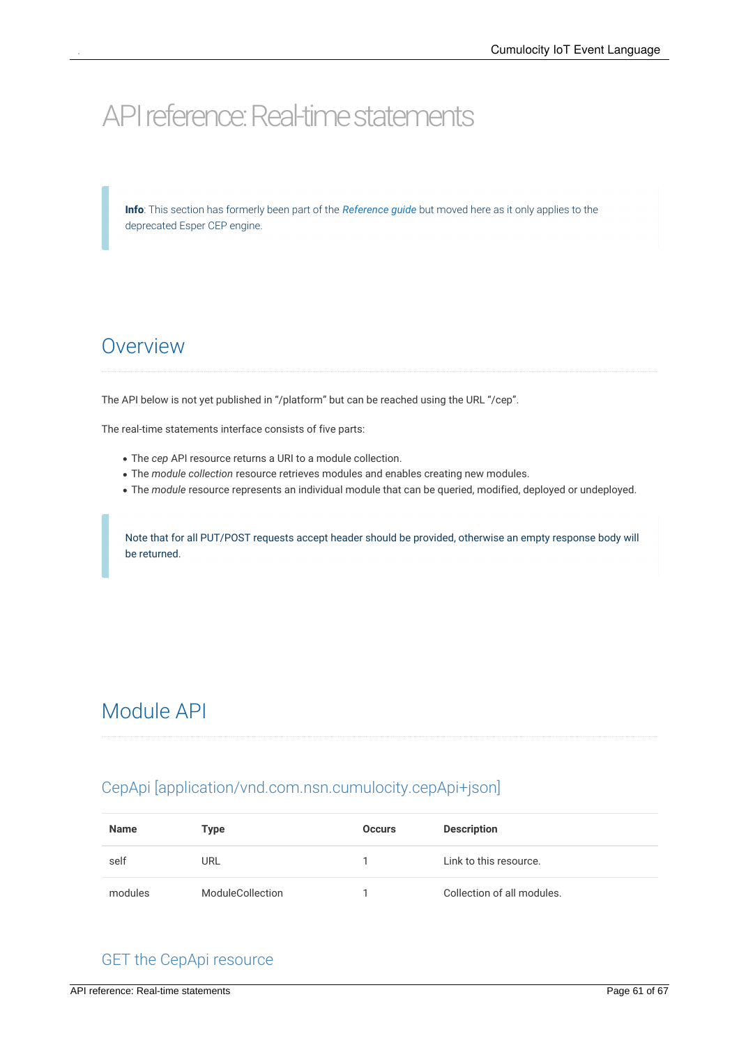# API reference: Real-time statements

> **Info**: This section has formerly been part of the *Reference guide* but moved here as it only applies to the deprecated Esper CEP engine.

## Overview

The API below is not yet published in "/platform" but can be reached using the URL "/cep".

The real-time statements interface consists of five parts:

- The *cep* API resource returns a URI to a module collection.
- The *module collection* resource retrieves modules and enables creating new modules.
- The *module* resource represents an individual module that can be queried, modified, deployed or undeployed.

> Note that for all PUT/POST requests accept header should be provided, otherwise an empty response body will be returned.

## Module API

### CepApi [application/vnd.com.nsn.cumulocity.cepApi+json]

| Name | Type | Occurs | Description |
|---|---|---|---|
| self | URL | 1 | Link to this resource. |
| modules | ModuleCollection | 1 | Collection of all modules. |

### GET the CepApi resource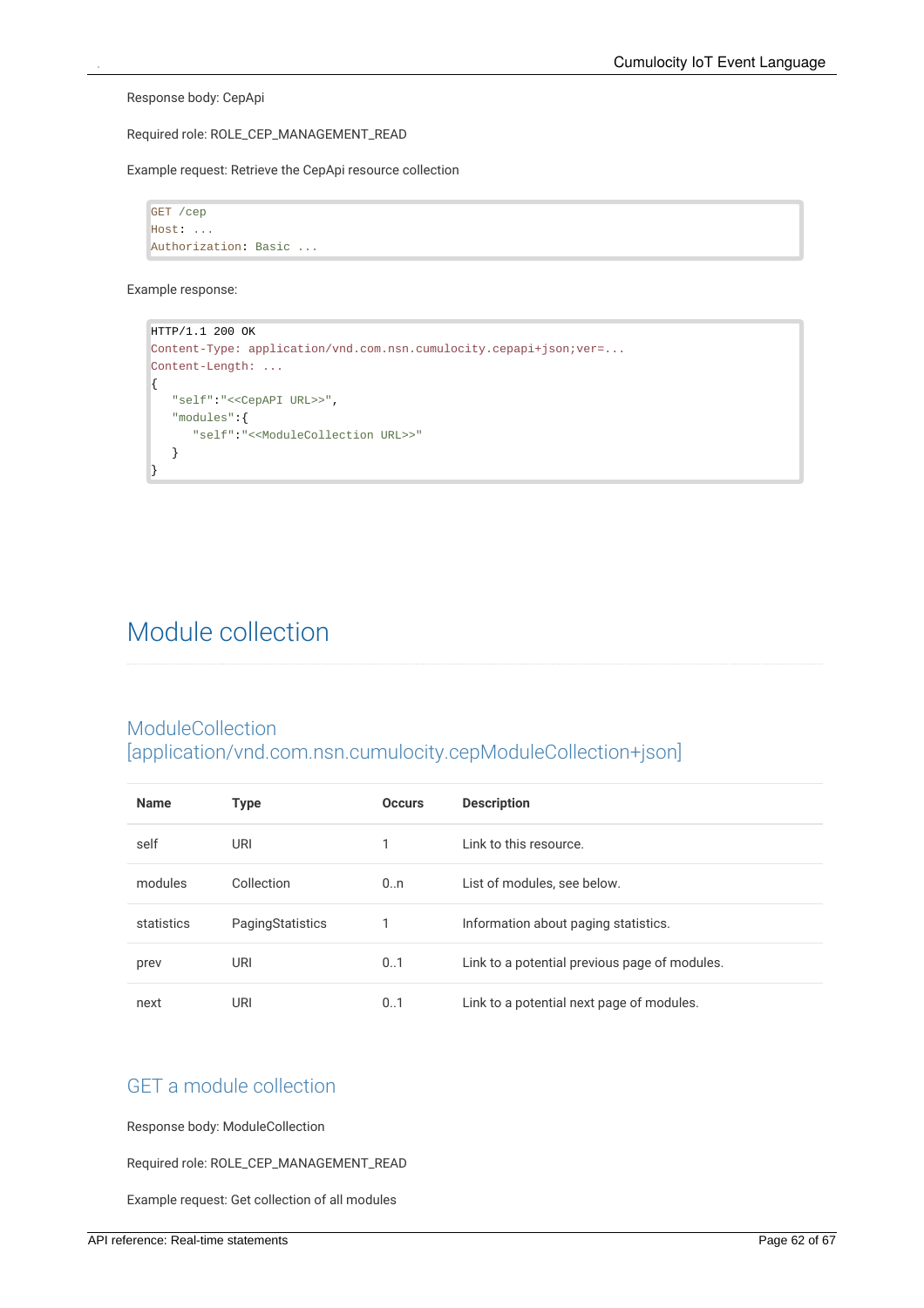Response body: CepApi

Required role: ROLE_CEP_MANAGEMENT_READ

Example request: Retrieve the CepApi resource collection

```
GET /cep
Host: ...
Authorization: Basic ...
```

Example response:

```
HTTP/1.1 200 OK
Content-Type: application/vnd.com.nsn.cumulocity.cepapi+json;ver=...
Content-Length: ...
{
   "self":"<<CepAPI URL>>",
   "modules":{
      "self":"<<ModuleCollection URL>>"
   }
}
```

# Module collection

## ModuleCollection [application/vnd.com.nsn.cumulocity.cepModuleCollection+json]

| Name | Type | Occurs | Description |
|---|---|---|---|
| self | URI | 1 | Link to this resource. |
| modules | Collection | 0..n | List of modules, see below. |
| statistics | PagingStatistics | 1 | Information about paging statistics. |
| prev | URI | 0..1 | Link to a potential previous page of modules. |
| next | URI | 0..1 | Link to a potential next page of modules. |

## GET a module collection

Response body: ModuleCollection

Required role: ROLE_CEP_MANAGEMENT_READ

Example request: Get collection of all modules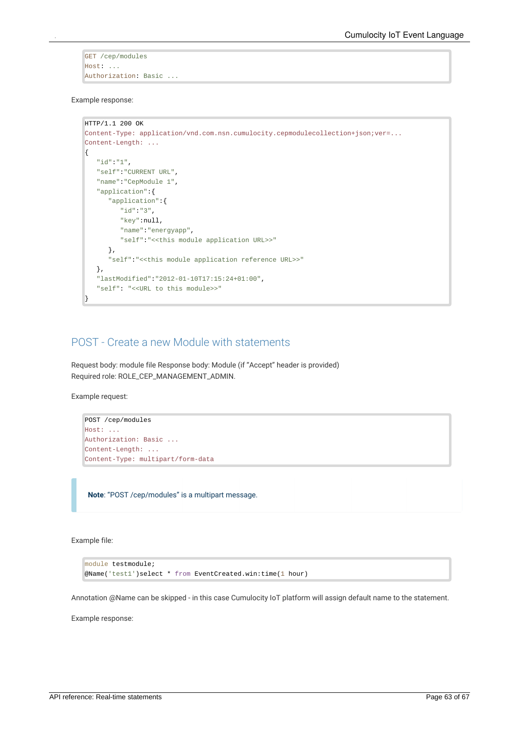```
GET /cep/modules
Host: ...
Authorization: Basic ...
```

Example response:

```
HTTP/1.1 200 OK
Content-Type: application/vnd.com.nsn.cumulocity.cepmodulecollection+json;ver=...
Content-Length: ...
{
   "id":"1",
   "self":"CURRENT URL",
   "name":"CepModule 1",
   "application":{
      "application":{
         "id":"3",
         "key":null,
         "name":"energyapp",
         "self":"<<this module application URL>>"
      },
      "self":"<<this module application reference URL>>"
   },
   "lastModified":"2012-01-10T17:15:24+01:00",
   "self": "<<URL to this module>>"
}
```

## POST - Create a new Module with statements

Request body: module file Response body: Module (if "Accept" header is provided)
Required role: ROLE_CEP_MANAGEMENT_ADMIN.

Example request:

```
POST /cep/modules
Host: ...
Authorization: Basic ...
Content-Length: ...
Content-Type: multipart/form-data
```

> **Note**: "POST /cep/modules" is a multipart message.

Example file:

```
module testmodule;
@Name('test1')select * from EventCreated.win:time(1 hour)
```

Annotation @Name can be skipped - in this case Cumulocity IoT platform will assign default name to the statement.

Example response: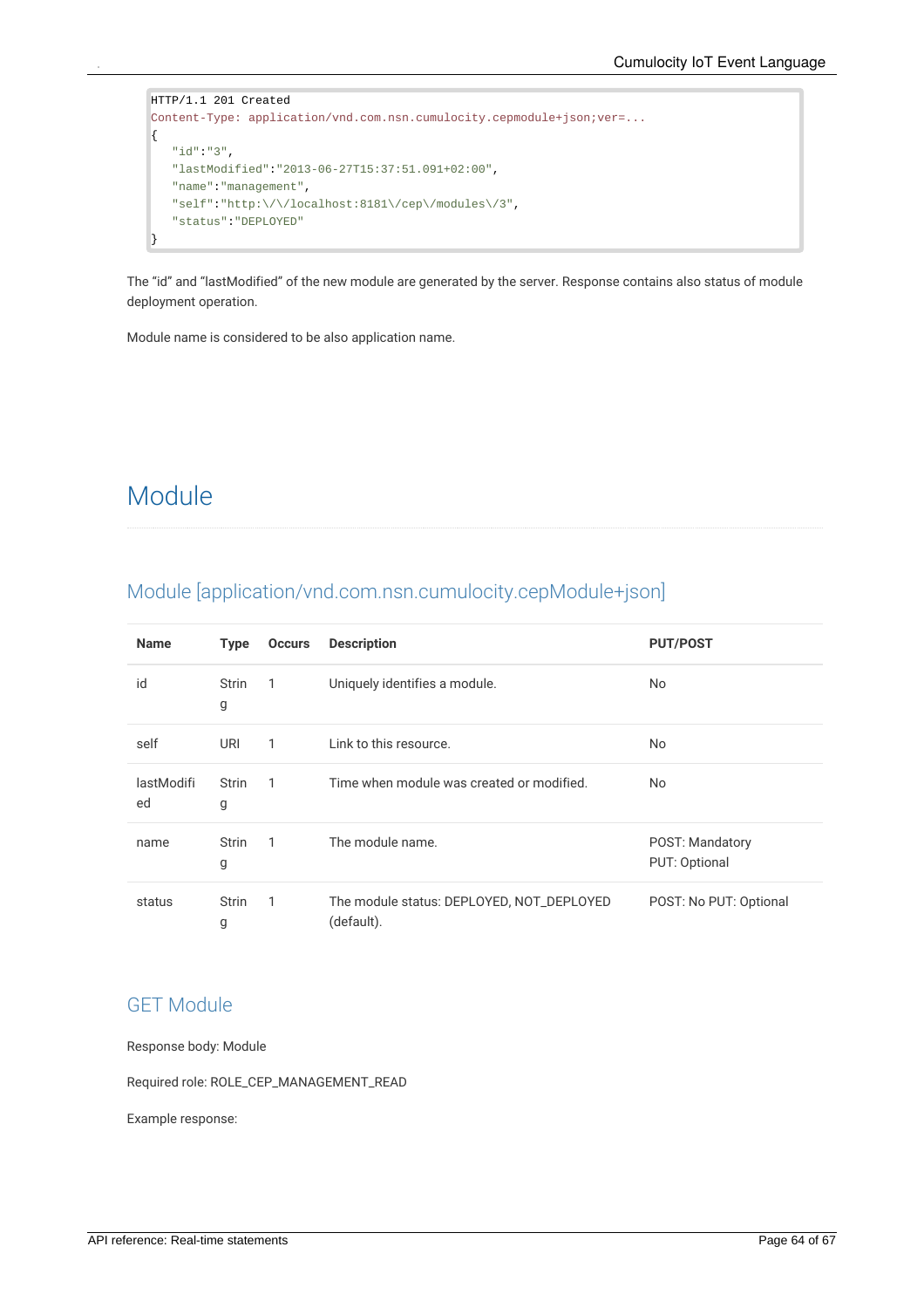```
HTTP/1.1 201 Created
Content-Type: application/vnd.com.nsn.cumulocity.cepmodule+json;ver=...
{
   "id":"3",
   "lastModified":"2013-06-27T15:37:51.091+02:00",
   "name":"management",
   "self":"http:\/\/localhost:8181\/cep\/modules\/3",
   "status":"DEPLOYED"
}
```

The “id” and “lastModified” of the new module are generated by the server. Response contains also status of module deployment operation.

Module name is considered to be also application name.

# Module

## Module [application/vnd.com.nsn.cumulocity.cepModule+json]

| Name | Type | Occurs | Description | PUT/POST |
|---|---|---|---|---|
| id | String | 1 | Uniquely identifies a module. | No |
| self | URI | 1 | Link to this resource. | No |
| lastModified | String | 1 | Time when module was created or modified. | No |
| name | String | 1 | The module name. | POST: Mandatory PUT: Optional |
| status | String | 1 | The module status: DEPLOYED, NOT_DEPLOYED (default). | POST: No PUT: Optional |

## GET Module

Response body: Module

Required role: ROLE_CEP_MANAGEMENT_READ

Example response: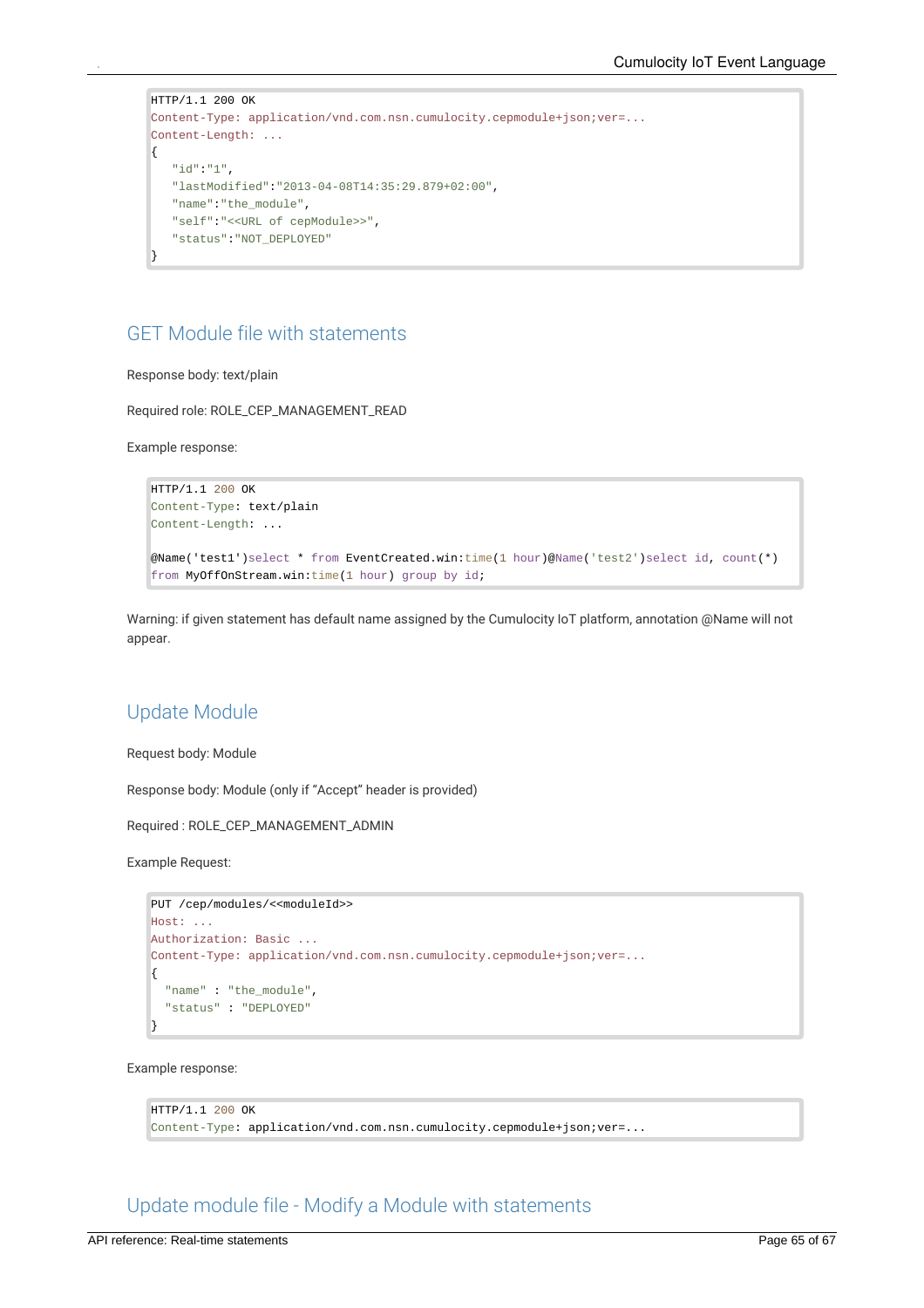```
HTTP/1.1 200 OK
Content-Type: application/vnd.com.nsn.cumulocity.cepmodule+json;ver=...
Content-Length: ...
{
   "id":"1",
   "lastModified":"2013-04-08T14:35:29.879+02:00",
   "name":"the_module",
   "self":"<<URL of cepModule>>",
   "status":"NOT_DEPLOYED"
}
```

## GET Module file with statements

Response body: text/plain

Required role: ROLE_CEP_MANAGEMENT_READ

Example response:

```
HTTP/1.1 200 OK
Content-Type: text/plain
Content-Length: ...

@Name('test1')select * from EventCreated.win:time(1 hour)@Name('test2')select id, count(*)
from MyOffOnStream.win:time(1 hour) group by id;
```

Warning: if given statement has default name assigned by the Cumulocity IoT platform, annotation @Name will not appear.

## Update Module

Request body: Module

Response body: Module (only if “Accept” header is provided)

Required : ROLE_CEP_MANAGEMENT_ADMIN

Example Request:

```
PUT /cep/modules/<<moduleId>>
Host: ...
Authorization: Basic ...
Content-Type: application/vnd.com.nsn.cumulocity.cepmodule+json;ver=...
{
  "name" : "the_module",
  "status" : "DEPLOYED"
}
```

Example response:

```
HTTP/1.1 200 OK
Content-Type: application/vnd.com.nsn.cumulocity.cepmodule+json;ver=...
```

## Update module file - Modify a Module with statements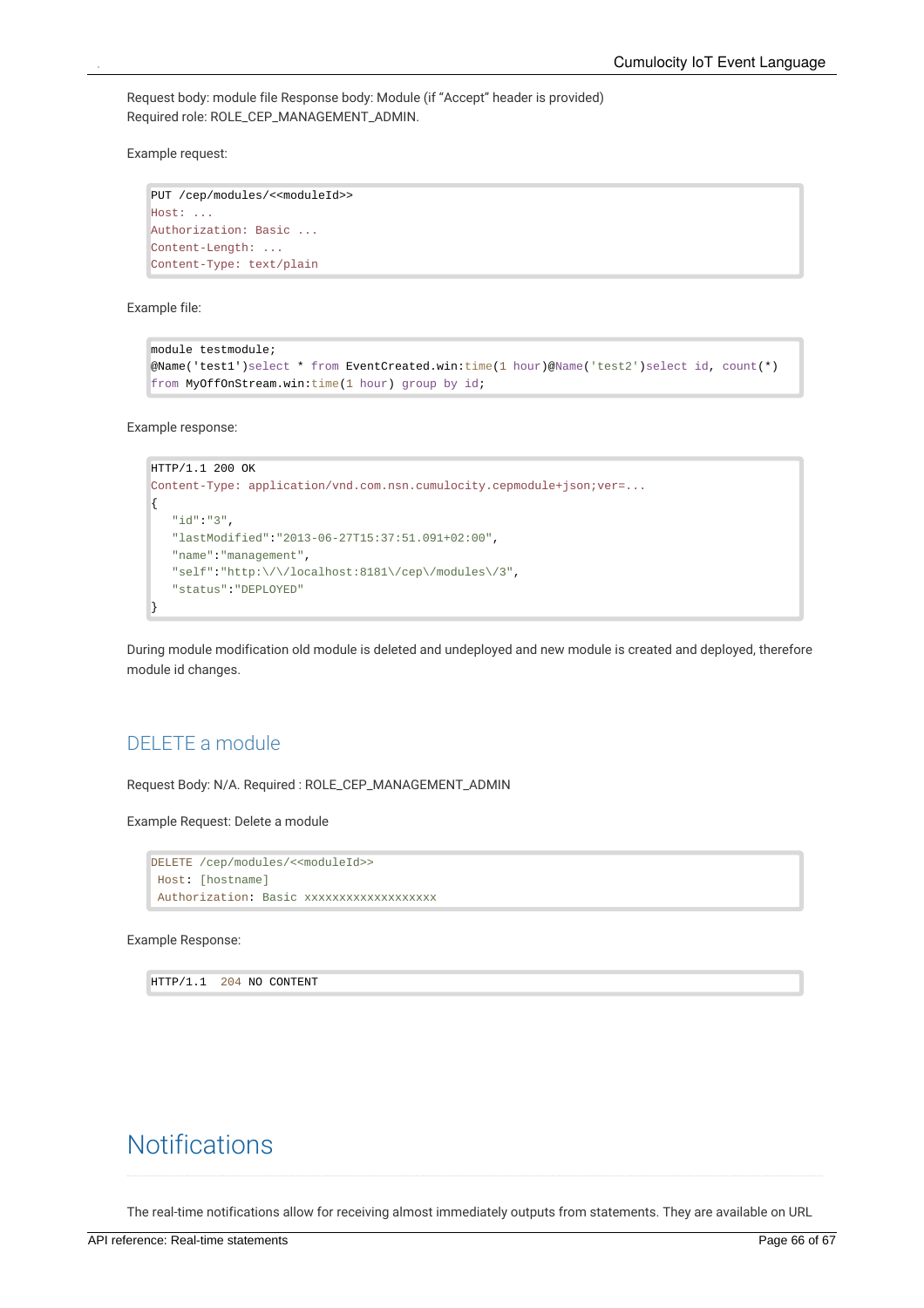Request body: module file Response body: Module (if “Accept” header is provided)
Required role: ROLE_CEP_MANAGEMENT_ADMIN.

Example request:

```
PUT /cep/modules/<<moduleId>>
Host: ...
Authorization: Basic ...
Content-Length: ...
Content-Type: text/plain
```

Example file:

```
module testmodule;
@Name('test1')select * from EventCreated.win:time(1 hour)@Name('test2')select id, count(*)
from MyOffOnStream.win:time(1 hour) group by id;
```

Example response:

```
HTTP/1.1 200 OK
Content-Type: application/vnd.com.nsn.cumulocity.cepmodule+json;ver=...
{
   "id":"3",
   "lastModified":"2013-06-27T15:37:51.091+02:00",
   "name":"management",
   "self":"http:\/\/localhost:8181\/cep\/modules\/3",
   "status":"DEPLOYED"
}
```

During module modification old module is deleted and undeployed and new module is created and deployed, therefore module id changes.

## DELETE a module

Request Body: N/A. Required : ROLE_CEP_MANAGEMENT_ADMIN

Example Request: Delete a module

```
DELETE /cep/modules/<<moduleId>>
 Host: [hostname]
 Authorization: Basic xxxxxxxxxxxxxxxxxxx
```

Example Response:

```
HTTP/1.1  204 NO CONTENT
```

# Notifications

The real-time notifications allow for receiving almost immediately outputs from statements. They are available on URL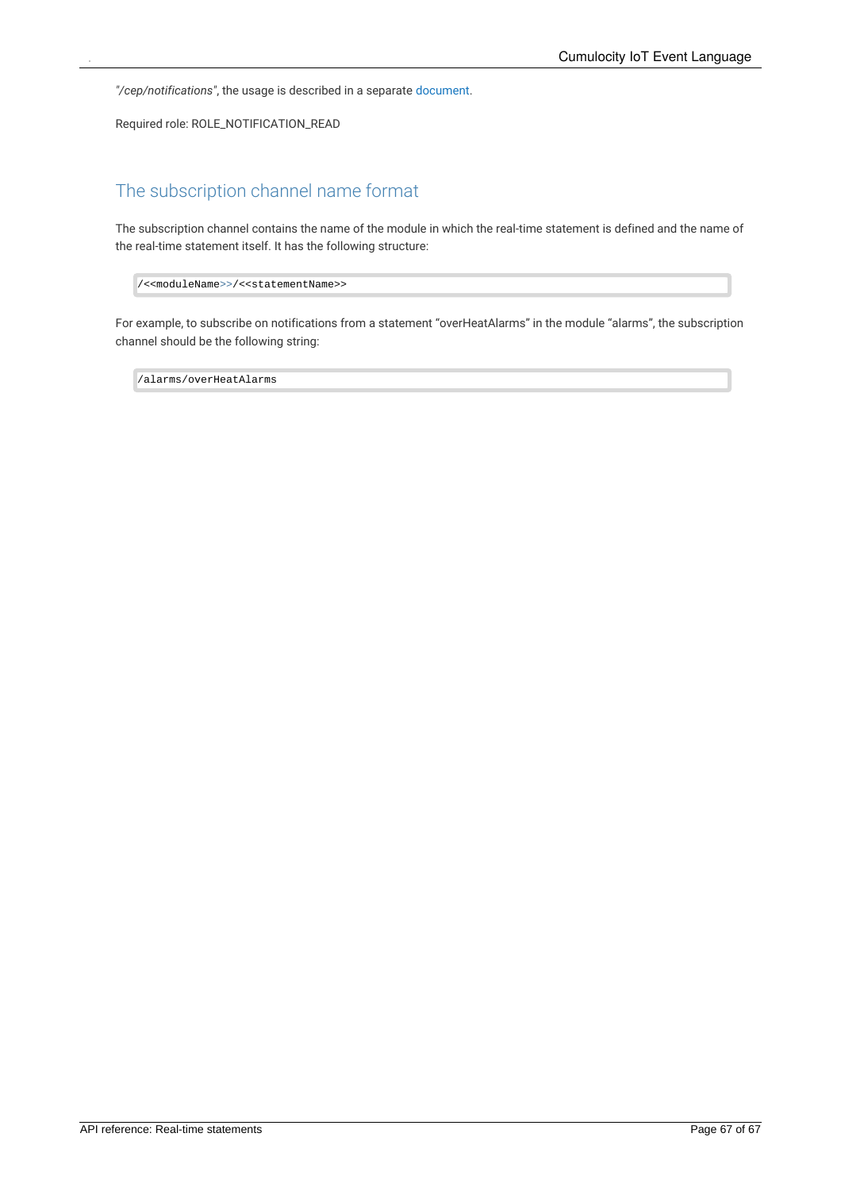*"/cep/notifications"*, the usage is described in a separate document.

Required role: ROLE_NOTIFICATION_READ

## The subscription channel name format

The subscription channel contains the name of the module in which the real-time statement is defined and the name of the real-time statement itself. It has the following structure:

```
/<<moduleName>>/<<statementName>>
```

For example, to subscribe on notifications from a statement "overHeatAlarms" in the module "alarms", the subscription channel should be the following string:

```
/alarms/overHeatAlarms
```